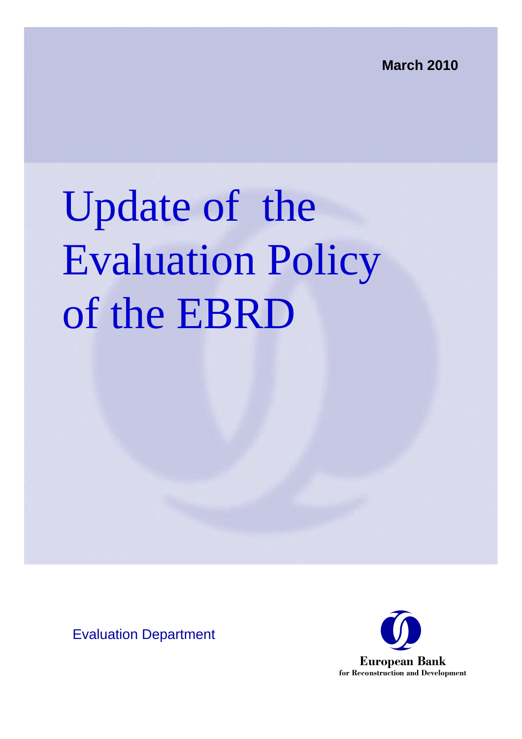March 2010

# Update of the Evaluation Policy of the EBRD

Evaluation Department

**European Bank**
**for Reconstruction and Development**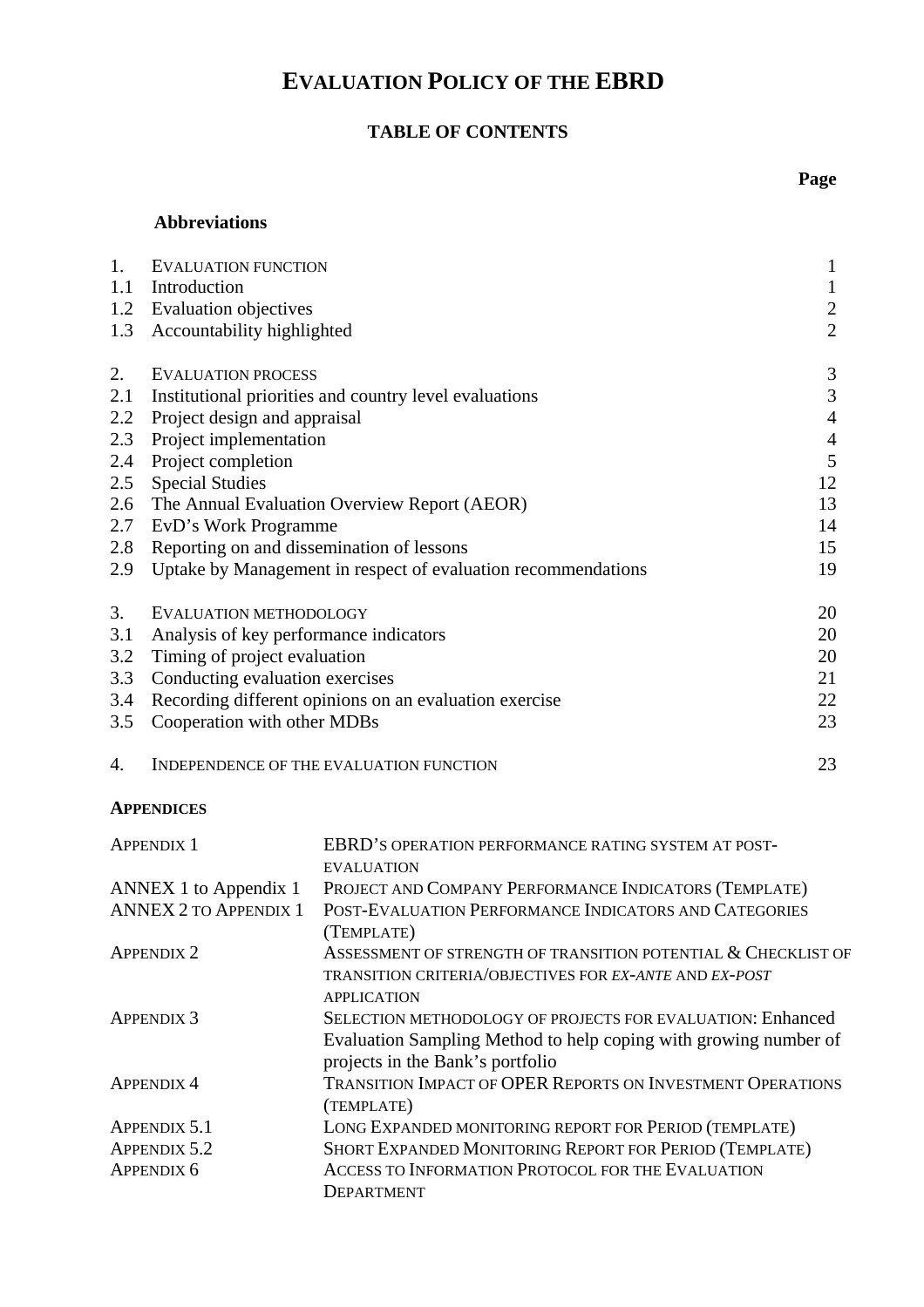# EVALUATION POLICY OF THE EBRD

## TABLE OF CONTENTS

| | | Page |
|---|---|---|
| | **Abbreviations** | |
| 1. | EVALUATION FUNCTION | 1 |
| 1.1 | Introduction | 1 |
| 1.2 | Evaluation objectives | 2 |
| 1.3 | Accountability highlighted | 2 |
| 2. | EVALUATION PROCESS | 3 |
| 2.1 | Institutional priorities and country level evaluations | 3 |
| 2.2 | Project design and appraisal | 4 |
| 2.3 | Project implementation | 4 |
| 2.4 | Project completion | 5 |
| 2.5 | Special Studies | 12 |
| 2.6 | The Annual Evaluation Overview Report (AEOR) | 13 |
| 2.7 | EvD's Work Programme | 14 |
| 2.8 | Reporting on and dissemination of lessons | 15 |
| 2.9 | Uptake by Management in respect of evaluation recommendations | 19 |
| 3. | EVALUATION METHODOLOGY | 20 |
| 3.1 | Analysis of key performance indicators | 20 |
| 3.2 | Timing of project evaluation | 20 |
| 3.3 | Conducting evaluation exercises | 21 |
| 3.4 | Recording different opinions on an evaluation exercise | 22 |
| 3.5 | Cooperation with other MDBs | 23 |
| 4. | INDEPENDENCE OF THE EVALUATION FUNCTION | 23 |

**APPENDICES**

| | |
|---|---|
| APPENDIX 1 | EBRD'S OPERATION PERFORMANCE RATING SYSTEM AT POST-EVALUATION |
| ANNEX 1 to Appendix 1 | PROJECT AND COMPANY PERFORMANCE INDICATORS (TEMPLATE) |
| ANNEX 2 TO APPENDIX 1 | POST-EVALUATION PERFORMANCE INDICATORS AND CATEGORIES (TEMPLATE) |
| APPENDIX 2 | ASSESSMENT OF STRENGTH OF TRANSITION POTENTIAL & CHECKLIST OF TRANSITION CRITERIA/OBJECTIVES FOR *EX-ANTE* AND *EX-POST* APPLICATION |
| APPENDIX 3 | SELECTION METHODOLOGY OF PROJECTS FOR EVALUATION: Enhanced Evaluation Sampling Method to help coping with growing number of projects in the Bank's portfolio |
| APPENDIX 4 | TRANSITION IMPACT OF OPER REPORTS ON INVESTMENT OPERATIONS (TEMPLATE) |
| APPENDIX 5.1 | LONG EXPANDED MONITORING REPORT FOR PERIOD (TEMPLATE) |
| APPENDIX 5.2 | SHORT EXPANDED MONITORING REPORT FOR PERIOD (TEMPLATE) |
| APPENDIX 6 | ACCESS TO INFORMATION PROTOCOL FOR THE EVALUATION DEPARTMENT |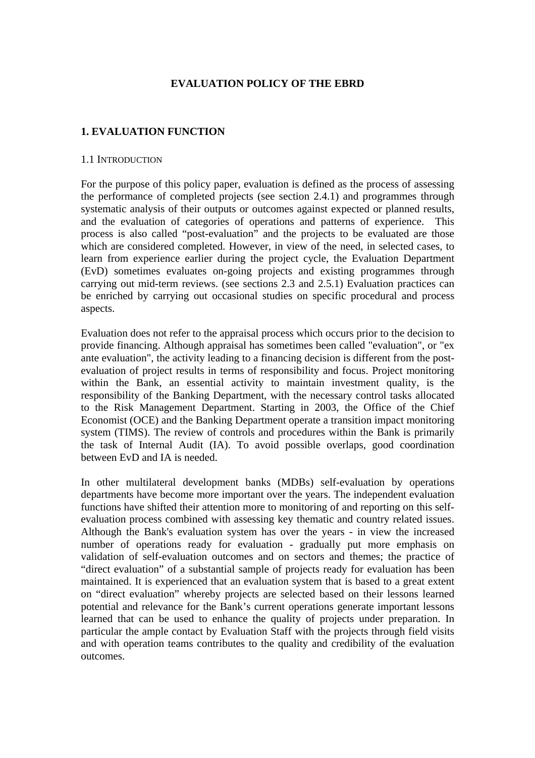# EVALUATION POLICY OF THE EBRD

## 1. EVALUATION FUNCTION

### 1.1 Introduction

For the purpose of this policy paper, evaluation is defined as the process of assessing the performance of completed projects (see section 2.4.1) and programmes through systematic analysis of their outputs or outcomes against expected or planned results, and the evaluation of categories of operations and patterns of experience. This process is also called "post-evaluation" and the projects to be evaluated are those which are considered completed. However, in view of the need, in selected cases, to learn from experience earlier during the project cycle, the Evaluation Department (EvD) sometimes evaluates on-going projects and existing programmes through carrying out mid-term reviews. (see sections 2.3 and 2.5.1) Evaluation practices can be enriched by carrying out occasional studies on specific procedural and process aspects.

Evaluation does not refer to the appraisal process which occurs prior to the decision to provide financing. Although appraisal has sometimes been called "evaluation", or "ex ante evaluation", the activity leading to a financing decision is different from the post-evaluation of project results in terms of responsibility and focus. Project monitoring within the Bank, an essential activity to maintain investment quality, is the responsibility of the Banking Department, with the necessary control tasks allocated to the Risk Management Department. Starting in 2003, the Office of the Chief Economist (OCE) and the Banking Department operate a transition impact monitoring system (TIMS). The review of controls and procedures within the Bank is primarily the task of Internal Audit (IA). To avoid possible overlaps, good coordination between EvD and IA is needed.

In other multilateral development banks (MDBs) self-evaluation by operations departments have become more important over the years. The independent evaluation functions have shifted their attention more to monitoring of and reporting on this self-evaluation process combined with assessing key thematic and country related issues. Although the Bank's evaluation system has over the years - in view the increased number of operations ready for evaluation - gradually put more emphasis on validation of self-evaluation outcomes and on sectors and themes; the practice of "direct evaluation" of a substantial sample of projects ready for evaluation has been maintained. It is experienced that an evaluation system that is based to a great extent on "direct evaluation" whereby projects are selected based on their lessons learned potential and relevance for the Bank's current operations generate important lessons learned that can be used to enhance the quality of projects under preparation. In particular the ample contact by Evaluation Staff with the projects through field visits and with operation teams contributes to the quality and credibility of the evaluation outcomes.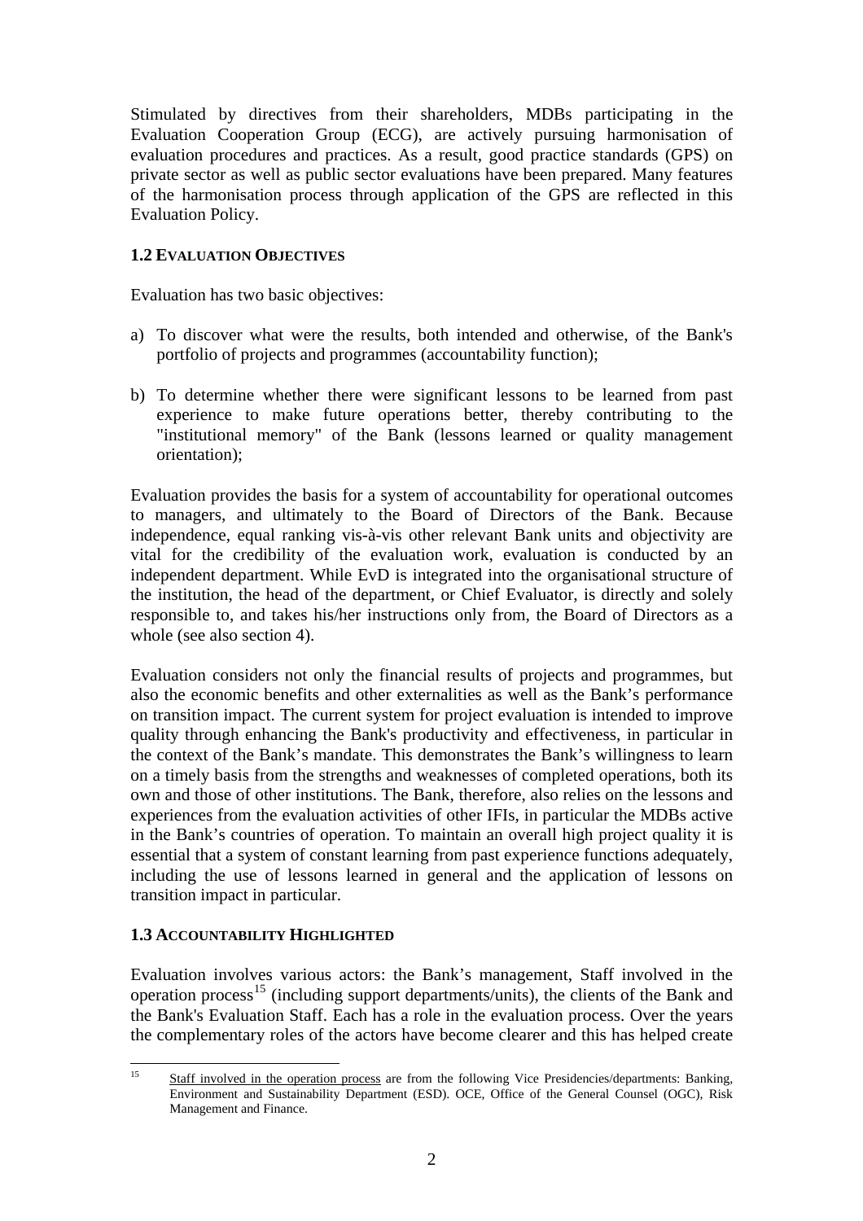Stimulated by directives from their shareholders, MDBs participating in the Evaluation Cooperation Group (ECG), are actively pursuing harmonisation of evaluation procedures and practices. As a result, good practice standards (GPS) on private sector as well as public sector evaluations have been prepared. Many features of the harmonisation process through application of the GPS are reflected in this Evaluation Policy.

### 1.2 EVALUATION OBJECTIVES

Evaluation has two basic objectives:

a) To discover what were the results, both intended and otherwise, of the Bank's portfolio of projects and programmes (accountability function);

b) To determine whether there were significant lessons to be learned from past experience to make future operations better, thereby contributing to the "institutional memory" of the Bank (lessons learned or quality management orientation);

Evaluation provides the basis for a system of accountability for operational outcomes to managers, and ultimately to the Board of Directors of the Bank. Because independence, equal ranking vis-à-vis other relevant Bank units and objectivity are vital for the credibility of the evaluation work, evaluation is conducted by an independent department. While EvD is integrated into the organisational structure of the institution, the head of the department, or Chief Evaluator, is directly and solely responsible to, and takes his/her instructions only from, the Board of Directors as a whole (see also section 4).

Evaluation considers not only the financial results of projects and programmes, but also the economic benefits and other externalities as well as the Bank's performance on transition impact. The current system for project evaluation is intended to improve quality through enhancing the Bank's productivity and effectiveness, in particular in the context of the Bank's mandate. This demonstrates the Bank's willingness to learn on a timely basis from the strengths and weaknesses of completed operations, both its own and those of other institutions. The Bank, therefore, also relies on the lessons and experiences from the evaluation activities of other IFIs, in particular the MDBs active in the Bank's countries of operation. To maintain an overall high project quality it is essential that a system of constant learning from past experience functions adequately, including the use of lessons learned in general and the application of lessons on transition impact in particular.

### 1.3 ACCOUNTABILITY HIGHLIGHTED

Evaluation involves various actors: the Bank's management, Staff involved in the operation process[15] (including support departments/units), the clients of the Bank and the Bank's Evaluation Staff. Each has a role in the evaluation process. Over the years the complementary roles of the actors have become clearer and this has helped create

---

[15] Staff involved in the operation process are from the following Vice Presidencies/departments: Banking, Environment and Sustainability Department (ESD). OCE, Office of the General Counsel (OGC), Risk Management and Finance.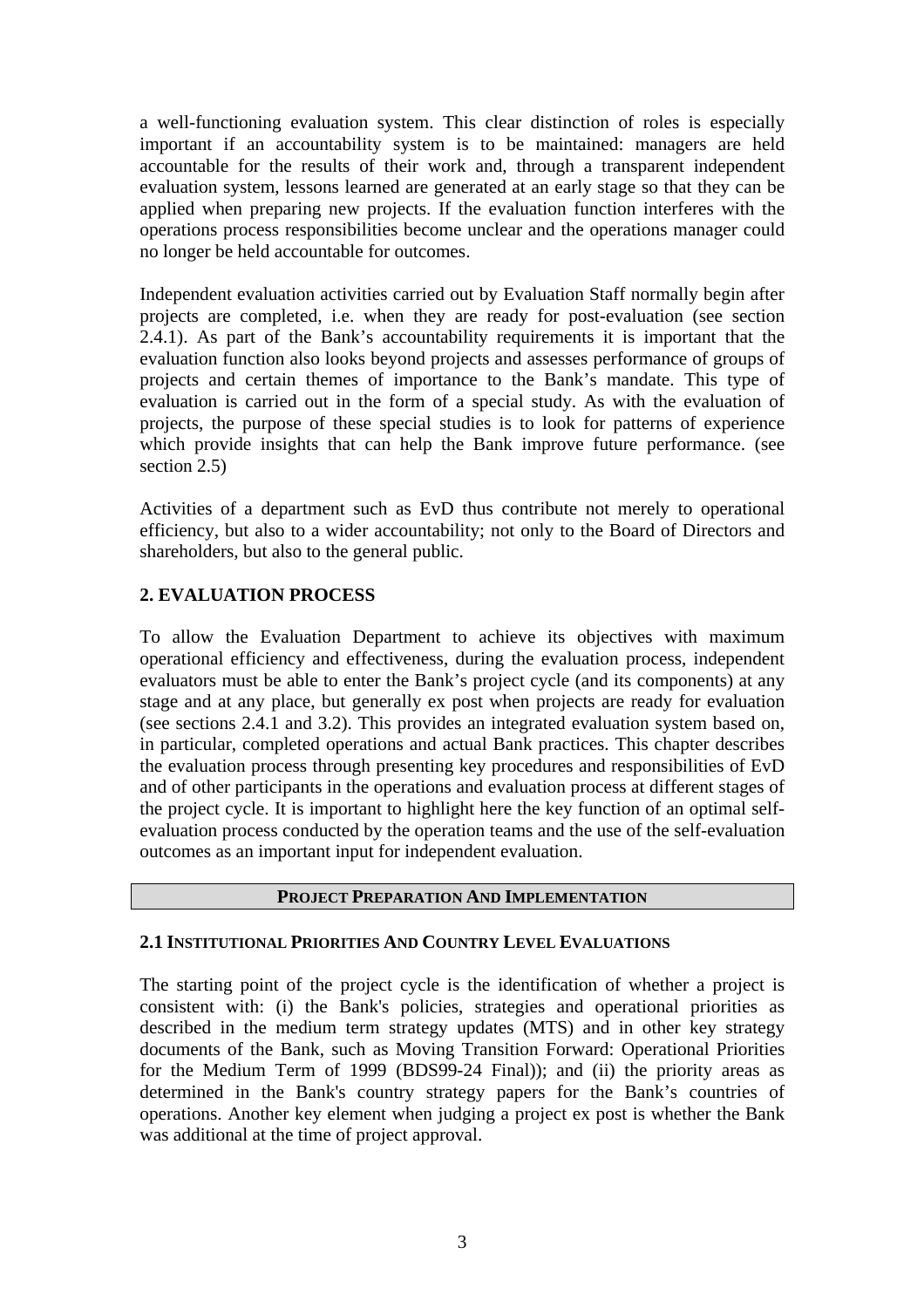a well-functioning evaluation system. This clear distinction of roles is especially important if an accountability system is to be maintained: managers are held accountable for the results of their work and, through a transparent independent evaluation system, lessons learned are generated at an early stage so that they can be applied when preparing new projects. If the evaluation function interferes with the operations process responsibilities become unclear and the operations manager could no longer be held accountable for outcomes.

Independent evaluation activities carried out by Evaluation Staff normally begin after projects are completed, i.e. when they are ready for post-evaluation (see section 2.4.1). As part of the Bank's accountability requirements it is important that the evaluation function also looks beyond projects and assesses performance of groups of projects and certain themes of importance to the Bank's mandate. This type of evaluation is carried out in the form of a special study. As with the evaluation of projects, the purpose of these special studies is to look for patterns of experience which provide insights that can help the Bank improve future performance. (see section 2.5)

Activities of a department such as EvD thus contribute not merely to operational efficiency, but also to a wider accountability; not only to the Board of Directors and shareholders, but also to the general public.

## 2. EVALUATION PROCESS

To allow the Evaluation Department to achieve its objectives with maximum operational efficiency and effectiveness, during the evaluation process, independent evaluators must be able to enter the Bank's project cycle (and its components) at any stage and at any place, but generally ex post when projects are ready for evaluation (see sections 2.4.1 and 3.2). This provides an integrated evaluation system based on, in particular, completed operations and actual Bank practices. This chapter describes the evaluation process through presenting key procedures and responsibilities of EvD and of other participants in the operations and evaluation process at different stages of the project cycle. It is important to highlight here the key function of an optimal self-evaluation process conducted by the operation teams and the use of the self-evaluation outcomes as an important input for independent evaluation.

**PROJECT PREPARATION AND IMPLEMENTATION**

### 2.1 INSTITUTIONAL PRIORITIES AND COUNTRY LEVEL EVALUATIONS

The starting point of the project cycle is the identification of whether a project is consistent with: (i) the Bank's policies, strategies and operational priorities as described in the medium term strategy updates (MTS) and in other key strategy documents of the Bank, such as Moving Transition Forward: Operational Priorities for the Medium Term of 1999 (BDS99-24 Final)); and (ii) the priority areas as determined in the Bank's country strategy papers for the Bank's countries of operations. Another key element when judging a project ex post is whether the Bank was additional at the time of project approval.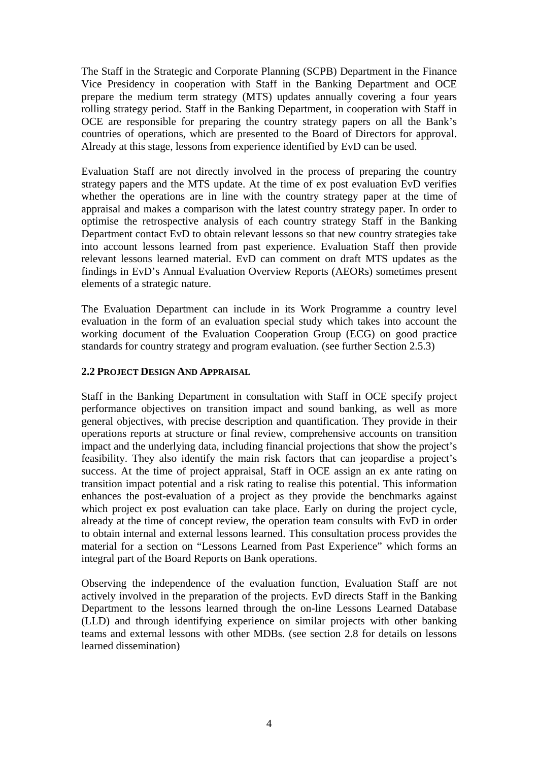The Staff in the Strategic and Corporate Planning (SCPB) Department in the Finance Vice Presidency in cooperation with Staff in the Banking Department and OCE prepare the medium term strategy (MTS) updates annually covering a four years rolling strategy period. Staff in the Banking Department, in cooperation with Staff in OCE are responsible for preparing the country strategy papers on all the Bank's countries of operations, which are presented to the Board of Directors for approval. Already at this stage, lessons from experience identified by EvD can be used.

Evaluation Staff are not directly involved in the process of preparing the country strategy papers and the MTS update. At the time of ex post evaluation EvD verifies whether the operations are in line with the country strategy paper at the time of appraisal and makes a comparison with the latest country strategy paper. In order to optimise the retrospective analysis of each country strategy Staff in the Banking Department contact EvD to obtain relevant lessons so that new country strategies take into account lessons learned from past experience. Evaluation Staff then provide relevant lessons learned material. EvD can comment on draft MTS updates as the findings in EvD's Annual Evaluation Overview Reports (AEORs) sometimes present elements of a strategic nature.

The Evaluation Department can include in its Work Programme a country level evaluation in the form of an evaluation special study which takes into account the working document of the Evaluation Cooperation Group (ECG) on good practice standards for country strategy and program evaluation. (see further Section 2.5.3)

## 2.2 Project Design And Appraisal

Staff in the Banking Department in consultation with Staff in OCE specify project performance objectives on transition impact and sound banking, as well as more general objectives, with precise description and quantification. They provide in their operations reports at structure or final review, comprehensive accounts on transition impact and the underlying data, including financial projections that show the project's feasibility. They also identify the main risk factors that can jeopardise a project's success. At the time of project appraisal, Staff in OCE assign an ex ante rating on transition impact potential and a risk rating to realise this potential. This information enhances the post-evaluation of a project as they provide the benchmarks against which project ex post evaluation can take place. Early on during the project cycle, already at the time of concept review, the operation team consults with EvD in order to obtain internal and external lessons learned. This consultation process provides the material for a section on "Lessons Learned from Past Experience" which forms an integral part of the Board Reports on Bank operations.

Observing the independence of the evaluation function, Evaluation Staff are not actively involved in the preparation of the projects. EvD directs Staff in the Banking Department to the lessons learned through the on-line Lessons Learned Database (LLD) and through identifying experience on similar projects with other banking teams and external lessons with other MDBs. (see section 2.8 for details on lessons learned dissemination)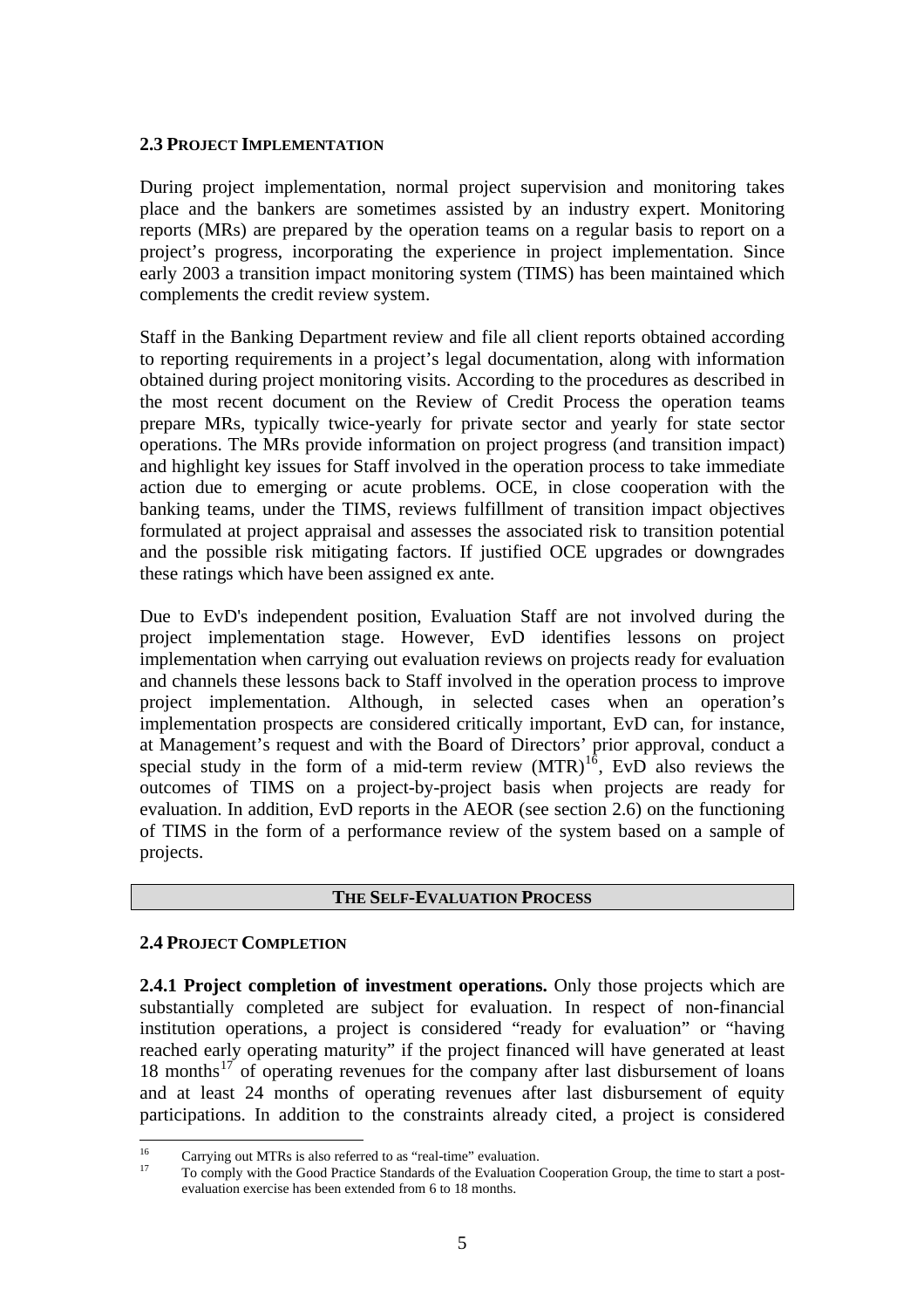### 2.3 PROJECT IMPLEMENTATION

During project implementation, normal project supervision and monitoring takes place and the bankers are sometimes assisted by an industry expert. Monitoring reports (MRs) are prepared by the operation teams on a regular basis to report on a project's progress, incorporating the experience in project implementation. Since early 2003 a transition impact monitoring system (TIMS) has been maintained which complements the credit review system.

Staff in the Banking Department review and file all client reports obtained according to reporting requirements in a project's legal documentation, along with information obtained during project monitoring visits. According to the procedures as described in the most recent document on the Review of Credit Process the operation teams prepare MRs, typically twice-yearly for private sector and yearly for state sector operations. The MRs provide information on project progress (and transition impact) and highlight key issues for Staff involved in the operation process to take immediate action due to emerging or acute problems. OCE, in close cooperation with the banking teams, under the TIMS, reviews fulfillment of transition impact objectives formulated at project appraisal and assesses the associated risk to transition potential and the possible risk mitigating factors. If justified OCE upgrades or downgrades these ratings which have been assigned ex ante.

Due to EvD's independent position, Evaluation Staff are not involved during the project implementation stage. However, EvD identifies lessons on project implementation when carrying out evaluation reviews on projects ready for evaluation and channels these lessons back to Staff involved in the operation process to improve project implementation. Although, in selected cases when an operation's implementation prospects are considered critically important, EvD can, for instance, at Management's request and with the Board of Directors' prior approval, conduct a special study in the form of a mid-term review (MTR)[16], EvD also reviews the outcomes of TIMS on a project-by-project basis when projects are ready for evaluation. In addition, EvD reports in the AEOR (see section 2.6) on the functioning of TIMS in the form of a performance review of the system based on a sample of projects.

## THE SELF-EVALUATION PROCESS

### 2.4 PROJECT COMPLETION

**2.4.1 Project completion of investment operations.** Only those projects which are substantially completed are subject for evaluation. In respect of non-financial institution operations, a project is considered "ready for evaluation" or "having reached early operating maturity" if the project financed will have generated at least 18 months[17] of operating revenues for the company after last disbursement of loans and at least 24 months of operating revenues after last disbursement of equity participations. In addition to the constraints already cited, a project is considered

---

[16] Carrying out MTRs is also referred to as "real-time" evaluation.

[17] To comply with the Good Practice Standards of the Evaluation Cooperation Group, the time to start a post-evaluation exercise has been extended from 6 to 18 months.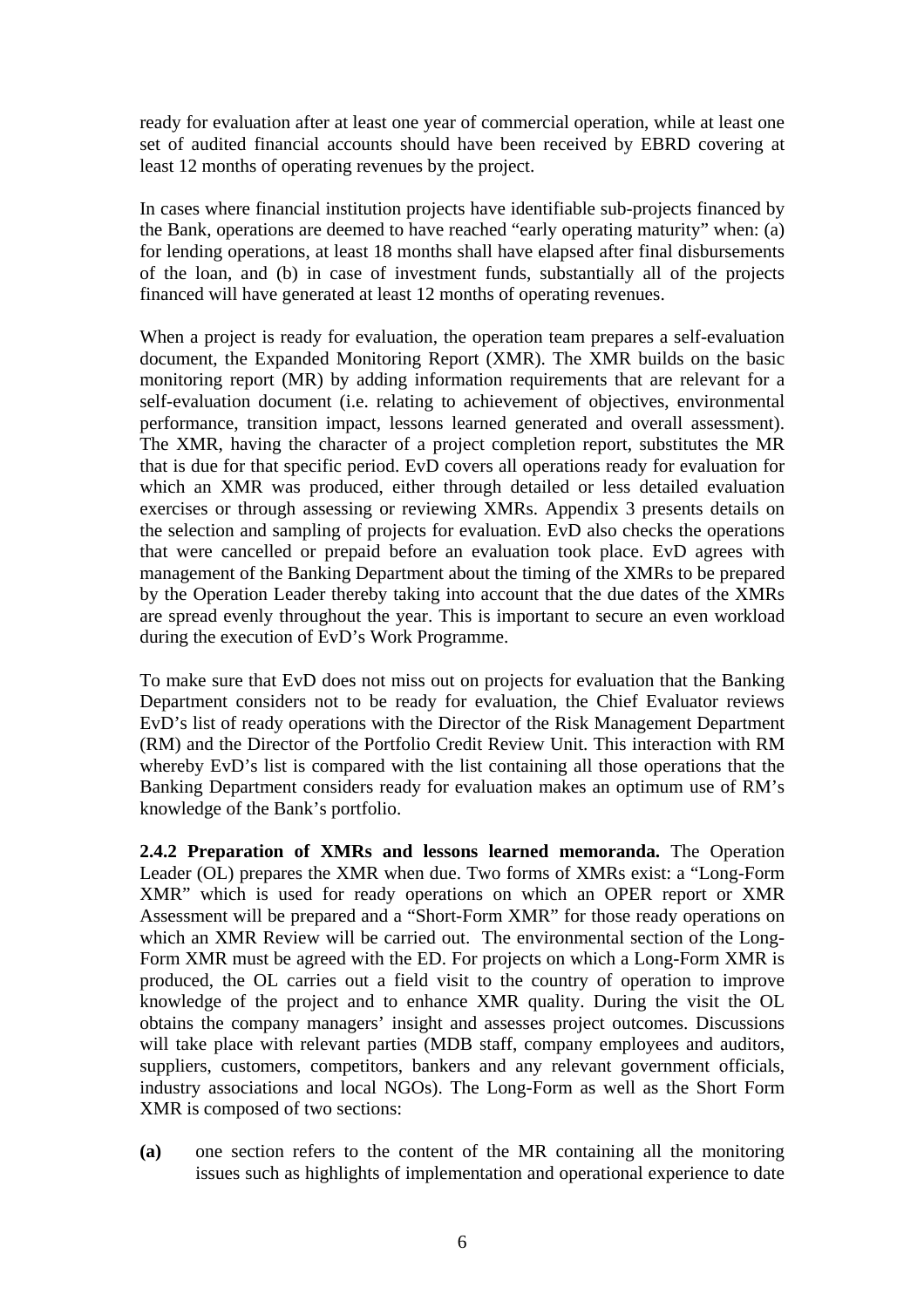ready for evaluation after at least one year of commercial operation, while at least one set of audited financial accounts should have been received by EBRD covering at least 12 months of operating revenues by the project.

In cases where financial institution projects have identifiable sub-projects financed by the Bank, operations are deemed to have reached "early operating maturity" when: (a) for lending operations, at least 18 months shall have elapsed after final disbursements of the loan, and (b) in case of investment funds, substantially all of the projects financed will have generated at least 12 months of operating revenues.

When a project is ready for evaluation, the operation team prepares a self-evaluation document, the Expanded Monitoring Report (XMR). The XMR builds on the basic monitoring report (MR) by adding information requirements that are relevant for a self-evaluation document (i.e. relating to achievement of objectives, environmental performance, transition impact, lessons learned generated and overall assessment). The XMR, having the character of a project completion report, substitutes the MR that is due for that specific period. EvD covers all operations ready for evaluation for which an XMR was produced, either through detailed or less detailed evaluation exercises or through assessing or reviewing XMRs. Appendix 3 presents details on the selection and sampling of projects for evaluation. EvD also checks the operations that were cancelled or prepaid before an evaluation took place. EvD agrees with management of the Banking Department about the timing of the XMRs to be prepared by the Operation Leader thereby taking into account that the due dates of the XMRs are spread evenly throughout the year. This is important to secure an even workload during the execution of EvD's Work Programme.

To make sure that EvD does not miss out on projects for evaluation that the Banking Department considers not to be ready for evaluation, the Chief Evaluator reviews EvD's list of ready operations with the Director of the Risk Management Department (RM) and the Director of the Portfolio Credit Review Unit. This interaction with RM whereby EvD's list is compared with the list containing all those operations that the Banking Department considers ready for evaluation makes an optimum use of RM's knowledge of the Bank's portfolio.

**2.4.2 Preparation of XMRs and lessons learned memoranda.** The Operation Leader (OL) prepares the XMR when due. Two forms of XMRs exist: a "Long-Form XMR" which is used for ready operations on which an OPER report or XMR Assessment will be prepared and a "Short-Form XMR" for those ready operations on which an XMR Review will be carried out. The environmental section of the Long-Form XMR must be agreed with the ED. For projects on which a Long-Form XMR is produced, the OL carries out a field visit to the country of operation to improve knowledge of the project and to enhance XMR quality. During the visit the OL obtains the company managers' insight and assesses project outcomes. Discussions will take place with relevant parties (MDB staff, company employees and auditors, suppliers, customers, competitors, bankers and any relevant government officials, industry associations and local NGOs). The Long-Form as well as the Short Form XMR is composed of two sections:

**(a)** one section refers to the content of the MR containing all the monitoring issues such as highlights of implementation and operational experience to date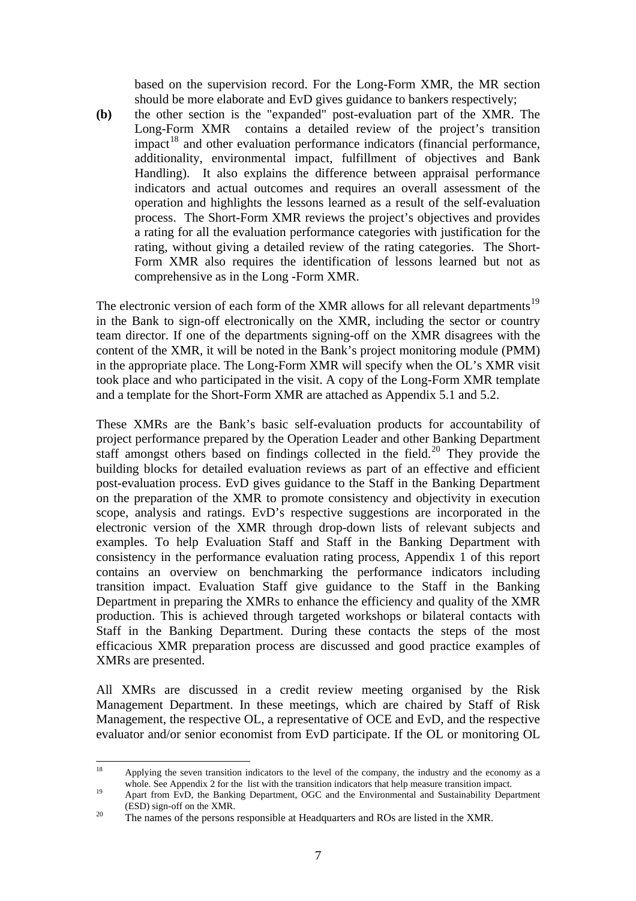based on the supervision record. For the Long-Form XMR, the MR section should be more elaborate and EvD gives guidance to bankers respectively;

**(b)** the other section is the "expanded" post-evaluation part of the XMR. The Long-Form XMR contains a detailed review of the project's transition impact[18] and other evaluation performance indicators (financial performance, additionality, environmental impact, fulfillment of objectives and Bank Handling). It also explains the difference between appraisal performance indicators and actual outcomes and requires an overall assessment of the operation and highlights the lessons learned as a result of the self-evaluation process. The Short-Form XMR reviews the project's objectives and provides a rating for all the evaluation performance categories with justification for the rating, without giving a detailed review of the rating categories. The Short-Form XMR also requires the identification of lessons learned but not as comprehensive as in the Long -Form XMR.

The electronic version of each form of the XMR allows for all relevant departments[19] in the Bank to sign-off electronically on the XMR, including the sector or country team director. If one of the departments signing-off on the XMR disagrees with the content of the XMR, it will be noted in the Bank's project monitoring module (PMM) in the appropriate place. The Long-Form XMR will specify when the OL's XMR visit took place and who participated in the visit. A copy of the Long-Form XMR template and a template for the Short-Form XMR are attached as Appendix 5.1 and 5.2.

These XMRs are the Bank's basic self-evaluation products for accountability of project performance prepared by the Operation Leader and other Banking Department staff amongst others based on findings collected in the field.[20] They provide the building blocks for detailed evaluation reviews as part of an effective and efficient post-evaluation process. EvD gives guidance to the Staff in the Banking Department on the preparation of the XMR to promote consistency and objectivity in execution scope, analysis and ratings. EvD's respective suggestions are incorporated in the electronic version of the XMR through drop-down lists of relevant subjects and examples. To help Evaluation Staff and Staff in the Banking Department with consistency in the performance evaluation rating process, Appendix 1 of this report contains an overview on benchmarking the performance indicators including transition impact. Evaluation Staff give guidance to the Staff in the Banking Department in preparing the XMRs to enhance the efficiency and quality of the XMR production. This is achieved through targeted workshops or bilateral contacts with Staff in the Banking Department. During these contacts the steps of the most efficacious XMR preparation process are discussed and good practice examples of XMRs are presented.

All XMRs are discussed in a credit review meeting organised by the Risk Management Department. In these meetings, which are chaired by Staff of Risk Management, the respective OL, a representative of OCE and EvD, and the respective evaluator and/or senior economist from EvD participate. If the OL or monitoring OL

---

[18] Applying the seven transition indicators to the level of the company, the industry and the economy as a whole. See Appendix 2 for the list with the transition indicators that help measure transition impact.

[19] Apart from EvD, the Banking Department, OGC and the Environmental and Sustainability Department (ESD) sign-off on the XMR.

[20] The names of the persons responsible at Headquarters and ROs are listed in the XMR.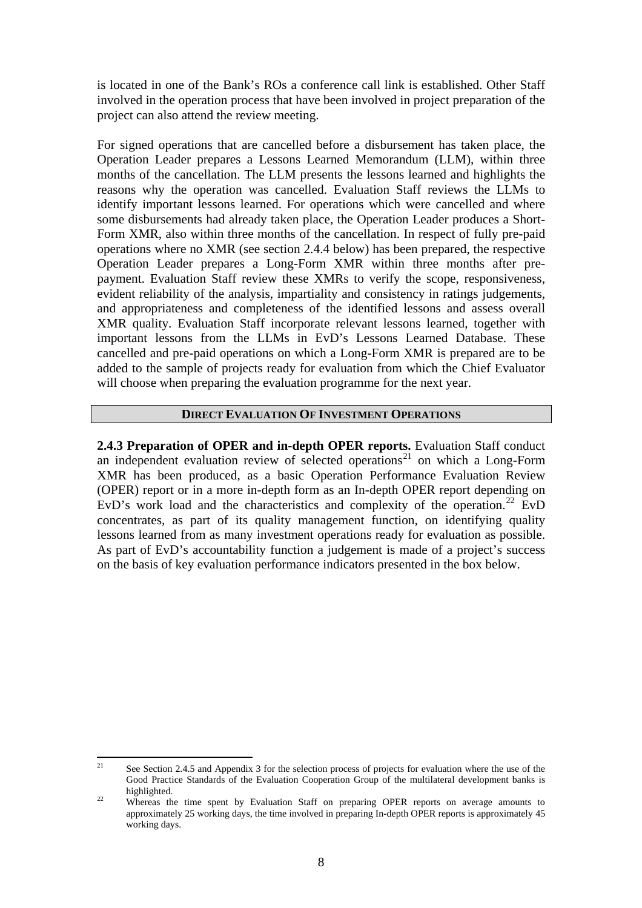is located in one of the Bank's ROs a conference call link is established. Other Staff involved in the operation process that have been involved in project preparation of the project can also attend the review meeting.

For signed operations that are cancelled before a disbursement has taken place, the Operation Leader prepares a Lessons Learned Memorandum (LLM), within three months of the cancellation. The LLM presents the lessons learned and highlights the reasons why the operation was cancelled. Evaluation Staff reviews the LLMs to identify important lessons learned. For operations which were cancelled and where some disbursements had already taken place, the Operation Leader produces a Short-Form XMR, also within three months of the cancellation. In respect of fully pre-paid operations where no XMR (see section 2.4.4 below) has been prepared, the respective Operation Leader prepares a Long-Form XMR within three months after pre-payment. Evaluation Staff review these XMRs to verify the scope, responsiveness, evident reliability of the analysis, impartiality and consistency in ratings judgements, and appropriateness and completeness of the identified lessons and assess overall XMR quality. Evaluation Staff incorporate relevant lessons learned, together with important lessons from the LLMs in EvD's Lessons Learned Database. These cancelled and pre-paid operations on which a Long-Form XMR is prepared are to be added to the sample of projects ready for evaluation from which the Chief Evaluator will choose when preparing the evaluation programme for the next year.

## DIRECT EVALUATION OF INVESTMENT OPERATIONS

**2.4.3 Preparation of OPER and in-depth OPER reports.** Evaluation Staff conduct an independent evaluation review of selected operations[21] on which a Long-Form XMR has been produced, as a basic Operation Performance Evaluation Review (OPER) report or in a more in-depth form as an In-depth OPER report depending on EvD's work load and the characteristics and complexity of the operation.[22] EvD concentrates, as part of its quality management function, on identifying quality lessons learned from as many investment operations ready for evaluation as possible. As part of EvD's accountability function a judgement is made of a project's success on the basis of key evaluation performance indicators presented in the box below.

---

[21] See Section 2.4.5 and Appendix 3 for the selection process of projects for evaluation where the use of the Good Practice Standards of the Evaluation Cooperation Group of the multilateral development banks is highlighted.

[22] Whereas the time spent by Evaluation Staff on preparing OPER reports on average amounts to approximately 25 working days, the time involved in preparing In-depth OPER reports is approximately 45 working days.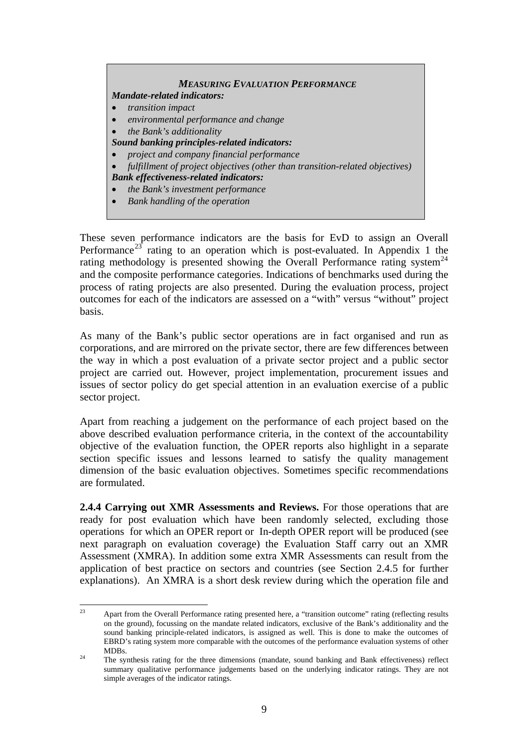> ***MEASURING EVALUATION PERFORMANCE***
>
> ***Mandate-related indicators:***
> - *transition impact*
> - *environmental performance and change*
> - *the Bank's additionality*
>
> ***Sound banking principles-related indicators:***
> - *project and company financial performance*
> - *fulfillment of project objectives (other than transition-related objectives)*
>
> ***Bank effectiveness-related indicators:***
> - *the Bank's investment performance*
> - *Bank handling of the operation*

These seven performance indicators are the basis for EvD to assign an Overall Performance[23] rating to an operation which is post-evaluated. In Appendix 1 the rating methodology is presented showing the Overall Performance rating system[24] and the composite performance categories. Indications of benchmarks used during the process of rating projects are also presented. During the evaluation process, project outcomes for each of the indicators are assessed on a "with" versus "without" project basis.

As many of the Bank's public sector operations are in fact organised and run as corporations, and are mirrored on the private sector, there are few differences between the way in which a post evaluation of a private sector project and a public sector project are carried out. However, project implementation, procurement issues and issues of sector policy do get special attention in an evaluation exercise of a public sector project.

Apart from reaching a judgement on the performance of each project based on the above described evaluation performance criteria, in the context of the accountability objective of the evaluation function, the OPER reports also highlight in a separate section specific issues and lessons learned to satisfy the quality management dimension of the basic evaluation objectives. Sometimes specific recommendations are formulated.

**2.4.4 Carrying out XMR Assessments and Reviews.** For those operations that are ready for post evaluation which have been randomly selected, excluding those operations for which an OPER report or In-depth OPER report will be produced (see next paragraph on evaluation coverage) the Evaluation Staff carry out an XMR Assessment (XMRA). In addition some extra XMR Assessments can result from the application of best practice on sectors and countries (see Section 2.4.5 for further explanations). An XMRA is a short desk review during which the operation file and

---

[23] Apart from the Overall Performance rating presented here, a "transition outcome" rating (reflecting results on the ground), focussing on the mandate related indicators, exclusive of the Bank's additionality and the sound banking principle-related indicators, is assigned as well. This is done to make the outcomes of EBRD's rating system more comparable with the outcomes of the performance evaluation systems of other MDBs.

[24] The synthesis rating for the three dimensions (mandate, sound banking and Bank effectiveness) reflect summary qualitative performance judgements based on the underlying indicator ratings. They are not simple averages of the indicator ratings.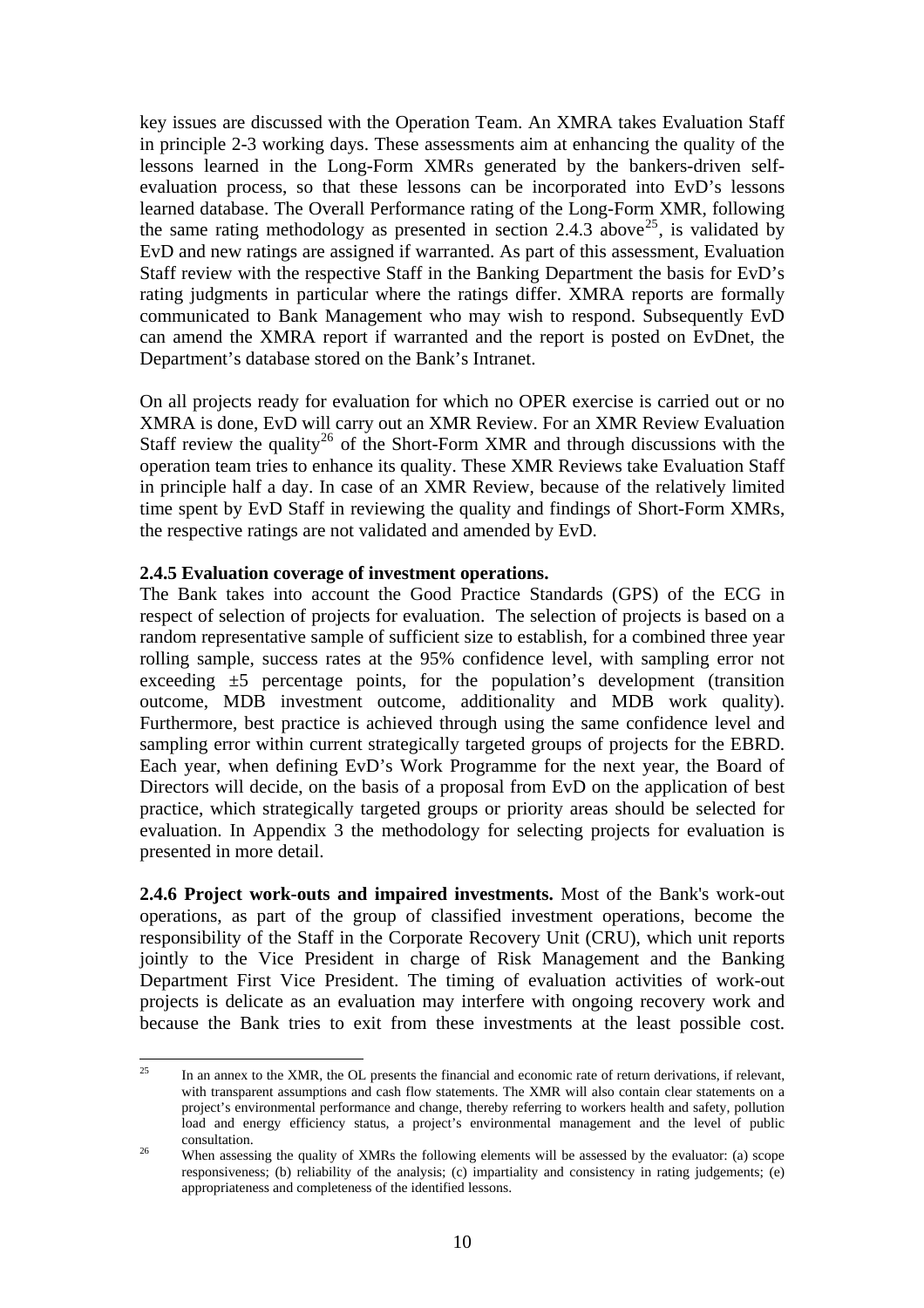key issues are discussed with the Operation Team. An XMRA takes Evaluation Staff in principle 2-3 working days. These assessments aim at enhancing the quality of the lessons learned in the Long-Form XMRs generated by the bankers-driven self-evaluation process, so that these lessons can be incorporated into EvD's lessons learned database. The Overall Performance rating of the Long-Form XMR, following the same rating methodology as presented in section 2.4.3 above[25], is validated by EvD and new ratings are assigned if warranted. As part of this assessment, Evaluation Staff review with the respective Staff in the Banking Department the basis for EvD's rating judgments in particular where the ratings differ. XMRA reports are formally communicated to Bank Management who may wish to respond. Subsequently EvD can amend the XMRA report if warranted and the report is posted on EvDnet, the Department's database stored on the Bank's Intranet.

On all projects ready for evaluation for which no OPER exercise is carried out or no XMRA is done, EvD will carry out an XMR Review. For an XMR Review Evaluation Staff review the quality[26] of the Short-Form XMR and through discussions with the operation team tries to enhance its quality. These XMR Reviews take Evaluation Staff in principle half a day. In case of an XMR Review, because of the relatively limited time spent by EvD Staff in reviewing the quality and findings of Short-Form XMRs, the respective ratings are not validated and amended by EvD.

**2.4.5 Evaluation coverage of investment operations.**

The Bank takes into account the Good Practice Standards (GPS) of the ECG in respect of selection of projects for evaluation. The selection of projects is based on a random representative sample of sufficient size to establish, for a combined three year rolling sample, success rates at the 95% confidence level, with sampling error not exceeding ±5 percentage points, for the population's development (transition outcome, MDB investment outcome, additionality and MDB work quality). Furthermore, best practice is achieved through using the same confidence level and sampling error within current strategically targeted groups of projects for the EBRD. Each year, when defining EvD's Work Programme for the next year, the Board of Directors will decide, on the basis of a proposal from EvD on the application of best practice, which strategically targeted groups or priority areas should be selected for evaluation. In Appendix 3 the methodology for selecting projects for evaluation is presented in more detail.

**2.4.6 Project work-outs and impaired investments.** Most of the Bank's work-out operations, as part of the group of classified investment operations, become the responsibility of the Staff in the Corporate Recovery Unit (CRU), which unit reports jointly to the Vice President in charge of Risk Management and the Banking Department First Vice President. The timing of evaluation activities of work-out projects is delicate as an evaluation may interfere with ongoing recovery work and because the Bank tries to exit from these investments at the least possible cost.

---

[25] In an annex to the XMR, the OL presents the financial and economic rate of return derivations, if relevant, with transparent assumptions and cash flow statements. The XMR will also contain clear statements on a project's environmental performance and change, thereby referring to workers health and safety, pollution load and energy efficiency status, a project's environmental management and the level of public consultation.

[26] When assessing the quality of XMRs the following elements will be assessed by the evaluator: (a) scope responsiveness; (b) reliability of the analysis; (c) impartiality and consistency in rating judgements; (e) appropriateness and completeness of the identified lessons.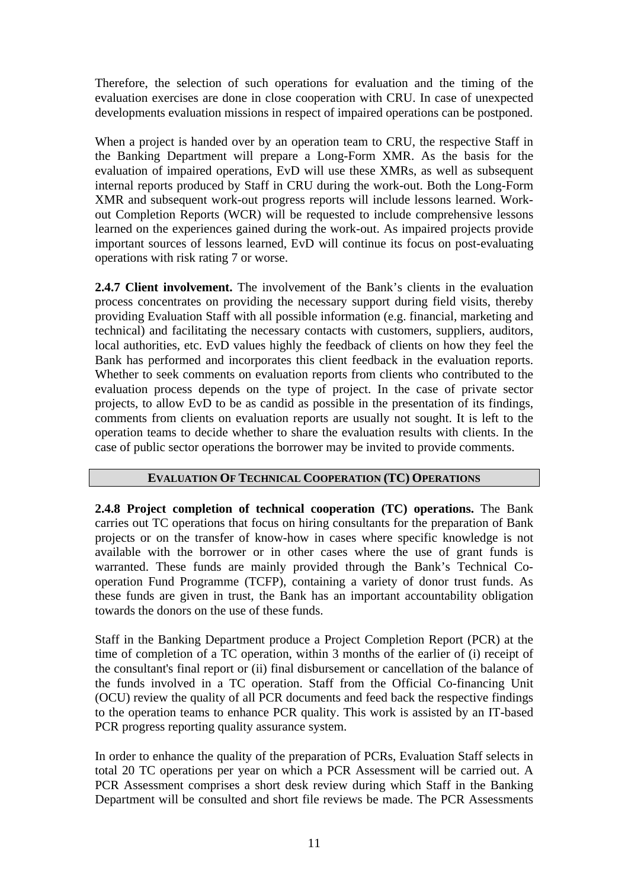Therefore, the selection of such operations for evaluation and the timing of the evaluation exercises are done in close cooperation with CRU. In case of unexpected developments evaluation missions in respect of impaired operations can be postponed.

When a project is handed over by an operation team to CRU, the respective Staff in the Banking Department will prepare a Long-Form XMR. As the basis for the evaluation of impaired operations, EvD will use these XMRs, as well as subsequent internal reports produced by Staff in CRU during the work-out. Both the Long-Form XMR and subsequent work-out progress reports will include lessons learned. Work-out Completion Reports (WCR) will be requested to include comprehensive lessons learned on the experiences gained during the work-out. As impaired projects provide important sources of lessons learned, EvD will continue its focus on post-evaluating operations with risk rating 7 or worse.

**2.4.7 Client involvement.** The involvement of the Bank's clients in the evaluation process concentrates on providing the necessary support during field visits, thereby providing Evaluation Staff with all possible information (e.g. financial, marketing and technical) and facilitating the necessary contacts with customers, suppliers, auditors, local authorities, etc. EvD values highly the feedback of clients on how they feel the Bank has performed and incorporates this client feedback in the evaluation reports. Whether to seek comments on evaluation reports from clients who contributed to the evaluation process depends on the type of project. In the case of private sector projects, to allow EvD to be as candid as possible in the presentation of its findings, comments from clients on evaluation reports are usually not sought. It is left to the operation teams to decide whether to share the evaluation results with clients. In the case of public sector operations the borrower may be invited to provide comments.

### EVALUATION OF TECHNICAL COOPERATION (TC) OPERATIONS

**2.4.8 Project completion of technical cooperation (TC) operations.** The Bank carries out TC operations that focus on hiring consultants for the preparation of Bank projects or on the transfer of know-how in cases where specific knowledge is not available with the borrower or in other cases where the use of grant funds is warranted. These funds are mainly provided through the Bank's Technical Co-operation Fund Programme (TCFP), containing a variety of donor trust funds. As these funds are given in trust, the Bank has an important accountability obligation towards the donors on the use of these funds.

Staff in the Banking Department produce a Project Completion Report (PCR) at the time of completion of a TC operation, within 3 months of the earlier of (i) receipt of the consultant's final report or (ii) final disbursement or cancellation of the balance of the funds involved in a TC operation. Staff from the Official Co-financing Unit (OCU) review the quality of all PCR documents and feed back the respective findings to the operation teams to enhance PCR quality. This work is assisted by an IT-based PCR progress reporting quality assurance system.

In order to enhance the quality of the preparation of PCRs, Evaluation Staff selects in total 20 TC operations per year on which a PCR Assessment will be carried out. A PCR Assessment comprises a short desk review during which Staff in the Banking Department will be consulted and short file reviews be made. The PCR Assessments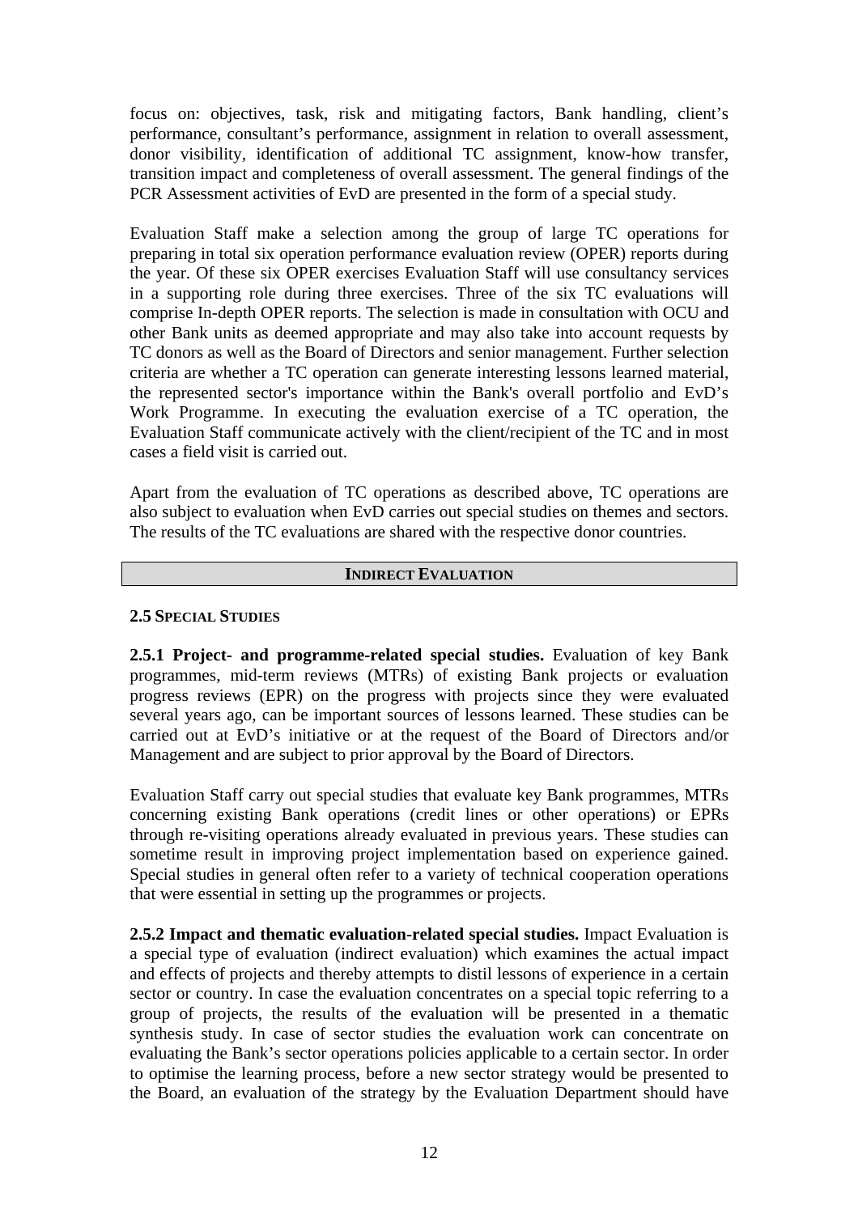focus on: objectives, task, risk and mitigating factors, Bank handling, client's performance, consultant's performance, assignment in relation to overall assessment, donor visibility, identification of additional TC assignment, know-how transfer, transition impact and completeness of overall assessment. The general findings of the PCR Assessment activities of EvD are presented in the form of a special study.

Evaluation Staff make a selection among the group of large TC operations for preparing in total six operation performance evaluation review (OPER) reports during the year. Of these six OPER exercises Evaluation Staff will use consultancy services in a supporting role during three exercises. Three of the six TC evaluations will comprise In-depth OPER reports. The selection is made in consultation with OCU and other Bank units as deemed appropriate and may also take into account requests by TC donors as well as the Board of Directors and senior management. Further selection criteria are whether a TC operation can generate interesting lessons learned material, the represented sector's importance within the Bank's overall portfolio and EvD's Work Programme. In executing the evaluation exercise of a TC operation, the Evaluation Staff communicate actively with the client/recipient of the TC and in most cases a field visit is carried out.

Apart from the evaluation of TC operations as described above, TC operations are also subject to evaluation when EvD carries out special studies on themes and sectors. The results of the TC evaluations are shared with the respective donor countries.

## INDIRECT EVALUATION

### 2.5 SPECIAL STUDIES

**2.5.1 Project- and programme-related special studies.** Evaluation of key Bank programmes, mid-term reviews (MTRs) of existing Bank projects or evaluation progress reviews (EPR) on the progress with projects since they were evaluated several years ago, can be important sources of lessons learned. These studies can be carried out at EvD's initiative or at the request of the Board of Directors and/or Management and are subject to prior approval by the Board of Directors.

Evaluation Staff carry out special studies that evaluate key Bank programmes, MTRs concerning existing Bank operations (credit lines or other operations) or EPRs through re-visiting operations already evaluated in previous years. These studies can sometime result in improving project implementation based on experience gained. Special studies in general often refer to a variety of technical cooperation operations that were essential in setting up the programmes or projects.

**2.5.2 Impact and thematic evaluation-related special studies.** Impact Evaluation is a special type of evaluation (indirect evaluation) which examines the actual impact and effects of projects and thereby attempts to distil lessons of experience in a certain sector or country. In case the evaluation concentrates on a special topic referring to a group of projects, the results of the evaluation will be presented in a thematic synthesis study. In case of sector studies the evaluation work can concentrate on evaluating the Bank's sector operations policies applicable to a certain sector. In order to optimise the learning process, before a new sector strategy would be presented to the Board, an evaluation of the strategy by the Evaluation Department should have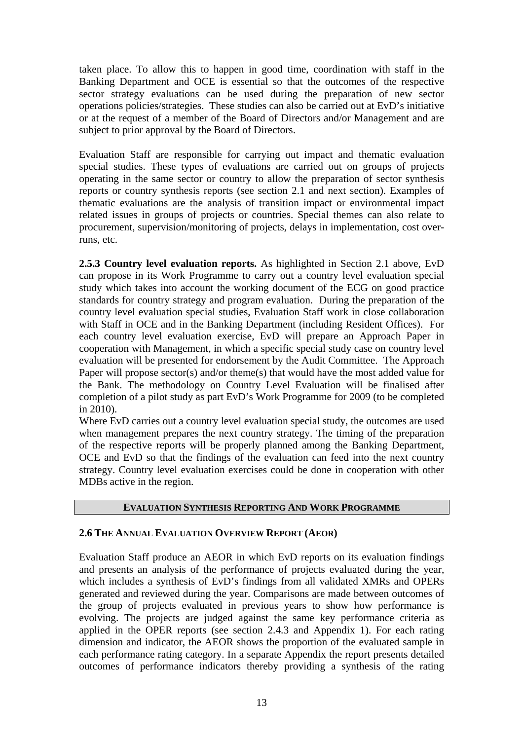taken place. To allow this to happen in good time, coordination with staff in the Banking Department and OCE is essential so that the outcomes of the respective sector strategy evaluations can be used during the preparation of new sector operations policies/strategies. These studies can also be carried out at EvD's initiative or at the request of a member of the Board of Directors and/or Management and are subject to prior approval by the Board of Directors.

Evaluation Staff are responsible for carrying out impact and thematic evaluation special studies. These types of evaluations are carried out on groups of projects operating in the same sector or country to allow the preparation of sector synthesis reports or country synthesis reports (see section 2.1 and next section). Examples of thematic evaluations are the analysis of transition impact or environmental impact related issues in groups of projects or countries. Special themes can also relate to procurement, supervision/monitoring of projects, delays in implementation, cost over-runs, etc.

**2.5.3 Country level evaluation reports.** As highlighted in Section 2.1 above, EvD can propose in its Work Programme to carry out a country level evaluation special study which takes into account the working document of the ECG on good practice standards for country strategy and program evaluation. During the preparation of the country level evaluation special studies, Evaluation Staff work in close collaboration with Staff in OCE and in the Banking Department (including Resident Offices). For each country level evaluation exercise, EvD will prepare an Approach Paper in cooperation with Management, in which a specific special study case on country level evaluation will be presented for endorsement by the Audit Committee. The Approach Paper will propose sector(s) and/or theme(s) that would have the most added value for the Bank. The methodology on Country Level Evaluation will be finalised after completion of a pilot study as part EvD's Work Programme for 2009 (to be completed in 2010).

Where EvD carries out a country level evaluation special study, the outcomes are used when management prepares the next country strategy. The timing of the preparation of the respective reports will be properly planned among the Banking Department, OCE and EvD so that the findings of the evaluation can feed into the next country strategy. Country level evaluation exercises could be done in cooperation with other MDBs active in the region.

## EVALUATION SYNTHESIS REPORTING AND WORK PROGRAMME

### 2.6 THE ANNUAL EVALUATION OVERVIEW REPORT (AEOR)

Evaluation Staff produce an AEOR in which EvD reports on its evaluation findings and presents an analysis of the performance of projects evaluated during the year, which includes a synthesis of EvD's findings from all validated XMRs and OPERs generated and reviewed during the year. Comparisons are made between outcomes of the group of projects evaluated in previous years to show how performance is evolving. The projects are judged against the same key performance criteria as applied in the OPER reports (see section 2.4.3 and Appendix 1). For each rating dimension and indicator, the AEOR shows the proportion of the evaluated sample in each performance rating category. In a separate Appendix the report presents detailed outcomes of performance indicators thereby providing a synthesis of the rating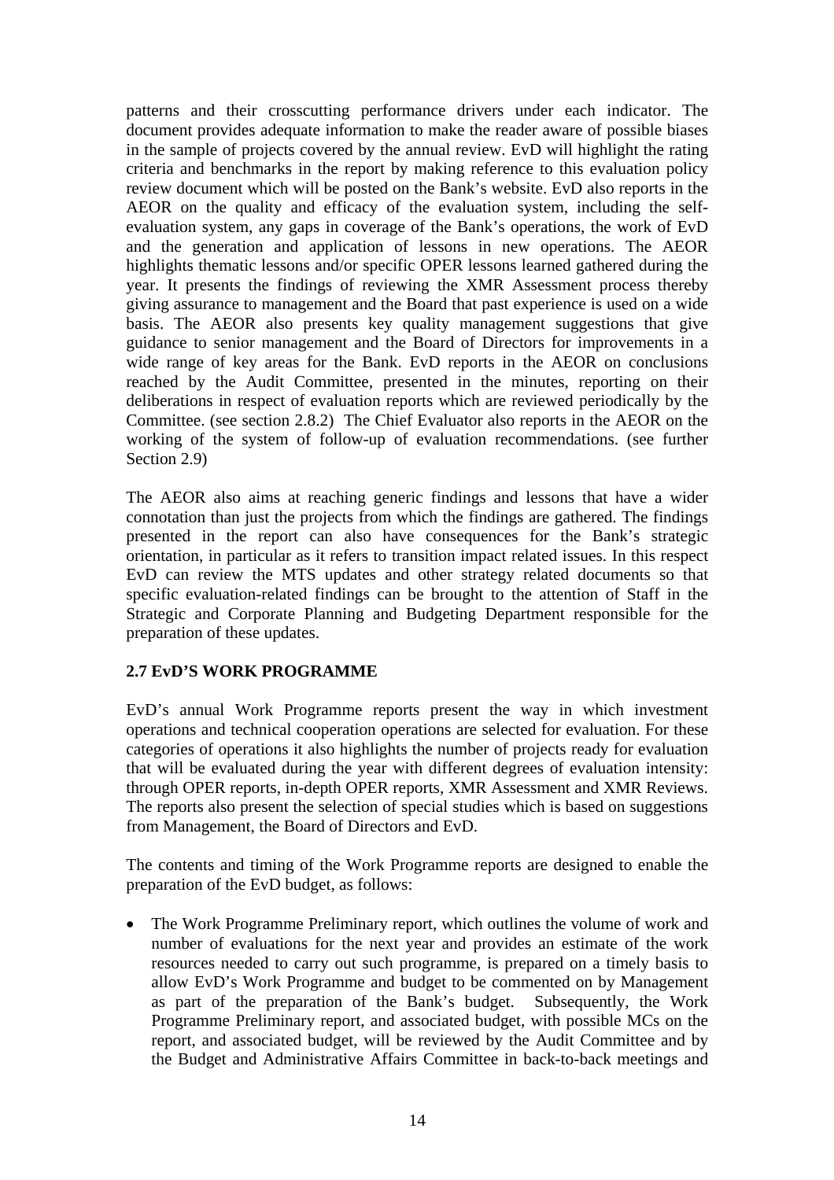patterns and their crosscutting performance drivers under each indicator. The document provides adequate information to make the reader aware of possible biases in the sample of projects covered by the annual review. EvD will highlight the rating criteria and benchmarks in the report by making reference to this evaluation policy review document which will be posted on the Bank's website. EvD also reports in the AEOR on the quality and efficacy of the evaluation system, including the self-evaluation system, any gaps in coverage of the Bank's operations, the work of EvD and the generation and application of lessons in new operations. The AEOR highlights thematic lessons and/or specific OPER lessons learned gathered during the year. It presents the findings of reviewing the XMR Assessment process thereby giving assurance to management and the Board that past experience is used on a wide basis. The AEOR also presents key quality management suggestions that give guidance to senior management and the Board of Directors for improvements in a wide range of key areas for the Bank. EvD reports in the AEOR on conclusions reached by the Audit Committee, presented in the minutes, reporting on their deliberations in respect of evaluation reports which are reviewed periodically by the Committee. (see section 2.8.2) The Chief Evaluator also reports in the AEOR on the working of the system of follow-up of evaluation recommendations. (see further Section 2.9)

The AEOR also aims at reaching generic findings and lessons that have a wider connotation than just the projects from which the findings are gathered. The findings presented in the report can also have consequences for the Bank's strategic orientation, in particular as it refers to transition impact related issues. In this respect EvD can review the MTS updates and other strategy related documents so that specific evaluation-related findings can be brought to the attention of Staff in the Strategic and Corporate Planning and Budgeting Department responsible for the preparation of these updates.

## 2.7 EvD'S WORK PROGRAMME

EvD's annual Work Programme reports present the way in which investment operations and technical cooperation operations are selected for evaluation. For these categories of operations it also highlights the number of projects ready for evaluation that will be evaluated during the year with different degrees of evaluation intensity: through OPER reports, in-depth OPER reports, XMR Assessment and XMR Reviews. The reports also present the selection of special studies which is based on suggestions from Management, the Board of Directors and EvD.

The contents and timing of the Work Programme reports are designed to enable the preparation of the EvD budget, as follows:

- The Work Programme Preliminary report, which outlines the volume of work and number of evaluations for the next year and provides an estimate of the work resources needed to carry out such programme, is prepared on a timely basis to allow EvD's Work Programme and budget to be commented on by Management as part of the preparation of the Bank's budget. Subsequently, the Work Programme Preliminary report, and associated budget, with possible MCs on the report, and associated budget, will be reviewed by the Audit Committee and by the Budget and Administrative Affairs Committee in back-to-back meetings and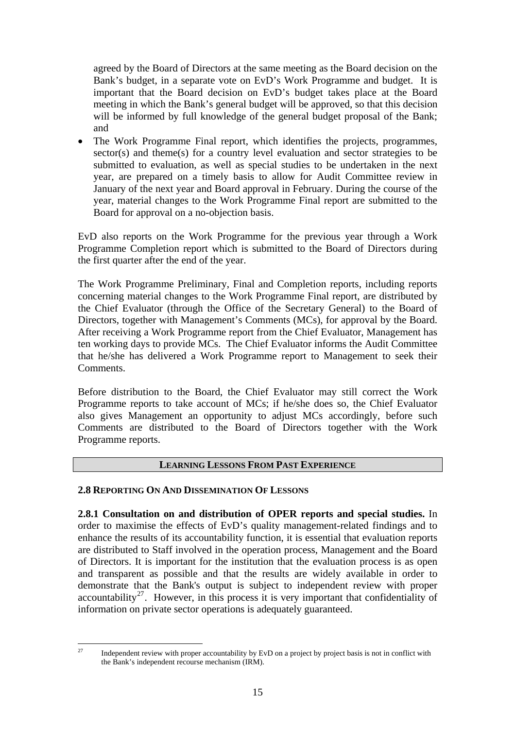agreed by the Board of Directors at the same meeting as the Board decision on the Bank's budget, in a separate vote on EvD's Work Programme and budget. It is important that the Board decision on EvD's budget takes place at the Board meeting in which the Bank's general budget will be approved, so that this decision will be informed by full knowledge of the general budget proposal of the Bank; and

- The Work Programme Final report, which identifies the projects, programmes, sector(s) and theme(s) for a country level evaluation and sector strategies to be submitted to evaluation, as well as special studies to be undertaken in the next year, are prepared on a timely basis to allow for Audit Committee review in January of the next year and Board approval in February. During the course of the year, material changes to the Work Programme Final report are submitted to the Board for approval on a no-objection basis.

EvD also reports on the Work Programme for the previous year through a Work Programme Completion report which is submitted to the Board of Directors during the first quarter after the end of the year.

The Work Programme Preliminary, Final and Completion reports, including reports concerning material changes to the Work Programme Final report, are distributed by the Chief Evaluator (through the Office of the Secretary General) to the Board of Directors, together with Management's Comments (MCs), for approval by the Board. After receiving a Work Programme report from the Chief Evaluator, Management has ten working days to provide MCs. The Chief Evaluator informs the Audit Committee that he/she has delivered a Work Programme report to Management to seek their Comments.

Before distribution to the Board, the Chief Evaluator may still correct the Work Programme reports to take account of MCs; if he/she does so, the Chief Evaluator also gives Management an opportunity to adjust MCs accordingly, before such Comments are distributed to the Board of Directors together with the Work Programme reports.

## LEARNING LESSONS FROM PAST EXPERIENCE

### 2.8 REPORTING ON AND DISSEMINATION OF LESSONS

**2.8.1 Consultation on and distribution of OPER reports and special studies.** In order to maximise the effects of EvD's quality management-related findings and to enhance the results of its accountability function, it is essential that evaluation reports are distributed to Staff involved in the operation process, Management and the Board of Directors. It is important for the institution that the evaluation process is as open and transparent as possible and that the results are widely available in order to demonstrate that the Bank's output is subject to independent review with proper accountability[27]. However, in this process it is very important that confidentiality of information on private sector operations is adequately guaranteed.

[27] Independent review with proper accountability by EvD on a project by project basis is not in conflict with the Bank's independent recourse mechanism (IRM).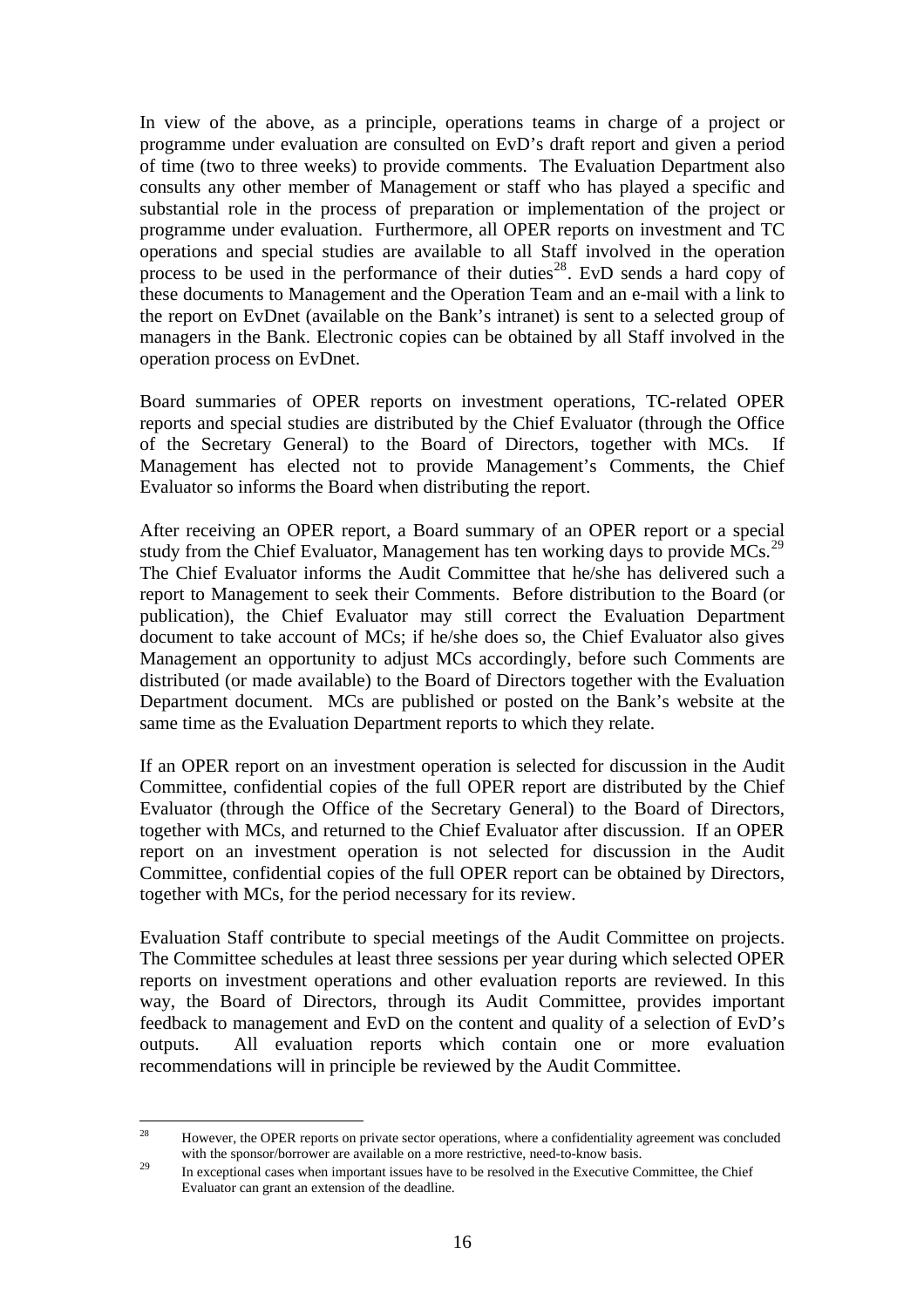In view of the above, as a principle, operations teams in charge of a project or programme under evaluation are consulted on EvD's draft report and given a period of time (two to three weeks) to provide comments. The Evaluation Department also consults any other member of Management or staff who has played a specific and substantial role in the process of preparation or implementation of the project or programme under evaluation. Furthermore, all OPER reports on investment and TC operations and special studies are available to all Staff involved in the operation process to be used in the performance of their duties[28]. EvD sends a hard copy of these documents to Management and the Operation Team and an e-mail with a link to the report on EvDnet (available on the Bank's intranet) is sent to a selected group of managers in the Bank. Electronic copies can be obtained by all Staff involved in the operation process on EvDnet.

Board summaries of OPER reports on investment operations, TC-related OPER reports and special studies are distributed by the Chief Evaluator (through the Office of the Secretary General) to the Board of Directors, together with MCs. If Management has elected not to provide Management's Comments, the Chief Evaluator so informs the Board when distributing the report.

After receiving an OPER report, a Board summary of an OPER report or a special study from the Chief Evaluator, Management has ten working days to provide MCs.[29] The Chief Evaluator informs the Audit Committee that he/she has delivered such a report to Management to seek their Comments. Before distribution to the Board (or publication), the Chief Evaluator may still correct the Evaluation Department document to take account of MCs; if he/she does so, the Chief Evaluator also gives Management an opportunity to adjust MCs accordingly, before such Comments are distributed (or made available) to the Board of Directors together with the Evaluation Department document. MCs are published or posted on the Bank's website at the same time as the Evaluation Department reports to which they relate.

If an OPER report on an investment operation is selected for discussion in the Audit Committee, confidential copies of the full OPER report are distributed by the Chief Evaluator (through the Office of the Secretary General) to the Board of Directors, together with MCs, and returned to the Chief Evaluator after discussion. If an OPER report on an investment operation is not selected for discussion in the Audit Committee, confidential copies of the full OPER report can be obtained by Directors, together with MCs, for the period necessary for its review.

Evaluation Staff contribute to special meetings of the Audit Committee on projects. The Committee schedules at least three sessions per year during which selected OPER reports on investment operations and other evaluation reports are reviewed. In this way, the Board of Directors, through its Audit Committee, provides important feedback to management and EvD on the content and quality of a selection of EvD's outputs. All evaluation reports which contain one or more evaluation recommendations will in principle be reviewed by the Audit Committee.

---

[28] However, the OPER reports on private sector operations, where a confidentiality agreement was concluded with the sponsor/borrower are available on a more restrictive, need-to-know basis.

[29] In exceptional cases when important issues have to be resolved in the Executive Committee, the Chief Evaluator can grant an extension of the deadline.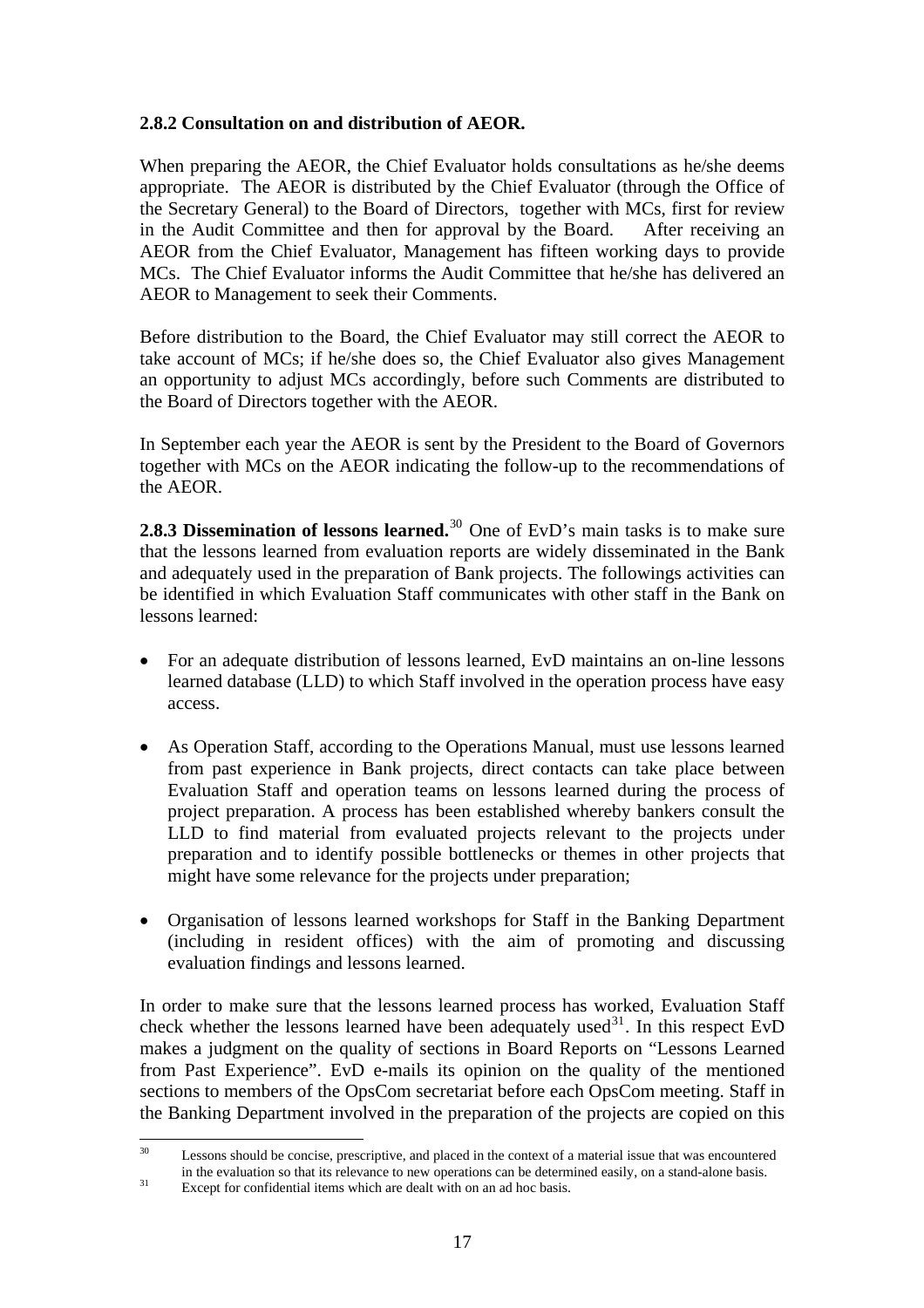### 2.8.2 Consultation on and distribution of AEOR.

When preparing the AEOR, the Chief Evaluator holds consultations as he/she deems appropriate. The AEOR is distributed by the Chief Evaluator (through the Office of the Secretary General) to the Board of Directors, together with MCs, first for review in the Audit Committee and then for approval by the Board. After receiving an AEOR from the Chief Evaluator, Management has fifteen working days to provide MCs. The Chief Evaluator informs the Audit Committee that he/she has delivered an AEOR to Management to seek their Comments.

Before distribution to the Board, the Chief Evaluator may still correct the AEOR to take account of MCs; if he/she does so, the Chief Evaluator also gives Management an opportunity to adjust MCs accordingly, before such Comments are distributed to the Board of Directors together with the AEOR.

In September each year the AEOR is sent by the President to the Board of Governors together with MCs on the AEOR indicating the follow-up to the recommendations of the AEOR.

**2.8.3 Dissemination of lessons learned.**[30] One of EvD's main tasks is to make sure that the lessons learned from evaluation reports are widely disseminated in the Bank and adequately used in the preparation of Bank projects. The followings activities can be identified in which Evaluation Staff communicates with other staff in the Bank on lessons learned:

- For an adequate distribution of lessons learned, EvD maintains an on-line lessons learned database (LLD) to which Staff involved in the operation process have easy access.
- As Operation Staff, according to the Operations Manual, must use lessons learned from past experience in Bank projects, direct contacts can take place between Evaluation Staff and operation teams on lessons learned during the process of project preparation. A process has been established whereby bankers consult the LLD to find material from evaluated projects relevant to the projects under preparation and to identify possible bottlenecks or themes in other projects that might have some relevance for the projects under preparation;
- Organisation of lessons learned workshops for Staff in the Banking Department (including in resident offices) with the aim of promoting and discussing evaluation findings and lessons learned.

In order to make sure that the lessons learned process has worked, Evaluation Staff check whether the lessons learned have been adequately used[31]. In this respect EvD makes a judgment on the quality of sections in Board Reports on "Lessons Learned from Past Experience". EvD e-mails its opinion on the quality of the mentioned sections to members of the OpsCom secretariat before each OpsCom meeting. Staff in the Banking Department involved in the preparation of the projects are copied on this

---

[30] Lessons should be concise, prescriptive, and placed in the context of a material issue that was encountered in the evaluation so that its relevance to new operations can be determined easily, on a stand-alone basis.

[31] Except for confidential items which are dealt with on an ad hoc basis.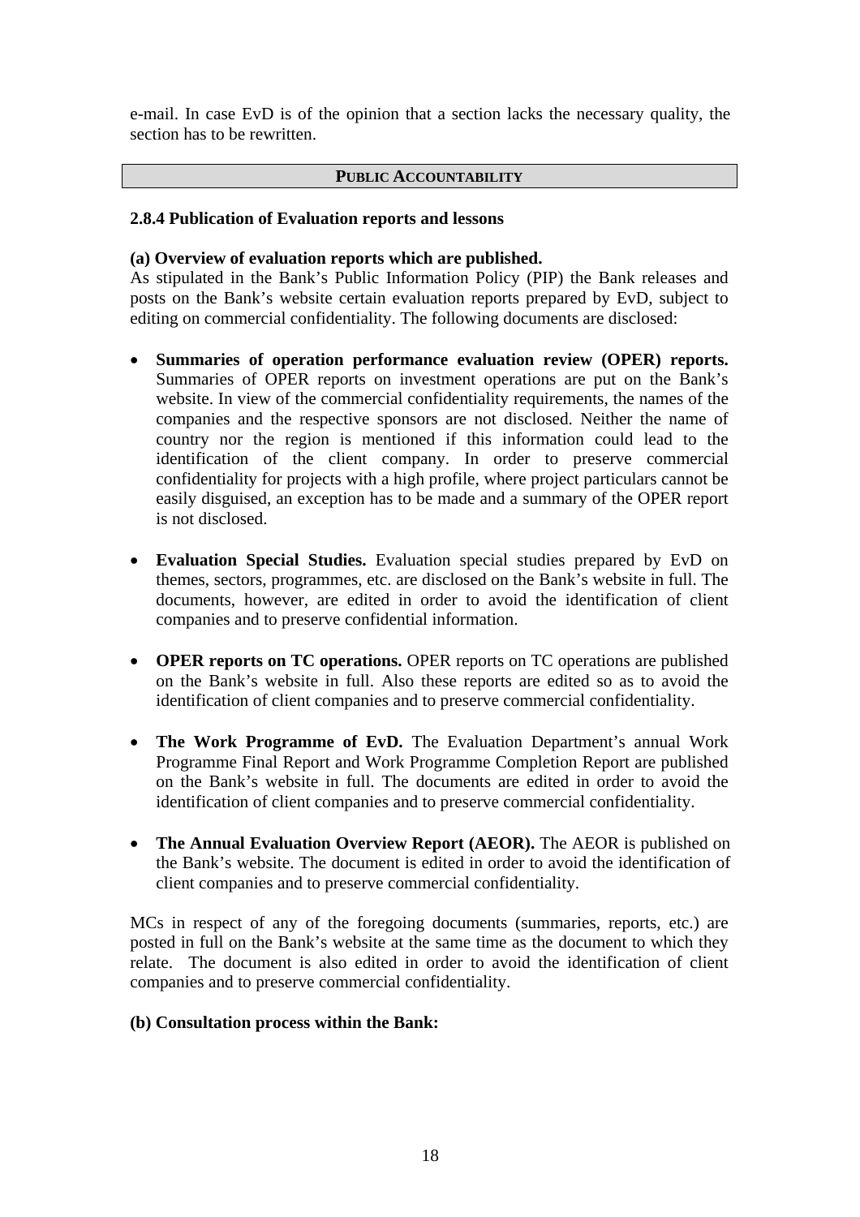e-mail. In case EvD is of the opinion that a section lacks the necessary quality, the section has to be rewritten.

## PUBLIC ACCOUNTABILITY

### 2.8.4 Publication of Evaluation reports and lessons

**(a) Overview of evaluation reports which are published.**
As stipulated in the Bank's Public Information Policy (PIP) the Bank releases and posts on the Bank's website certain evaluation reports prepared by EvD, subject to editing on commercial confidentiality. The following documents are disclosed:

- **Summaries of operation performance evaluation review (OPER) reports.** Summaries of OPER reports on investment operations are put on the Bank's website. In view of the commercial confidentiality requirements, the names of the companies and the respective sponsors are not disclosed. Neither the name of country nor the region is mentioned if this information could lead to the identification of the client company. In order to preserve commercial confidentiality for projects with a high profile, where project particulars cannot be easily disguised, an exception has to be made and a summary of the OPER report is not disclosed.

- **Evaluation Special Studies.** Evaluation special studies prepared by EvD on themes, sectors, programmes, etc. are disclosed on the Bank's website in full. The documents, however, are edited in order to avoid the identification of client companies and to preserve confidential information.

- **OPER reports on TC operations.** OPER reports on TC operations are published on the Bank's website in full. Also these reports are edited so as to avoid the identification of client companies and to preserve commercial confidentiality.

- **The Work Programme of EvD.** The Evaluation Department's annual Work Programme Final Report and Work Programme Completion Report are published on the Bank's website in full. The documents are edited in order to avoid the identification of client companies and to preserve commercial confidentiality.

- **The Annual Evaluation Overview Report (AEOR).** The AEOR is published on the Bank's website. The document is edited in order to avoid the identification of client companies and to preserve commercial confidentiality.

MCs in respect of any of the foregoing documents (summaries, reports, etc.) are posted in full on the Bank's website at the same time as the document to which they relate. The document is also edited in order to avoid the identification of client companies and to preserve commercial confidentiality.

**(b) Consultation process within the Bank:**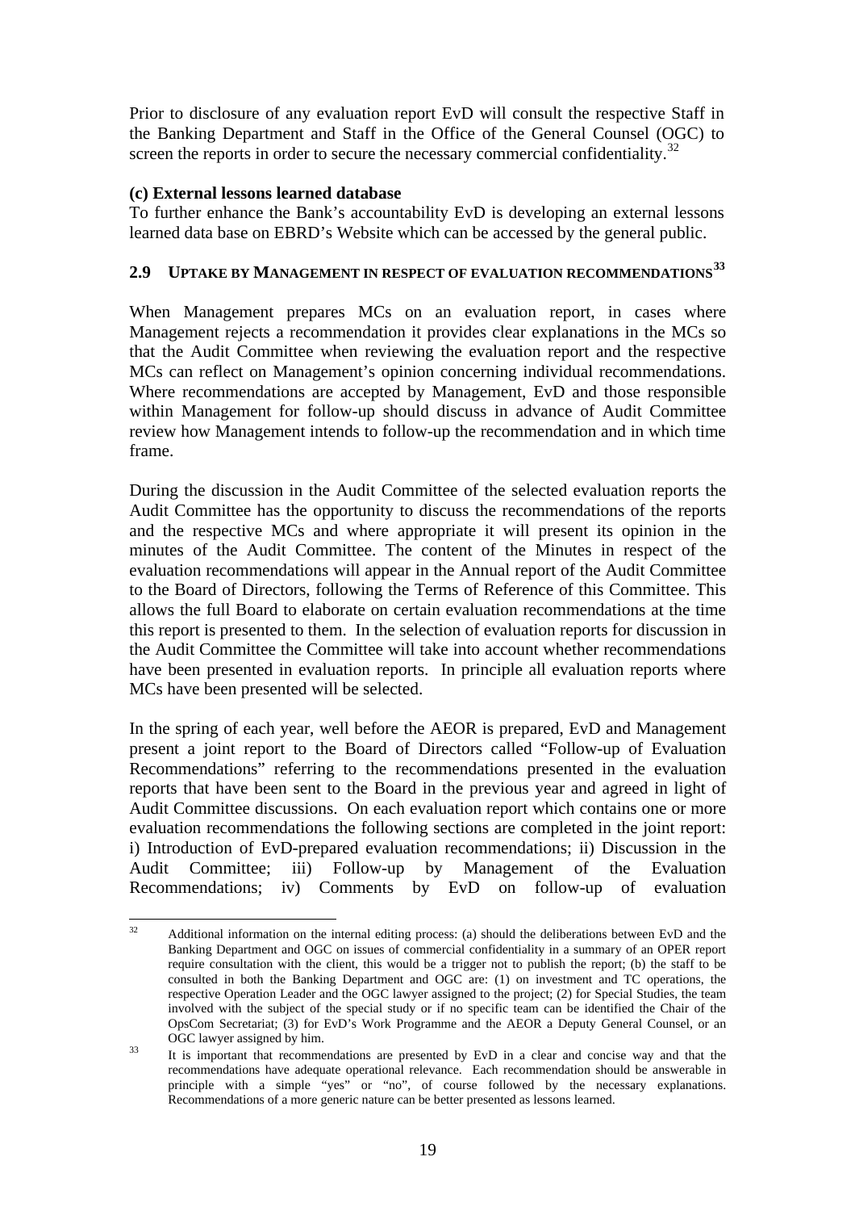Prior to disclosure of any evaluation report EvD will consult the respective Staff in the Banking Department and Staff in the Office of the General Counsel (OGC) to screen the reports in order to secure the necessary commercial confidentiality.[32]

**(c) External lessons learned database**

To further enhance the Bank's accountability EvD is developing an external lessons learned data base on EBRD's Website which can be accessed by the general public.

## 2.9 UPTAKE BY MANAGEMENT IN RESPECT OF EVALUATION RECOMMENDATIONS[33]

When Management prepares MCs on an evaluation report, in cases where Management rejects a recommendation it provides clear explanations in the MCs so that the Audit Committee when reviewing the evaluation report and the respective MCs can reflect on Management's opinion concerning individual recommendations. Where recommendations are accepted by Management, EvD and those responsible within Management for follow-up should discuss in advance of Audit Committee review how Management intends to follow-up the recommendation and in which time frame.

During the discussion in the Audit Committee of the selected evaluation reports the Audit Committee has the opportunity to discuss the recommendations of the reports and the respective MCs and where appropriate it will present its opinion in the minutes of the Audit Committee. The content of the Minutes in respect of the evaluation recommendations will appear in the Annual report of the Audit Committee to the Board of Directors, following the Terms of Reference of this Committee. This allows the full Board to elaborate on certain evaluation recommendations at the time this report is presented to them. In the selection of evaluation reports for discussion in the Audit Committee the Committee will take into account whether recommendations have been presented in evaluation reports. In principle all evaluation reports where MCs have been presented will be selected.

In the spring of each year, well before the AEOR is prepared, EvD and Management present a joint report to the Board of Directors called "Follow-up of Evaluation Recommendations" referring to the recommendations presented in the evaluation reports that have been sent to the Board in the previous year and agreed in light of Audit Committee discussions. On each evaluation report which contains one or more evaluation recommendations the following sections are completed in the joint report: i) Introduction of EvD-prepared evaluation recommendations; ii) Discussion in the Audit Committee; iii) Follow-up by Management of the Evaluation Recommendations; iv) Comments by EvD on follow-up of evaluation

---

[32] Additional information on the internal editing process: (a) should the deliberations between EvD and the Banking Department and OGC on issues of commercial confidentiality in a summary of an OPER report require consultation with the client, this would be a trigger not to publish the report; (b) the staff to be consulted in both the Banking Department and OGC are: (1) on investment and TC operations, the respective Operation Leader and the OGC lawyer assigned to the project; (2) for Special Studies, the team involved with the subject of the special study or if no specific team can be identified the Chair of the OpsCom Secretariat; (3) for EvD's Work Programme and the AEOR a Deputy General Counsel, or an OGC lawyer assigned by him.

[33] It is important that recommendations are presented by EvD in a clear and concise way and that the recommendations have adequate operational relevance. Each recommendation should be answerable in principle with a simple "yes" or "no", of course followed by the necessary explanations. Recommendations of a more generic nature can be better presented as lessons learned.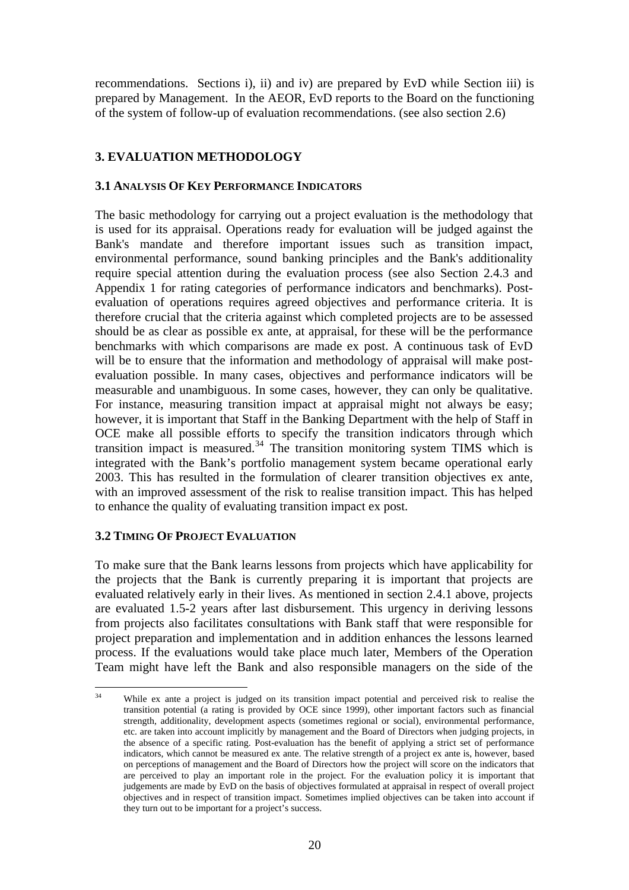recommendations. Sections i), ii) and iv) are prepared by EvD while Section iii) is prepared by Management. In the AEOR, EvD reports to the Board on the functioning of the system of follow-up of evaluation recommendations. (see also section 2.6)

## 3. EVALUATION METHODOLOGY

### 3.1 ANALYSIS OF KEY PERFORMANCE INDICATORS

The basic methodology for carrying out a project evaluation is the methodology that is used for its appraisal. Operations ready for evaluation will be judged against the Bank's mandate and therefore important issues such as transition impact, environmental performance, sound banking principles and the Bank's additionality require special attention during the evaluation process (see also Section 2.4.3 and Appendix 1 for rating categories of performance indicators and benchmarks). Post-evaluation of operations requires agreed objectives and performance criteria. It is therefore crucial that the criteria against which completed projects are to be assessed should be as clear as possible ex ante, at appraisal, for these will be the performance benchmarks with which comparisons are made ex post. A continuous task of EvD will be to ensure that the information and methodology of appraisal will make post-evaluation possible. In many cases, objectives and performance indicators will be measurable and unambiguous. In some cases, however, they can only be qualitative. For instance, measuring transition impact at appraisal might not always be easy; however, it is important that Staff in the Banking Department with the help of Staff in OCE make all possible efforts to specify the transition indicators through which transition impact is measured.[34] The transition monitoring system TIMS which is integrated with the Bank's portfolio management system became operational early 2003. This has resulted in the formulation of clearer transition objectives ex ante, with an improved assessment of the risk to realise transition impact. This has helped to enhance the quality of evaluating transition impact ex post.

### 3.2 TIMING OF PROJECT EVALUATION

To make sure that the Bank learns lessons from projects which have applicability for the projects that the Bank is currently preparing it is important that projects are evaluated relatively early in their lives. As mentioned in section 2.4.1 above, projects are evaluated 1.5-2 years after last disbursement. This urgency in deriving lessons from projects also facilitates consultations with Bank staff that were responsible for project preparation and implementation and in addition enhances the lessons learned process. If the evaluations would take place much later, Members of the Operation Team might have left the Bank and also responsible managers on the side of the

---

[34] While ex ante a project is judged on its transition impact potential and perceived risk to realise the transition potential (a rating is provided by OCE since 1999), other important factors such as financial strength, additionality, development aspects (sometimes regional or social), environmental performance, etc. are taken into account implicitly by management and the Board of Directors when judging projects, in the absence of a specific rating. Post-evaluation has the benefit of applying a strict set of performance indicators, which cannot be measured ex ante. The relative strength of a project ex ante is, however, based on perceptions of management and the Board of Directors how the project will score on the indicators that are perceived to play an important role in the project. For the evaluation policy it is important that judgements are made by EvD on the basis of objectives formulated at appraisal in respect of overall project objectives and in respect of transition impact. Sometimes implied objectives can be taken into account if they turn out to be important for a project's success.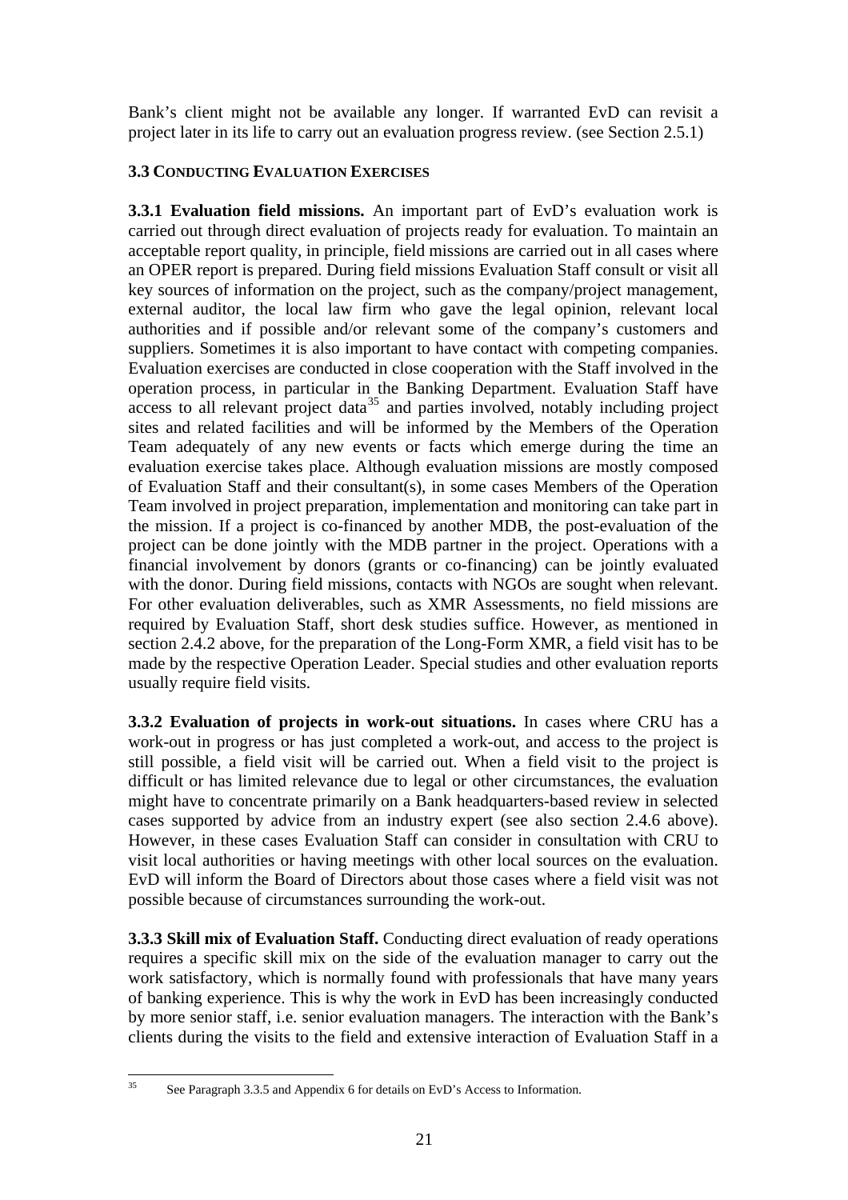Bank's client might not be available any longer. If warranted EvD can revisit a project later in its life to carry out an evaluation progress review. (see Section 2.5.1)

### 3.3 CONDUCTING EVALUATION EXERCISES

**3.3.1 Evaluation field missions.** An important part of EvD's evaluation work is carried out through direct evaluation of projects ready for evaluation. To maintain an acceptable report quality, in principle, field missions are carried out in all cases where an OPER report is prepared. During field missions Evaluation Staff consult or visit all key sources of information on the project, such as the company/project management, external auditor, the local law firm who gave the legal opinion, relevant local authorities and if possible and/or relevant some of the company's customers and suppliers. Sometimes it is also important to have contact with competing companies. Evaluation exercises are conducted in close cooperation with the Staff involved in the operation process, in particular in the Banking Department. Evaluation Staff have access to all relevant project data[35] and parties involved, notably including project sites and related facilities and will be informed by the Members of the Operation Team adequately of any new events or facts which emerge during the time an evaluation exercise takes place. Although evaluation missions are mostly composed of Evaluation Staff and their consultant(s), in some cases Members of the Operation Team involved in project preparation, implementation and monitoring can take part in the mission. If a project is co-financed by another MDB, the post-evaluation of the project can be done jointly with the MDB partner in the project. Operations with a financial involvement by donors (grants or co-financing) can be jointly evaluated with the donor. During field missions, contacts with NGOs are sought when relevant. For other evaluation deliverables, such as XMR Assessments, no field missions are required by Evaluation Staff, short desk studies suffice. However, as mentioned in section 2.4.2 above, for the preparation of the Long-Form XMR, a field visit has to be made by the respective Operation Leader. Special studies and other evaluation reports usually require field visits.

**3.3.2 Evaluation of projects in work-out situations.** In cases where CRU has a work-out in progress or has just completed a work-out, and access to the project is still possible, a field visit will be carried out. When a field visit to the project is difficult or has limited relevance due to legal or other circumstances, the evaluation might have to concentrate primarily on a Bank headquarters-based review in selected cases supported by advice from an industry expert (see also section 2.4.6 above). However, in these cases Evaluation Staff can consider in consultation with CRU to visit local authorities or having meetings with other local sources on the evaluation. EvD will inform the Board of Directors about those cases where a field visit was not possible because of circumstances surrounding the work-out.

**3.3.3 Skill mix of Evaluation Staff.** Conducting direct evaluation of ready operations requires a specific skill mix on the side of the evaluation manager to carry out the work satisfactory, which is normally found with professionals that have many years of banking experience. This is why the work in EvD has been increasingly conducted by more senior staff, i.e. senior evaluation managers. The interaction with the Bank's clients during the visits to the field and extensive interaction of Evaluation Staff in a

---

[35] See Paragraph 3.3.5 and Appendix 6 for details on EvD's Access to Information.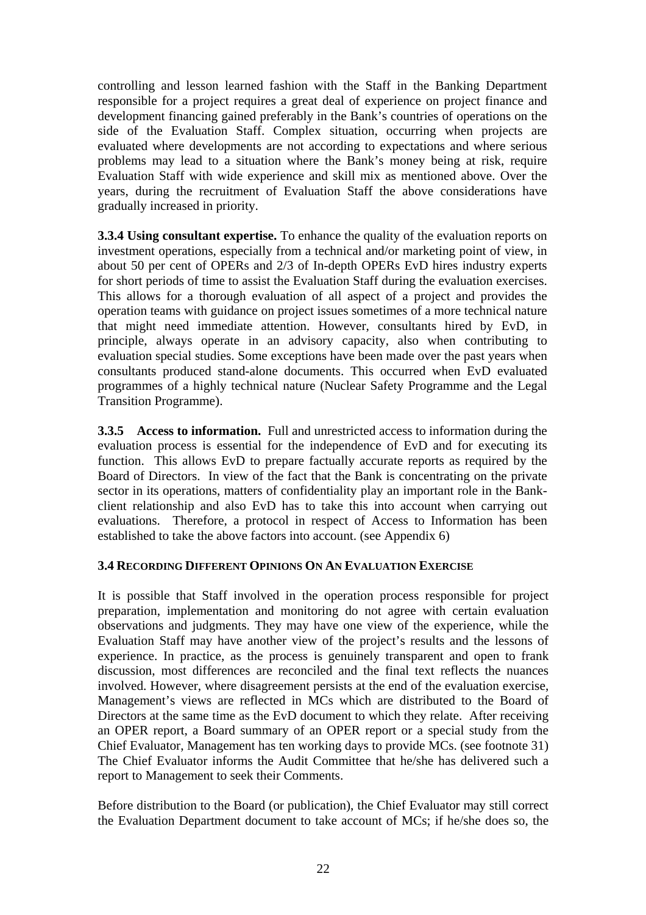controlling and lesson learned fashion with the Staff in the Banking Department responsible for a project requires a great deal of experience on project finance and development financing gained preferably in the Bank's countries of operations on the side of the Evaluation Staff. Complex situation, occurring when projects are evaluated where developments are not according to expectations and where serious problems may lead to a situation where the Bank's money being at risk, require Evaluation Staff with wide experience and skill mix as mentioned above. Over the years, during the recruitment of Evaluation Staff the above considerations have gradually increased in priority.

**3.3.4 Using consultant expertise.** To enhance the quality of the evaluation reports on investment operations, especially from a technical and/or marketing point of view, in about 50 per cent of OPERs and 2/3 of In-depth OPERs EvD hires industry experts for short periods of time to assist the Evaluation Staff during the evaluation exercises. This allows for a thorough evaluation of all aspect of a project and provides the operation teams with guidance on project issues sometimes of a more technical nature that might need immediate attention. However, consultants hired by EvD, in principle, always operate in an advisory capacity, also when contributing to evaluation special studies. Some exceptions have been made over the past years when consultants produced stand-alone documents. This occurred when EvD evaluated programmes of a highly technical nature (Nuclear Safety Programme and the Legal Transition Programme).

**3.3.5 Access to information.** Full and unrestricted access to information during the evaluation process is essential for the independence of EvD and for executing its function. This allows EvD to prepare factually accurate reports as required by the Board of Directors. In view of the fact that the Bank is concentrating on the private sector in its operations, matters of confidentiality play an important role in the Bank-client relationship and also EvD has to take this into account when carrying out evaluations. Therefore, a protocol in respect of Access to Information has been established to take the above factors into account. (see Appendix 6)

### 3.4 Recording Different Opinions On An Evaluation Exercise

It is possible that Staff involved in the operation process responsible for project preparation, implementation and monitoring do not agree with certain evaluation observations and judgments. They may have one view of the experience, while the Evaluation Staff may have another view of the project's results and the lessons of experience. In practice, as the process is genuinely transparent and open to frank discussion, most differences are reconciled and the final text reflects the nuances involved. However, where disagreement persists at the end of the evaluation exercise, Management's views are reflected in MCs which are distributed to the Board of Directors at the same time as the EvD document to which they relate. After receiving an OPER report, a Board summary of an OPER report or a special study from the Chief Evaluator, Management has ten working days to provide MCs. (see footnote 31) The Chief Evaluator informs the Audit Committee that he/she has delivered such a report to Management to seek their Comments.

Before distribution to the Board (or publication), the Chief Evaluator may still correct the Evaluation Department document to take account of MCs; if he/she does so, the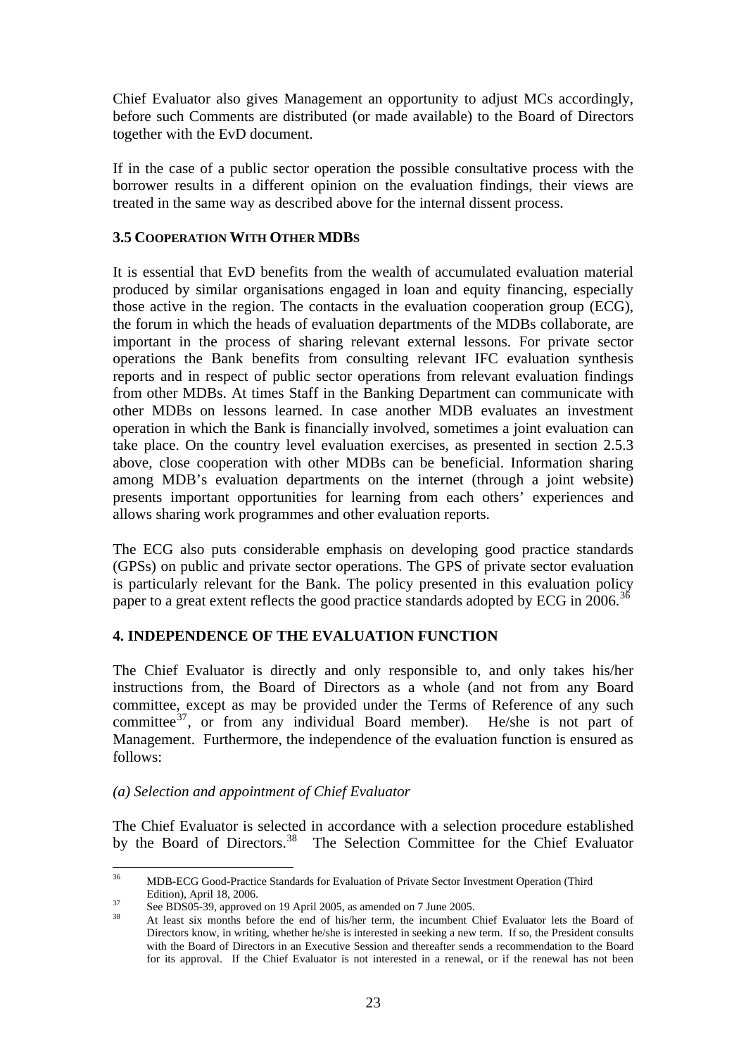Chief Evaluator also gives Management an opportunity to adjust MCs accordingly, before such Comments are distributed (or made available) to the Board of Directors together with the EvD document.

If in the case of a public sector operation the possible consultative process with the borrower results in a different opinion on the evaluation findings, their views are treated in the same way as described above for the internal dissent process.

### 3.5 COOPERATION WITH OTHER MDBS

It is essential that EvD benefits from the wealth of accumulated evaluation material produced by similar organisations engaged in loan and equity financing, especially those active in the region. The contacts in the evaluation cooperation group (ECG), the forum in which the heads of evaluation departments of the MDBs collaborate, are important in the process of sharing relevant external lessons. For private sector operations the Bank benefits from consulting relevant IFC evaluation synthesis reports and in respect of public sector operations from relevant evaluation findings from other MDBs. At times Staff in the Banking Department can communicate with other MDBs on lessons learned. In case another MDB evaluates an investment operation in which the Bank is financially involved, sometimes a joint evaluation can take place. On the country level evaluation exercises, as presented in section 2.5.3 above, close cooperation with other MDBs can be beneficial. Information sharing among MDB's evaluation departments on the internet (through a joint website) presents important opportunities for learning from each others' experiences and allows sharing work programmes and other evaluation reports.

The ECG also puts considerable emphasis on developing good practice standards (GPSs) on public and private sector operations. The GPS of private sector evaluation is particularly relevant for the Bank. The policy presented in this evaluation policy paper to a great extent reflects the good practice standards adopted by ECG in 2006.[36]

## 4. INDEPENDENCE OF THE EVALUATION FUNCTION

The Chief Evaluator is directly and only responsible to, and only takes his/her instructions from, the Board of Directors as a whole (and not from any Board committee, except as may be provided under the Terms of Reference of any such committee[37], or from any individual Board member). He/she is not part of Management. Furthermore, the independence of the evaluation function is ensured as follows:

*(a) Selection and appointment of Chief Evaluator*

The Chief Evaluator is selected in accordance with a selection procedure established by the Board of Directors.[38] The Selection Committee for the Chief Evaluator

---

[36] MDB-ECG Good-Practice Standards for Evaluation of Private Sector Investment Operation (Third Edition), April 18, 2006.

[37] See BDS05-39, approved on 19 April 2005, as amended on 7 June 2005.

[38] At least six months before the end of his/her term, the incumbent Chief Evaluator lets the Board of Directors know, in writing, whether he/she is interested in seeking a new term. If so, the President consults with the Board of Directors in an Executive Session and thereafter sends a recommendation to the Board for its approval. If the Chief Evaluator is not interested in a renewal, or if the renewal has not been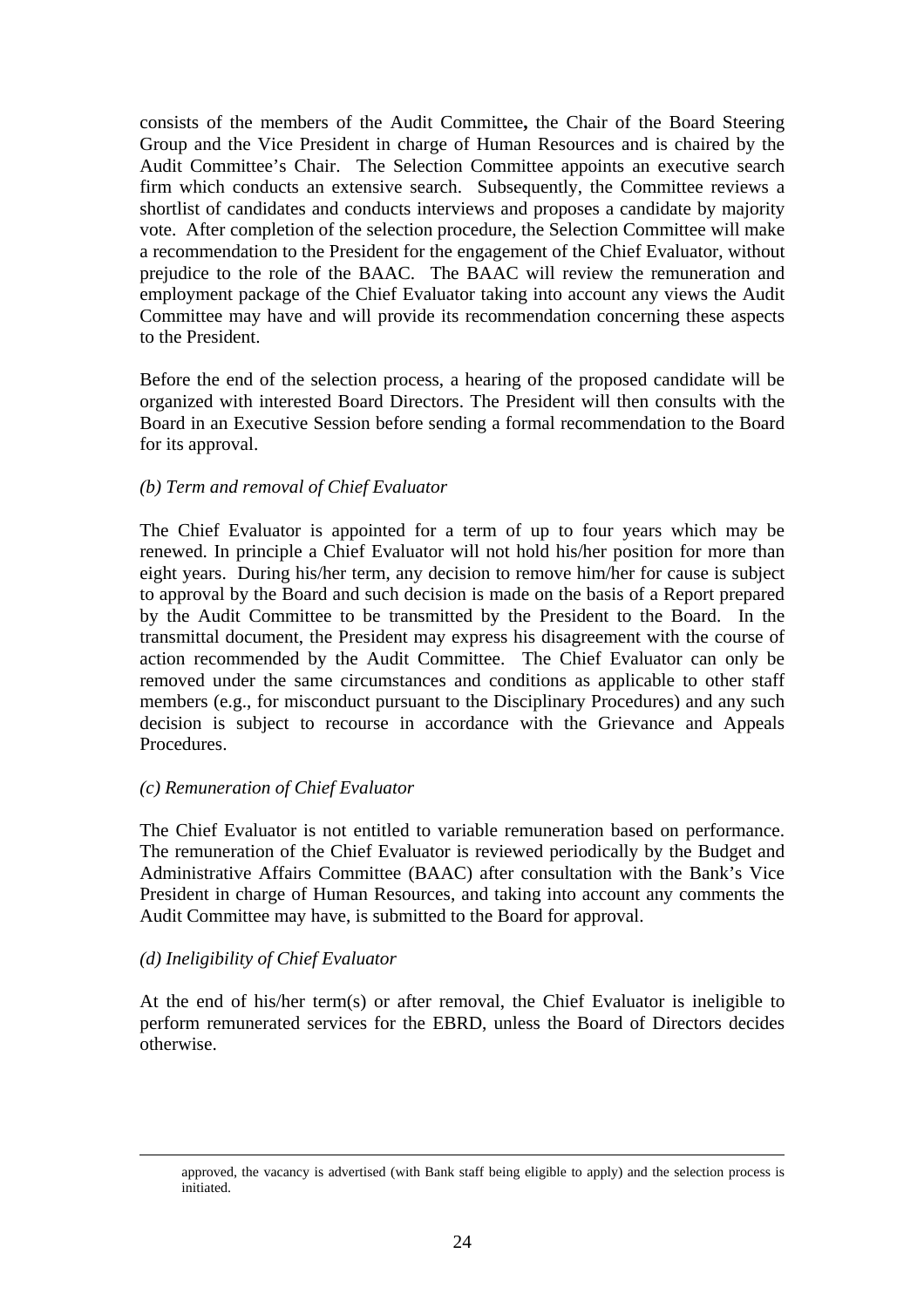consists of the members of the Audit Committee**,** the Chair of the Board Steering Group and the Vice President in charge of Human Resources and is chaired by the Audit Committee's Chair. The Selection Committee appoints an executive search firm which conducts an extensive search. Subsequently, the Committee reviews a shortlist of candidates and conducts interviews and proposes a candidate by majority vote. After completion of the selection procedure, the Selection Committee will make a recommendation to the President for the engagement of the Chief Evaluator, without prejudice to the role of the BAAC. The BAAC will review the remuneration and employment package of the Chief Evaluator taking into account any views the Audit Committee may have and will provide its recommendation concerning these aspects to the President.

Before the end of the selection process, a hearing of the proposed candidate will be organized with interested Board Directors. The President will then consults with the Board in an Executive Session before sending a formal recommendation to the Board for its approval.

*(b) Term and removal of Chief Evaluator*

The Chief Evaluator is appointed for a term of up to four years which may be renewed. In principle a Chief Evaluator will not hold his/her position for more than eight years. During his/her term, any decision to remove him/her for cause is subject to approval by the Board and such decision is made on the basis of a Report prepared by the Audit Committee to be transmitted by the President to the Board. In the transmittal document, the President may express his disagreement with the course of action recommended by the Audit Committee. The Chief Evaluator can only be removed under the same circumstances and conditions as applicable to other staff members (e.g., for misconduct pursuant to the Disciplinary Procedures) and any such decision is subject to recourse in accordance with the Grievance and Appeals Procedures.

*(c) Remuneration of Chief Evaluator*

The Chief Evaluator is not entitled to variable remuneration based on performance. The remuneration of the Chief Evaluator is reviewed periodically by the Budget and Administrative Affairs Committee (BAAC) after consultation with the Bank's Vice President in charge of Human Resources, and taking into account any comments the Audit Committee may have, is submitted to the Board for approval.

*(d) Ineligibility of Chief Evaluator*

At the end of his/her term(s) or after removal, the Chief Evaluator is ineligible to perform remunerated services for the EBRD, unless the Board of Directors decides otherwise.

---

approved, the vacancy is advertised (with Bank staff being eligible to apply) and the selection process is initiated.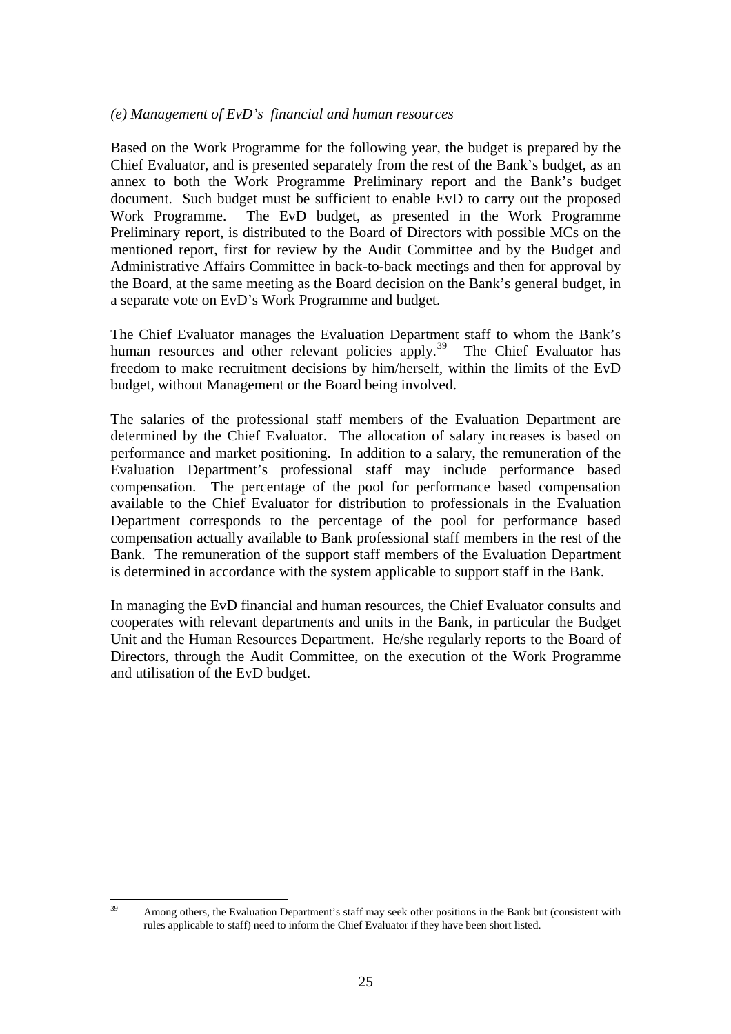*(e) Management of EvD's financial and human resources*

Based on the Work Programme for the following year, the budget is prepared by the Chief Evaluator, and is presented separately from the rest of the Bank's budget, as an annex to both the Work Programme Preliminary report and the Bank's budget document. Such budget must be sufficient to enable EvD to carry out the proposed Work Programme. The EvD budget, as presented in the Work Programme Preliminary report, is distributed to the Board of Directors with possible MCs on the mentioned report, first for review by the Audit Committee and by the Budget and Administrative Affairs Committee in back-to-back meetings and then for approval by the Board, at the same meeting as the Board decision on the Bank's general budget, in a separate vote on EvD's Work Programme and budget.

The Chief Evaluator manages the Evaluation Department staff to whom the Bank's human resources and other relevant policies apply.[39] The Chief Evaluator has freedom to make recruitment decisions by him/herself, within the limits of the EvD budget, without Management or the Board being involved.

The salaries of the professional staff members of the Evaluation Department are determined by the Chief Evaluator. The allocation of salary increases is based on performance and market positioning. In addition to a salary, the remuneration of the Evaluation Department's professional staff may include performance based compensation. The percentage of the pool for performance based compensation available to the Chief Evaluator for distribution to professionals in the Evaluation Department corresponds to the percentage of the pool for performance based compensation actually available to Bank professional staff members in the rest of the Bank. The remuneration of the support staff members of the Evaluation Department is determined in accordance with the system applicable to support staff in the Bank.

In managing the EvD financial and human resources, the Chief Evaluator consults and cooperates with relevant departments and units in the Bank, in particular the Budget Unit and the Human Resources Department. He/she regularly reports to the Board of Directors, through the Audit Committee, on the execution of the Work Programme and utilisation of the EvD budget.

[39] Among others, the Evaluation Department's staff may seek other positions in the Bank but (consistent with rules applicable to staff) need to inform the Chief Evaluator if they have been short listed.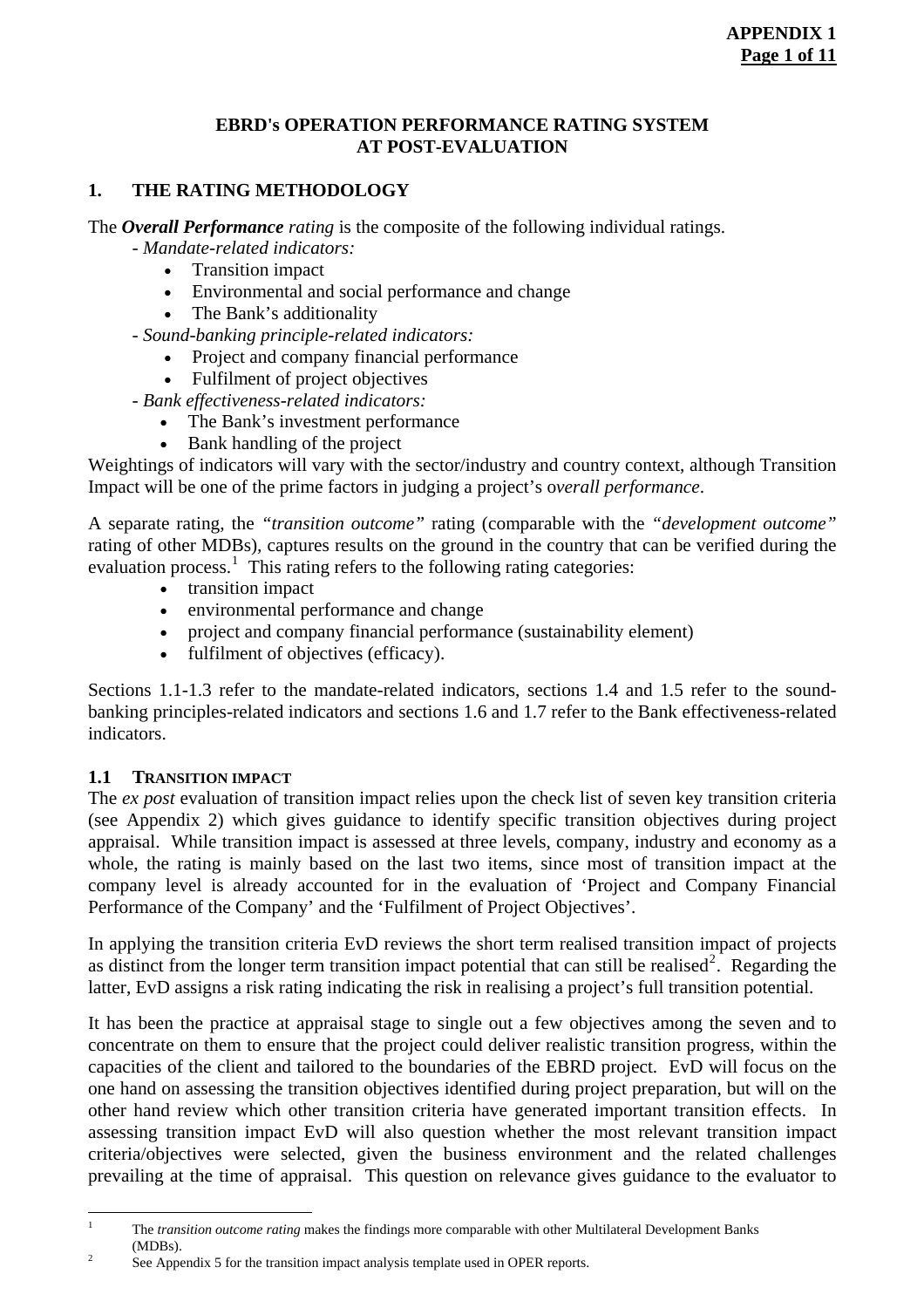APPENDIX 1

## EBRD's OPERATION PERFORMANCE RATING SYSTEM AT POST-EVALUATION

## 1. THE RATING METHODOLOGY

The ***Overall Performance*** *rating* is the composite of the following individual ratings.

- *Mandate-related indicators:*
  - Transition impact
  - Environmental and social performance and change
  - The Bank's additionality
- *Sound-banking principle-related indicators:*
  - Project and company financial performance
  - Fulfilment of project objectives
- *Bank effectiveness-related indicators:*
  - The Bank's investment performance
  - Bank handling of the project

Weightings of indicators will vary with the sector/industry and country context, although Transition Impact will be one of the prime factors in judging a project's o*verall performance*.

A separate rating, the *"transition outcome"* rating (comparable with the *"development outcome"* rating of other MDBs), captures results on the ground in the country that can be verified during the evaluation process.[1] This rating refers to the following rating categories:

- transition impact
- environmental performance and change
- project and company financial performance (sustainability element)
- fulfilment of objectives (efficacy).

Sections 1.1-1.3 refer to the mandate-related indicators, sections 1.4 and 1.5 refer to the sound-banking principles-related indicators and sections 1.6 and 1.7 refer to the Bank effectiveness-related indicators.

### 1.1 TRANSITION IMPACT

The *ex post* evaluation of transition impact relies upon the check list of seven key transition criteria (see Appendix 2) which gives guidance to identify specific transition objectives during project appraisal. While transition impact is assessed at three levels, company, industry and economy as a whole, the rating is mainly based on the last two items, since most of transition impact at the company level is already accounted for in the evaluation of 'Project and Company Financial Performance of the Company' and the 'Fulfilment of Project Objectives'.

In applying the transition criteria EvD reviews the short term realised transition impact of projects as distinct from the longer term transition impact potential that can still be realised[2]. Regarding the latter, EvD assigns a risk rating indicating the risk in realising a project's full transition potential.

It has been the practice at appraisal stage to single out a few objectives among the seven and to concentrate on them to ensure that the project could deliver realistic transition progress, within the capacities of the client and tailored to the boundaries of the EBRD project. EvD will focus on the one hand on assessing the transition objectives identified during project preparation, but will on the other hand review which other transition criteria have generated important transition effects. In assessing transition impact EvD will also question whether the most relevant transition impact criteria/objectives were selected, given the business environment and the related challenges prevailing at the time of appraisal. This question on relevance gives guidance to the evaluator to

---

[1] The *transition outcome rating* makes the findings more comparable with other Multilateral Development Banks (MDBs).

[2] See Appendix 5 for the transition impact analysis template used in OPER reports.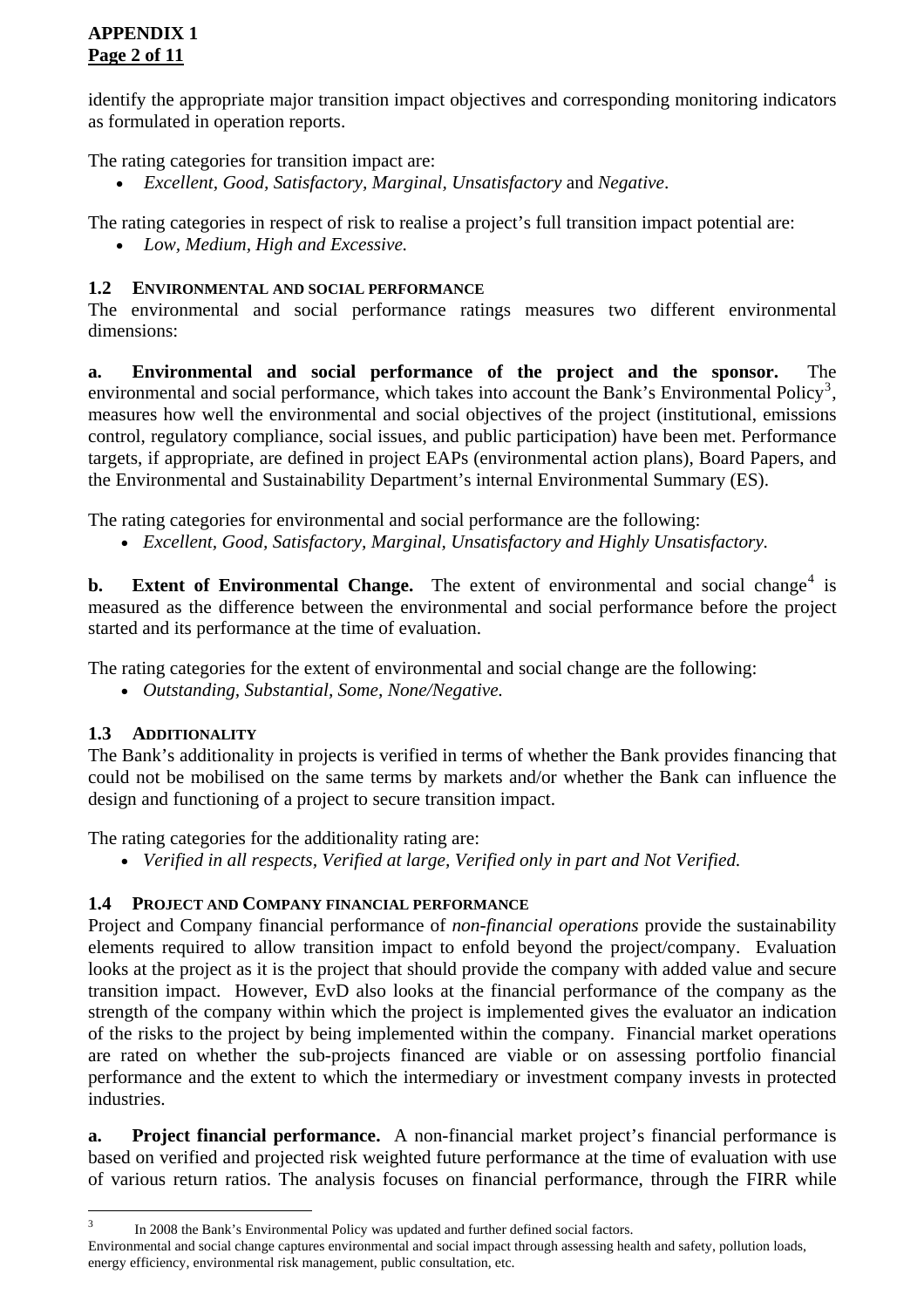identify the appropriate major transition impact objectives and corresponding monitoring indicators as formulated in operation reports.

The rating categories for transition impact are:

- *Excellent, Good, Satisfactory, Marginal, Unsatisfactory* and *Negative*.

The rating categories in respect of risk to realise a project's full transition impact potential are:

- *Low, Medium, High and Excessive.*

### 1.2 Environmental and Social Performance

The environmental and social performance ratings measures two different environmental dimensions:

**a. Environmental and social performance of the project and the sponsor.** The environmental and social performance, which takes into account the Bank's Environmental Policy[3], measures how well the environmental and social objectives of the project (institutional, emissions control, regulatory compliance, social issues, and public participation) have been met. Performance targets, if appropriate, are defined in project EAPs (environmental action plans), Board Papers, and the Environmental and Sustainability Department's internal Environmental Summary (ES).

The rating categories for environmental and social performance are the following:

- *Excellent, Good, Satisfactory, Marginal, Unsatisfactory and Highly Unsatisfactory.*

**b. Extent of Environmental Change.** The extent of environmental and social change[4] is measured as the difference between the environmental and social performance before the project started and its performance at the time of evaluation.

The rating categories for the extent of environmental and social change are the following:

- *Outstanding, Substantial, Some, None/Negative.*

### 1.3 Additionality

The Bank's additionality in projects is verified in terms of whether the Bank provides financing that could not be mobilised on the same terms by markets and/or whether the Bank can influence the design and functioning of a project to secure transition impact.

The rating categories for the additionality rating are:

- *Verified in all respects, Verified at large, Verified only in part and Not Verified.*

### 1.4 Project and Company Financial Performance

Project and Company financial performance of *non-financial operations* provide the sustainability elements required to allow transition impact to enfold beyond the project/company. Evaluation looks at the project as it is the project that should provide the company with added value and secure transition impact. However, EvD also looks at the financial performance of the company as the strength of the company within which the project is implemented gives the evaluator an indication of the risks to the project by being implemented within the company. Financial market operations are rated on whether the sub-projects financed are viable or on assessing portfolio financial performance and the extent to which the intermediary or investment company invests in protected industries.

**a. Project financial performance.** A non-financial market project's financial performance is based on verified and projected risk weighted future performance at the time of evaluation with use of various return ratios. The analysis focuses on financial performance, through the FIRR while

---

[3] In 2008 the Bank's Environmental Policy was updated and further defined social factors.

Environmental and social change captures environmental and social impact through assessing health and safety, pollution loads, energy efficiency, environmental risk management, public consultation, etc.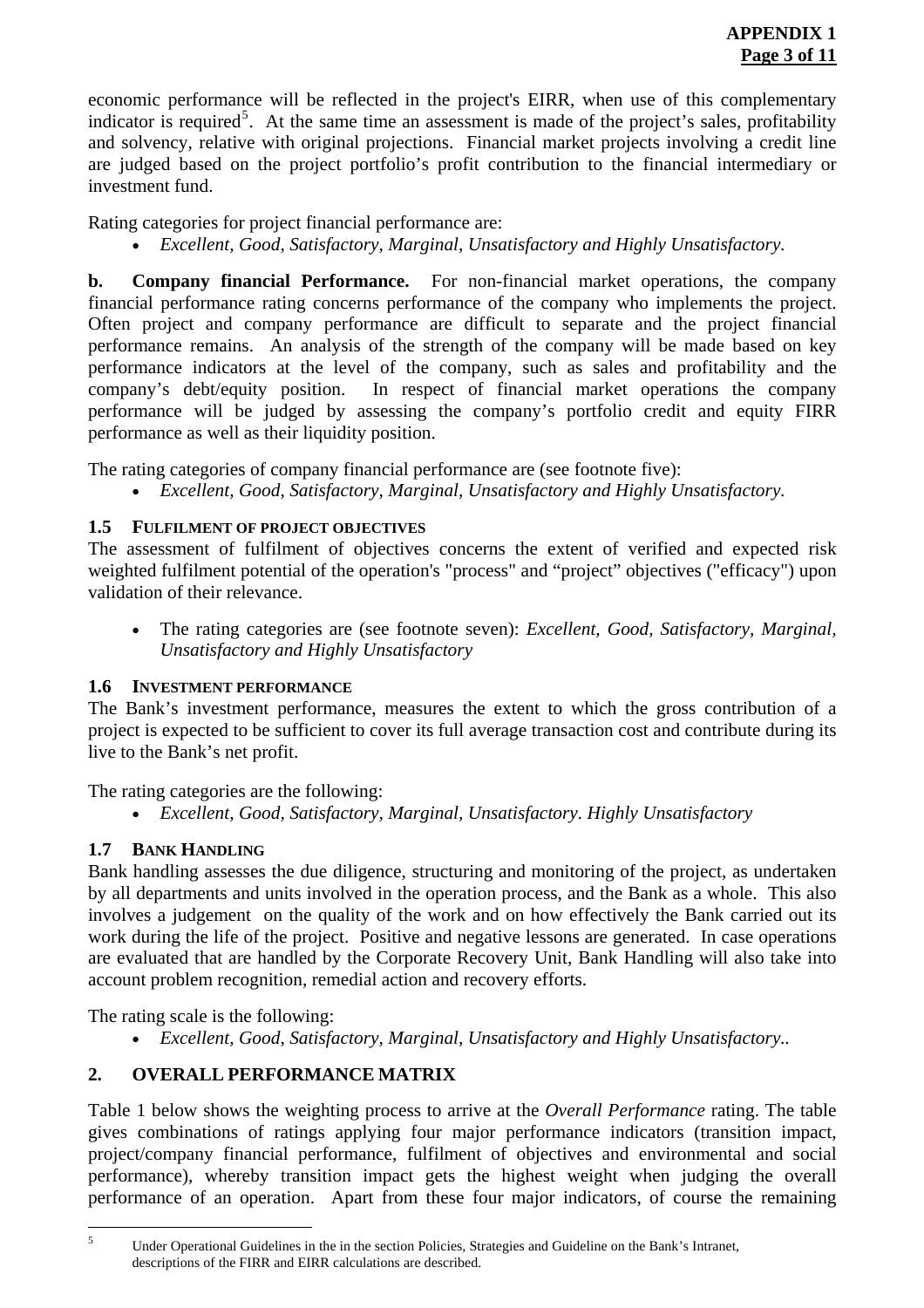economic performance will be reflected in the project's EIRR, when use of this complementary indicator is required[5]. At the same time an assessment is made of the project's sales, profitability and solvency, relative with original projections. Financial market projects involving a credit line are judged based on the project portfolio's profit contribution to the financial intermediary or investment fund.

Rating categories for project financial performance are:

- *Excellent, Good, Satisfactory, Marginal, Unsatisfactory and Highly Unsatisfactory.*

**b. Company financial Performance.** For non-financial market operations, the company financial performance rating concerns performance of the company who implements the project. Often project and company performance are difficult to separate and the project financial performance remains. An analysis of the strength of the company will be made based on key performance indicators at the level of the company, such as sales and profitability and the company's debt/equity position. In respect of financial market operations the company performance will be judged by assessing the company's portfolio credit and equity FIRR performance as well as their liquidity position.

The rating categories of company financial performance are (see footnote five):

- *Excellent, Good, Satisfactory, Marginal, Unsatisfactory and Highly Unsatisfactory.*

### 1.5 FULFILMENT OF PROJECT OBJECTIVES

The assessment of fulfilment of objectives concerns the extent of verified and expected risk weighted fulfilment potential of the operation's "process" and "project" objectives ("efficacy") upon validation of their relevance.

- The rating categories are (see footnote seven): *Excellent, Good, Satisfactory, Marginal, Unsatisfactory and Highly Unsatisfactory*

### 1.6 INVESTMENT PERFORMANCE

The Bank's investment performance, measures the extent to which the gross contribution of a project is expected to be sufficient to cover its full average transaction cost and contribute during its live to the Bank's net profit.

The rating categories are the following:

- *Excellent, Good, Satisfactory, Marginal, Unsatisfactory. Highly Unsatisfactory*

### 1.7 BANK HANDLING

Bank handling assesses the due diligence, structuring and monitoring of the project, as undertaken by all departments and units involved in the operation process, and the Bank as a whole. This also involves a judgement on the quality of the work and on how effectively the Bank carried out its work during the life of the project. Positive and negative lessons are generated. In case operations are evaluated that are handled by the Corporate Recovery Unit, Bank Handling will also take into account problem recognition, remedial action and recovery efforts.

The rating scale is the following:

- *Excellent, Good, Satisfactory, Marginal, Unsatisfactory and Highly Unsatisfactory..*

## 2. OVERALL PERFORMANCE MATRIX

Table 1 below shows the weighting process to arrive at the *Overall Performance* rating. The table gives combinations of ratings applying four major performance indicators (transition impact, project/company financial performance, fulfilment of objectives and environmental and social performance), whereby transition impact gets the highest weight when judging the overall performance of an operation. Apart from these four major indicators, of course the remaining

[5] Under Operational Guidelines in the in the section Policies, Strategies and Guideline on the Bank's Intranet, descriptions of the FIRR and EIRR calculations are described.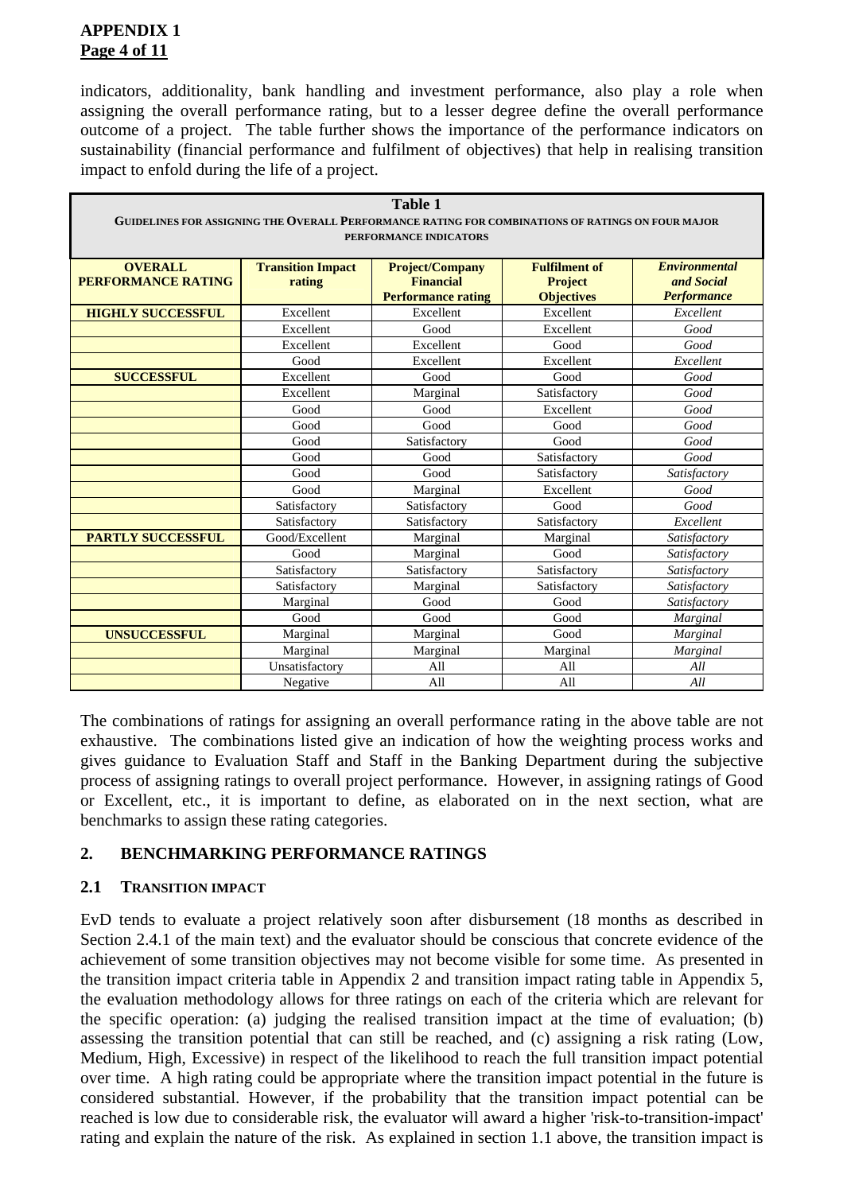indicators, additionality, bank handling and investment performance, also play a role when assigning the overall performance rating, but to a lesser degree define the overall performance outcome of a project. The table further shows the importance of the performance indicators on sustainability (financial performance and fulfilment of objectives) that help in realising transition impact to enfold during the life of a project.

**Table 1**

**GUIDELINES FOR ASSIGNING THE OVERALL PERFORMANCE RATING FOR COMBINATIONS OF RATINGS ON FOUR MAJOR PERFORMANCE INDICATORS**

| OVERALL PERFORMANCE RATING | Transition Impact rating | Project/Company Financial Performance rating | Fulfilment of Project Objectives | *Environmental and Social Performance* |
|---|---|---|---|---|
| **HIGHLY SUCCESSFUL** | Excellent | Excellent | Excellent | *Excellent* |
| | Excellent | Good | Excellent | *Good* |
| | Excellent | Excellent | Good | *Good* |
| | Good | Excellent | Excellent | *Excellent* |
| **SUCCESSFUL** | Excellent | Good | Good | *Good* |
| | Excellent | Marginal | Satisfactory | *Good* |
| | Good | Good | Excellent | *Good* |
| | Good | Good | Good | *Good* |
| | Good | Satisfactory | Good | *Good* |
| | Good | Good | Satisfactory | *Good* |
| | Good | Good | Satisfactory | *Satisfactory* |
| | Good | Marginal | Excellent | *Good* |
| | Satisfactory | Satisfactory | Good | *Good* |
| | Satisfactory | Satisfactory | Satisfactory | *Excellent* |
| **PARTLY SUCCESSFUL** | Good/Excellent | Marginal | Marginal | *Satisfactory* |
| | Good | Marginal | Good | *Satisfactory* |
| | Satisfactory | Satisfactory | Satisfactory | *Satisfactory* |
| | Satisfactory | Marginal | Satisfactory | *Satisfactory* |
| | Marginal | Good | Good | *Satisfactory* |
| | Good | Good | Good | *Marginal* |
| **UNSUCCESSFUL** | Marginal | Marginal | Good | *Marginal* |
| | Marginal | Marginal | Marginal | *Marginal* |
| | Unsatisfactory | All | All | *All* |
| | Negative | All | All | *All* |

The combinations of ratings for assigning an overall performance rating in the above table are not exhaustive. The combinations listed give an indication of how the weighting process works and gives guidance to Evaluation Staff and Staff in the Banking Department during the subjective process of assigning ratings to overall project performance. However, in assigning ratings of Good or Excellent, etc., it is important to define, as elaborated on in the next section, what are benchmarks to assign these rating categories.

## 2. BENCHMARKING PERFORMANCE RATINGS

### 2.1 TRANSITION IMPACT

EvD tends to evaluate a project relatively soon after disbursement (18 months as described in Section 2.4.1 of the main text) and the evaluator should be conscious that concrete evidence of the achievement of some transition objectives may not become visible for some time. As presented in the transition impact criteria table in Appendix 2 and transition impact rating table in Appendix 5, the evaluation methodology allows for three ratings on each of the criteria which are relevant for the specific operation: (a) judging the realised transition impact at the time of evaluation; (b) assessing the transition potential that can still be reached, and (c) assigning a risk rating (Low, Medium, High, Excessive) in respect of the likelihood to reach the full transition impact potential over time. A high rating could be appropriate where the transition impact potential in the future is considered substantial. However, if the probability that the transition impact potential can be reached is low due to considerable risk, the evaluator will award a higher 'risk-to-transition-impact' rating and explain the nature of the risk. As explained in section 1.1 above, the transition impact is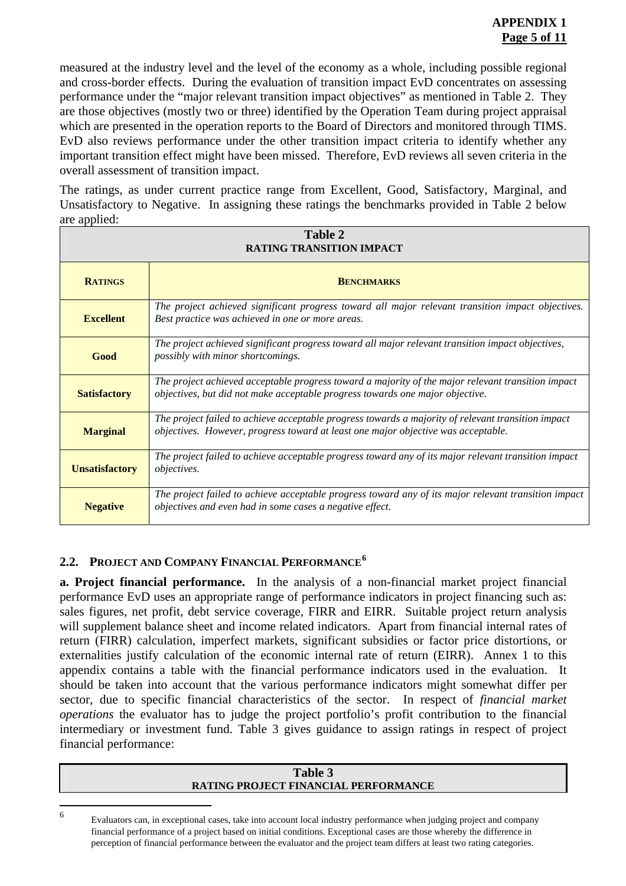measured at the industry level and the level of the economy as a whole, including possible regional and cross-border effects. During the evaluation of transition impact EvD concentrates on assessing performance under the "major relevant transition impact objectives" as mentioned in Table 2. They are those objectives (mostly two or three) identified by the Operation Team during project appraisal which are presented in the operation reports to the Board of Directors and monitored through TIMS. EvD also reviews performance under the other transition impact criteria to identify whether any important transition effect might have been missed. Therefore, EvD reviews all seven criteria in the overall assessment of transition impact.

The ratings, as under current practice range from Excellent, Good, Satisfactory, Marginal, and Unsatisfactory to Negative. In assigning these ratings the benchmarks provided in Table 2 below are applied:

**Table 2**
**RATING TRANSITION IMPACT**

| RATINGS | BENCHMARKS |
|---|---|
| **Excellent** | *The project achieved significant progress toward all major relevant transition impact objectives. Best practice was achieved in one or more areas.* |
| **Good** | *The project achieved significant progress toward all major relevant transition impact objectives, possibly with minor shortcomings.* |
| **Satisfactory** | *The project achieved acceptable progress toward a majority of the major relevant transition impact objectives, but did not make acceptable progress towards one major objective.* |
| **Marginal** | *The project failed to achieve acceptable progress towards a majority of relevant transition impact objectives. However, progress toward at least one major objective was acceptable.* |
| **Unsatisfactory** | *The project failed to achieve acceptable progress toward any of its major relevant transition impact objectives.* |
| **Negative** | *The project failed to achieve acceptable progress toward any of its major relevant transition impact objectives and even had in some cases a negative effect.* |

## 2.2. PROJECT AND COMPANY FINANCIAL PERFORMANCE[6]

**a. Project financial performance.** In the analysis of a non-financial market project financial performance EvD uses an appropriate range of performance indicators in project financing such as: sales figures, net profit, debt service coverage, FIRR and EIRR. Suitable project return analysis will supplement balance sheet and income related indicators. Apart from financial internal rates of return (FIRR) calculation, imperfect markets, significant subsidies or factor price distortions, or externalities justify calculation of the economic internal rate of return (EIRR). Annex 1 to this appendix contains a table with the financial performance indicators used in the evaluation. It should be taken into account that the various performance indicators might somewhat differ per sector, due to specific financial characteristics of the sector. In respect of *financial market operations* the evaluator has to judge the project portfolio's profit contribution to the financial intermediary or investment fund. Table 3 gives guidance to assign ratings in respect of project financial performance:

**Table 3**
**RATING PROJECT FINANCIAL PERFORMANCE**

---

[6] Evaluators can, in exceptional cases, take into account local industry performance when judging project and company financial performance of a project based on initial conditions. Exceptional cases are those whereby the difference in perception of financial performance between the evaluator and the project team differs at least two rating categories.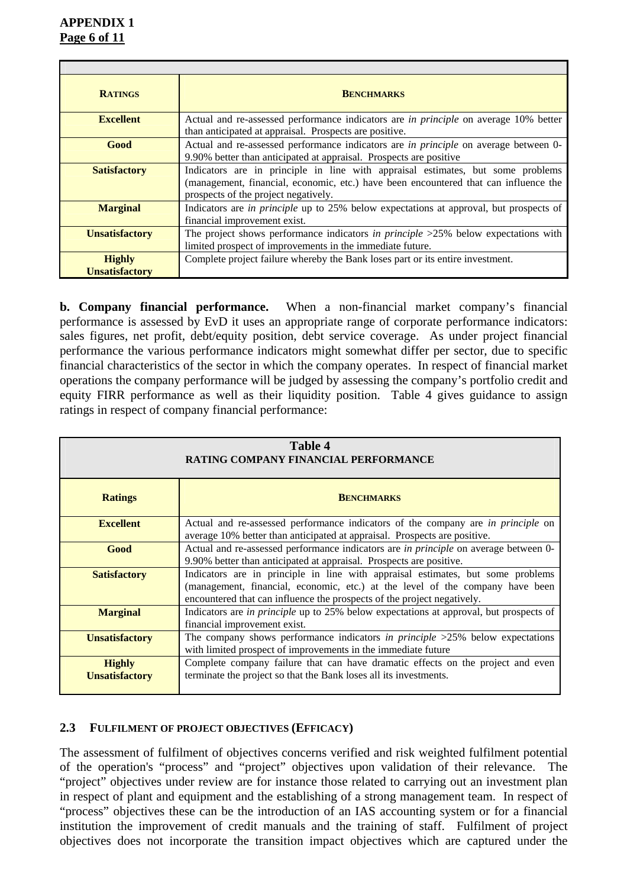| RATINGS | BENCHMARKS |
|---|---|
| **Excellent** | Actual and re-assessed performance indicators are *in principle* on average 10% better than anticipated at appraisal. Prospects are positive. |
| **Good** | Actual and re-assessed performance indicators are *in principle* on average between 0-9.90% better than anticipated at appraisal. Prospects are positive |
| **Satisfactory** | Indicators are in principle in line with appraisal estimates, but some problems (management, financial, economic, etc.) have been encountered that can influence the prospects of the project negatively. |
| **Marginal** | Indicators are *in principle* up to 25% below expectations at approval, but prospects of financial improvement exist. |
| **Unsatisfactory** | The project shows performance indicators *in principle* >25% below expectations with limited prospect of improvements in the immediate future. |
| **Highly Unsatisfactory** | Complete project failure whereby the Bank loses part or its entire investment. |

**b. Company financial performance.** When a non-financial market company's financial performance is assessed by EvD it uses an appropriate range of corporate performance indicators: sales figures, net profit, debt/equity position, debt service coverage. As under project financial performance the various performance indicators might somewhat differ per sector, due to specific financial characteristics of the sector in which the company operates. In respect of financial market operations the company performance will be judged by assessing the company's portfolio credit and equity FIRR performance as well as their liquidity position. Table 4 gives guidance to assign ratings in respect of company financial performance:

**Table 4**
**RATING COMPANY FINANCIAL PERFORMANCE**

| Ratings | BENCHMARKS |
|---|---|
| **Excellent** | Actual and re-assessed performance indicators of the company are *in principle* on average 10% better than anticipated at appraisal. Prospects are positive. |
| **Good** | Actual and re-assessed performance indicators are *in principle* on average between 0-9.90% better than anticipated at appraisal. Prospects are positive. |
| **Satisfactory** | Indicators are in principle in line with appraisal estimates, but some problems (management, financial, economic, etc.) at the level of the company have been encountered that can influence the prospects of the project negatively. |
| **Marginal** | Indicators are *in principle* up to 25% below expectations at approval, but prospects of financial improvement exist. |
| **Unsatisfactory** | The company shows performance indicators *in principle* >25% below expectations with limited prospect of improvements in the immediate future |
| **Highly Unsatisfactory** | Complete company failure that can have dramatic effects on the project and even terminate the project so that the Bank loses all its investments. |

### 2.3 FULFILMENT OF PROJECT OBJECTIVES (EFFICACY)

The assessment of fulfilment of objectives concerns verified and risk weighted fulfilment potential of the operation's "process" and "project" objectives upon validation of their relevance. The "project" objectives under review are for instance those related to carrying out an investment plan in respect of plant and equipment and the establishing of a strong management team. In respect of "process" objectives these can be the introduction of an IAS accounting system or for a financial institution the improvement of credit manuals and the training of staff. Fulfilment of project objectives does not incorporate the transition impact objectives which are captured under the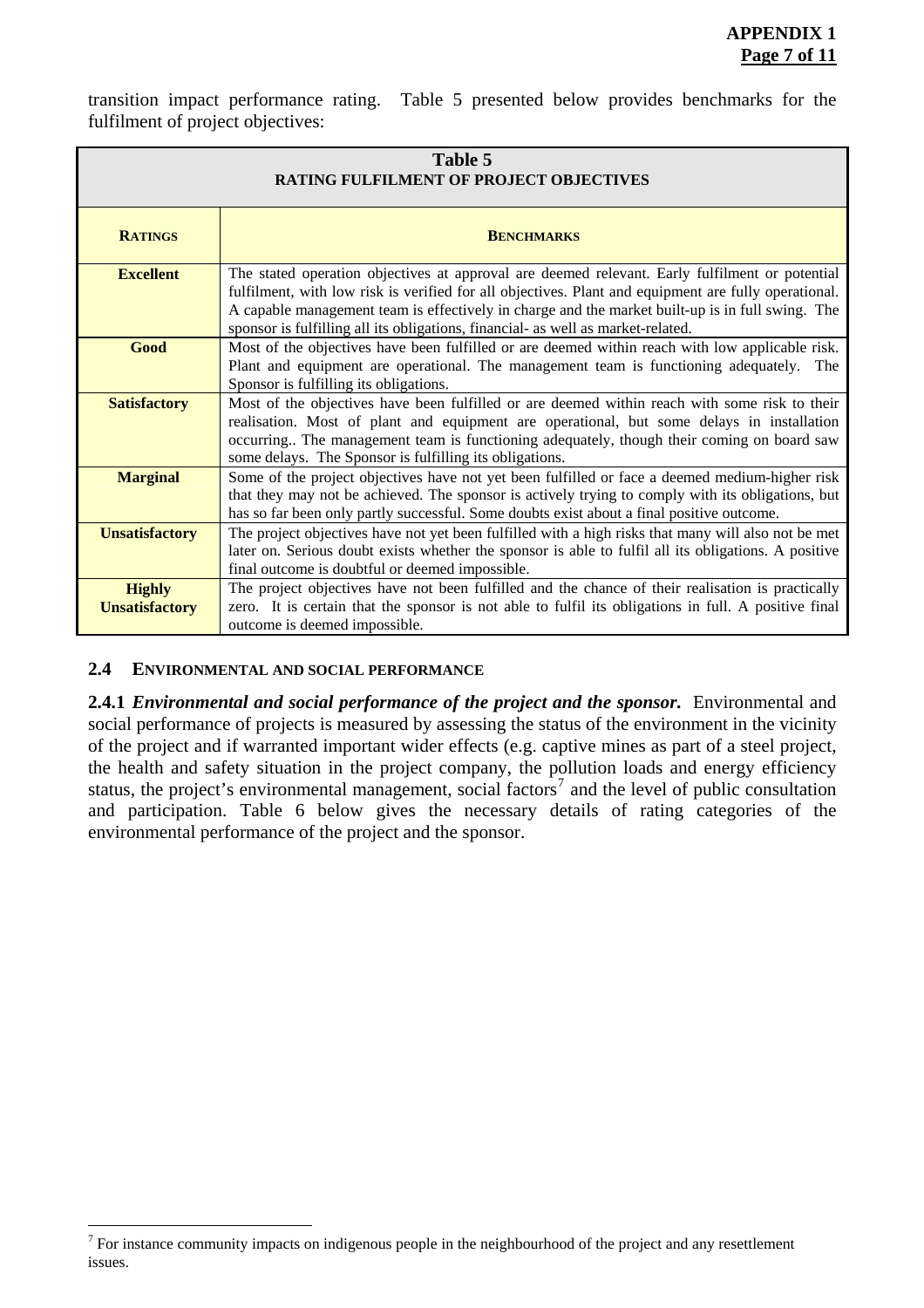transition impact performance rating. Table 5 presented below provides benchmarks for the fulfilment of project objectives:

| **Table 5**<br>**RATING FULFILMENT OF PROJECT OBJECTIVES** | |
|---|---|
| **RATINGS** | **BENCHMARKS** |
| **Excellent** | The stated operation objectives at approval are deemed relevant. Early fulfilment or potential fulfilment, with low risk is verified for all objectives. Plant and equipment are fully operational. A capable management team is effectively in charge and the market built-up is in full swing. The sponsor is fulfilling all its obligations, financial- as well as market-related. |
| **Good** | Most of the objectives have been fulfilled or are deemed within reach with low applicable risk. Plant and equipment are operational. The management team is functioning adequately. The Sponsor is fulfilling its obligations. |
| **Satisfactory** | Most of the objectives have been fulfilled or are deemed within reach with some risk to their realisation. Most of plant and equipment are operational, but some delays in installation occurring.. The management team is functioning adequately, though their coming on board saw some delays. The Sponsor is fulfilling its obligations. |
| **Marginal** | Some of the project objectives have not yet been fulfilled or face a deemed medium-higher risk that they may not be achieved. The sponsor is actively trying to comply with its obligations, but has so far been only partly successful. Some doubts exist about a final positive outcome. |
| **Unsatisfactory** | The project objectives have not yet been fulfilled with a high risks that many will also not be met later on. Serious doubt exists whether the sponsor is able to fulfil all its obligations. A positive final outcome is doubtful or deemed impossible. |
| **Highly Unsatisfactory** | The project objectives have not been fulfilled and the chance of their realisation is practically zero. It is certain that the sponsor is not able to fulfil its obligations in full. A positive final outcome is deemed impossible. |

### 2.4 ENVIRONMENTAL AND SOCIAL PERFORMANCE

**2.4.1** ***Environmental and social performance of the project and the sponsor.*** Environmental and social performance of projects is measured by assessing the status of the environment in the vicinity of the project and if warranted important wider effects (e.g. captive mines as part of a steel project, the health and safety situation in the project company, the pollution loads and energy efficiency status, the project's environmental management, social factors[7] and the level of public consultation and participation. Table 6 below gives the necessary details of rating categories of the environmental performance of the project and the sponsor.

[7] For instance community impacts on indigenous people in the neighbourhood of the project and any resettlement issues.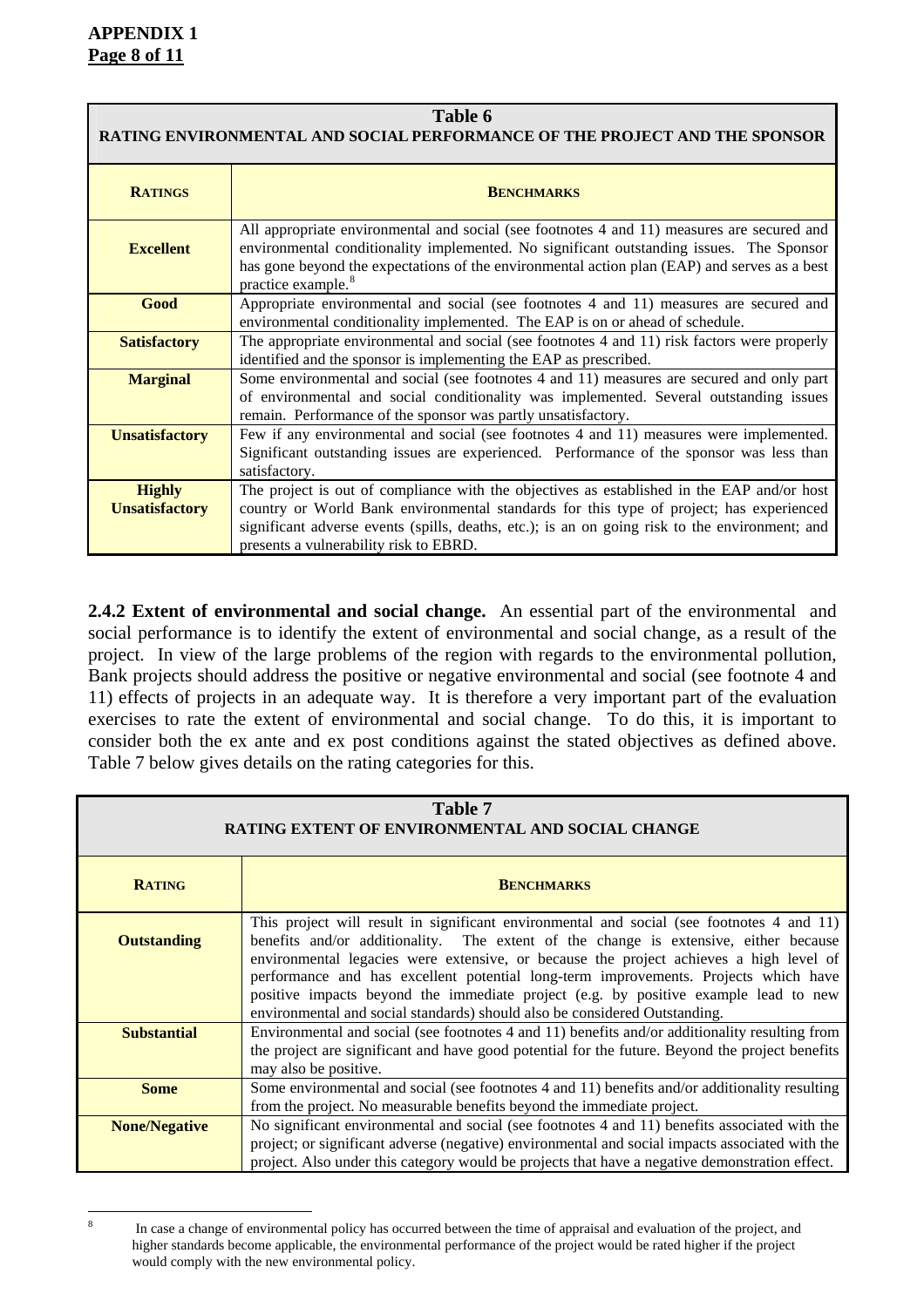**APPENDIX 1**
**Page 8 of 11**

| **Table 6**<br>**RATING ENVIRONMENTAL AND SOCIAL PERFORMANCE OF THE PROJECT AND THE SPONSOR** | |
|---|---|
| **RATINGS** | **BENCHMARKS** |
| **Excellent** | All appropriate environmental and social (see footnotes 4 and 11) measures are secured and environmental conditionality implemented. No significant outstanding issues. The Sponsor has gone beyond the expectations of the environmental action plan (EAP) and serves as a best practice example.[8] |
| **Good** | Appropriate environmental and social (see footnotes 4 and 11) measures are secured and environmental conditionality implemented. The EAP is on or ahead of schedule. |
| **Satisfactory** | The appropriate environmental and social (see footnotes 4 and 11) risk factors were properly identified and the sponsor is implementing the EAP as prescribed. |
| **Marginal** | Some environmental and social (see footnotes 4 and 11) measures are secured and only part of environmental and social conditionality was implemented. Several outstanding issues remain. Performance of the sponsor was partly unsatisfactory. |
| **Unsatisfactory** | Few if any environmental and social (see footnotes 4 and 11) measures were implemented. Significant outstanding issues are experienced. Performance of the sponsor was less than satisfactory. |
| **Highly Unsatisfactory** | The project is out of compliance with the objectives as established in the EAP and/or host country or World Bank environmental standards for this type of project; has experienced significant adverse events (spills, deaths, etc.); is an on going risk to the environment; and presents a vulnerability risk to EBRD. |

**2.4.2 Extent of environmental and social change.** An essential part of the environmental and social performance is to identify the extent of environmental and social change, as a result of the project. In view of the large problems of the region with regards to the environmental pollution, Bank projects should address the positive or negative environmental and social (see footnote 4 and 11) effects of projects in an adequate way. It is therefore a very important part of the evaluation exercises to rate the extent of environmental and social change. To do this, it is important to consider both the ex ante and ex post conditions against the stated objectives as defined above. Table 7 below gives details on the rating categories for this.

| **Table 7**<br>**RATING EXTENT OF ENVIRONMENTAL AND SOCIAL CHANGE** | |
|---|---|
| **RATING** | **BENCHMARKS** |
| **Outstanding** | This project will result in significant environmental and social (see footnotes 4 and 11) benefits and/or additionality. The extent of the change is extensive, either because environmental legacies were extensive, or because the project achieves a high level of performance and has excellent potential long-term improvements. Projects which have positive impacts beyond the immediate project (e.g. by positive example lead to new environmental and social standards) should also be considered Outstanding. |
| **Substantial** | Environmental and social (see footnotes 4 and 11) benefits and/or additionality resulting from the project are significant and have good potential for the future. Beyond the project benefits may also be positive. |
| **Some** | Some environmental and social (see footnotes 4 and 11) benefits and/or additionality resulting from the project. No measurable benefits beyond the immediate project. |
| **None/Negative** | No significant environmental and social (see footnotes 4 and 11) benefits associated with the project; or significant adverse (negative) environmental and social impacts associated with the project. Also under this category would be projects that have a negative demonstration effect. |

[8] In case a change of environmental policy has occurred between the time of appraisal and evaluation of the project, and higher standards become applicable, the environmental performance of the project would be rated higher if the project would comply with the new environmental policy.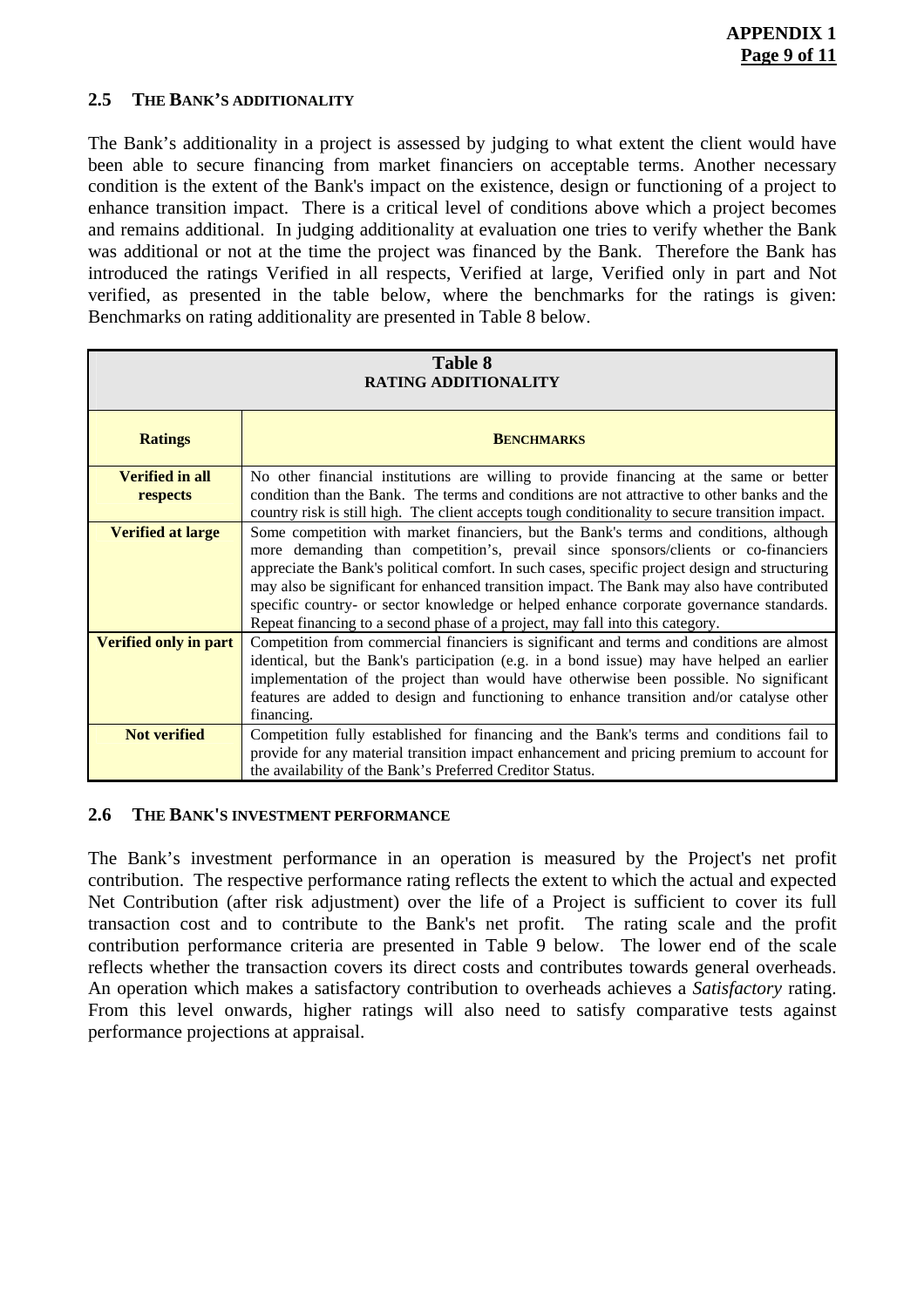### 2.5 THE BANK'S ADDITIONALITY

The Bank's additionality in a project is assessed by judging to what extent the client would have been able to secure financing from market financiers on acceptable terms. Another necessary condition is the extent of the Bank's impact on the existence, design or functioning of a project to enhance transition impact. There is a critical level of conditions above which a project becomes and remains additional. In judging additionality at evaluation one tries to verify whether the Bank was additional or not at the time the project was financed by the Bank. Therefore the Bank has introduced the ratings Verified in all respects, Verified at large, Verified only in part and Not verified, as presented in the table below, where the benchmarks for the ratings is given: Benchmarks on rating additionality are presented in Table 8 below.

**Table 8**
**RATING ADDITIONALITY**

| Ratings | Benchmarks |
|---|---|
| **Verified in all respects** | No other financial institutions are willing to provide financing at the same or better condition than the Bank. The terms and conditions are not attractive to other banks and the country risk is still high. The client accepts tough conditionality to secure transition impact. |
| **Verified at large** | Some competition with market financiers, but the Bank's terms and conditions, although more demanding than competition's, prevail since sponsors/clients or co-financiers appreciate the Bank's political comfort. In such cases, specific project design and structuring may also be significant for enhanced transition impact. The Bank may also have contributed specific country- or sector knowledge or helped enhance corporate governance standards. Repeat financing to a second phase of a project, may fall into this category. |
| **Verified only in part** | Competition from commercial financiers is significant and terms and conditions are almost identical, but the Bank's participation (e.g. in a bond issue) may have helped an earlier implementation of the project than would have otherwise been possible. No significant features are added to design and functioning to enhance transition and/or catalyse other financing. |
| **Not verified** | Competition fully established for financing and the Bank's terms and conditions fail to provide for any material transition impact enhancement and pricing premium to account for the availability of the Bank's Preferred Creditor Status. |

### 2.6 THE BANK'S INVESTMENT PERFORMANCE

The Bank's investment performance in an operation is measured by the Project's net profit contribution. The respective performance rating reflects the extent to which the actual and expected Net Contribution (after risk adjustment) over the life of a Project is sufficient to cover its full transaction cost and to contribute to the Bank's net profit. The rating scale and the profit contribution performance criteria are presented in Table 9 below. The lower end of the scale reflects whether the transaction covers its direct costs and contributes towards general overheads. An operation which makes a satisfactory contribution to overheads achieves a *Satisfactory* rating. From this level onwards, higher ratings will also need to satisfy comparative tests against performance projections at appraisal.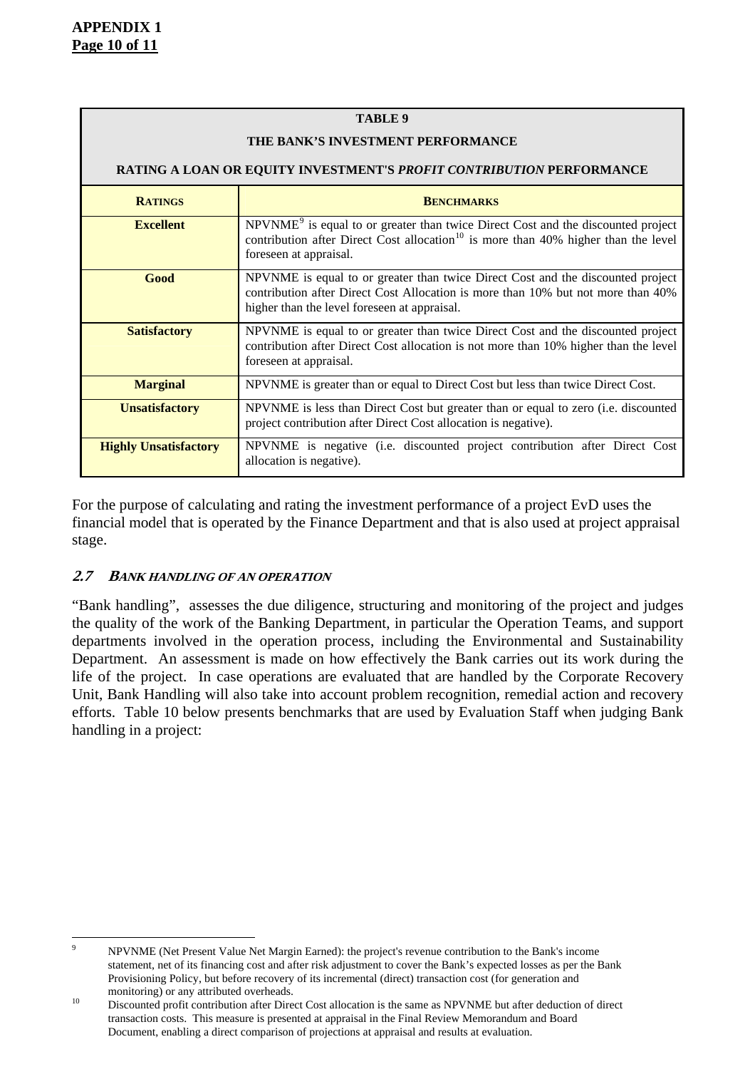**APPENDIX 1**

| **TABLE 9**<br>**THE BANK'S INVESTMENT PERFORMANCE**<br>**RATING A LOAN OR EQUITY INVESTMENT'S *PROFIT CONTRIBUTION* PERFORMANCE** | |
|---|---|
| **RATINGS** | **BENCHMARKS** |
| **Excellent** | NPVNME[9] is equal to or greater than twice Direct Cost and the discounted project contribution after Direct Cost allocation[10] is more than 40% higher than the level foreseen at appraisal. |
| **Good** | NPVNME is equal to or greater than twice Direct Cost and the discounted project contribution after Direct Cost Allocation is more than 10% but not more than 40% higher than the level foreseen at appraisal. |
| **Satisfactory** | NPVNME is equal to or greater than twice Direct Cost and the discounted project contribution after Direct Cost allocation is not more than 10% higher than the level foreseen at appraisal. |
| **Marginal** | NPVNME is greater than or equal to Direct Cost but less than twice Direct Cost. |
| **Unsatisfactory** | NPVNME is less than Direct Cost but greater than or equal to zero (i.e. discounted project contribution after Direct Cost allocation is negative). |
| **Highly Unsatisfactory** | NPVNME is negative (i.e. discounted project contribution after Direct Cost allocation is negative). |

For the purpose of calculating and rating the investment performance of a project EvD uses the financial model that is operated by the Finance Department and that is also used at project appraisal stage.

### *2.7 BANK HANDLING OF AN OPERATION*

"Bank handling", assesses the due diligence, structuring and monitoring of the project and judges the quality of the work of the Banking Department, in particular the Operation Teams, and support departments involved in the operation process, including the Environmental and Sustainability Department. An assessment is made on how effectively the Bank carries out its work during the life of the project. In case operations are evaluated that are handled by the Corporate Recovery Unit, Bank Handling will also take into account problem recognition, remedial action and recovery efforts. Table 10 below presents benchmarks that are used by Evaluation Staff when judging Bank handling in a project:

---

[9] NPVNME (Net Present Value Net Margin Earned): the project's revenue contribution to the Bank's income statement, net of its financing cost and after risk adjustment to cover the Bank's expected losses as per the Bank Provisioning Policy, but before recovery of its incremental (direct) transaction cost (for generation and monitoring) or any attributed overheads.

[10] Discounted profit contribution after Direct Cost allocation is the same as NPVNME but after deduction of direct transaction costs. This measure is presented at appraisal in the Final Review Memorandum and Board Document, enabling a direct comparison of projections at appraisal and results at evaluation.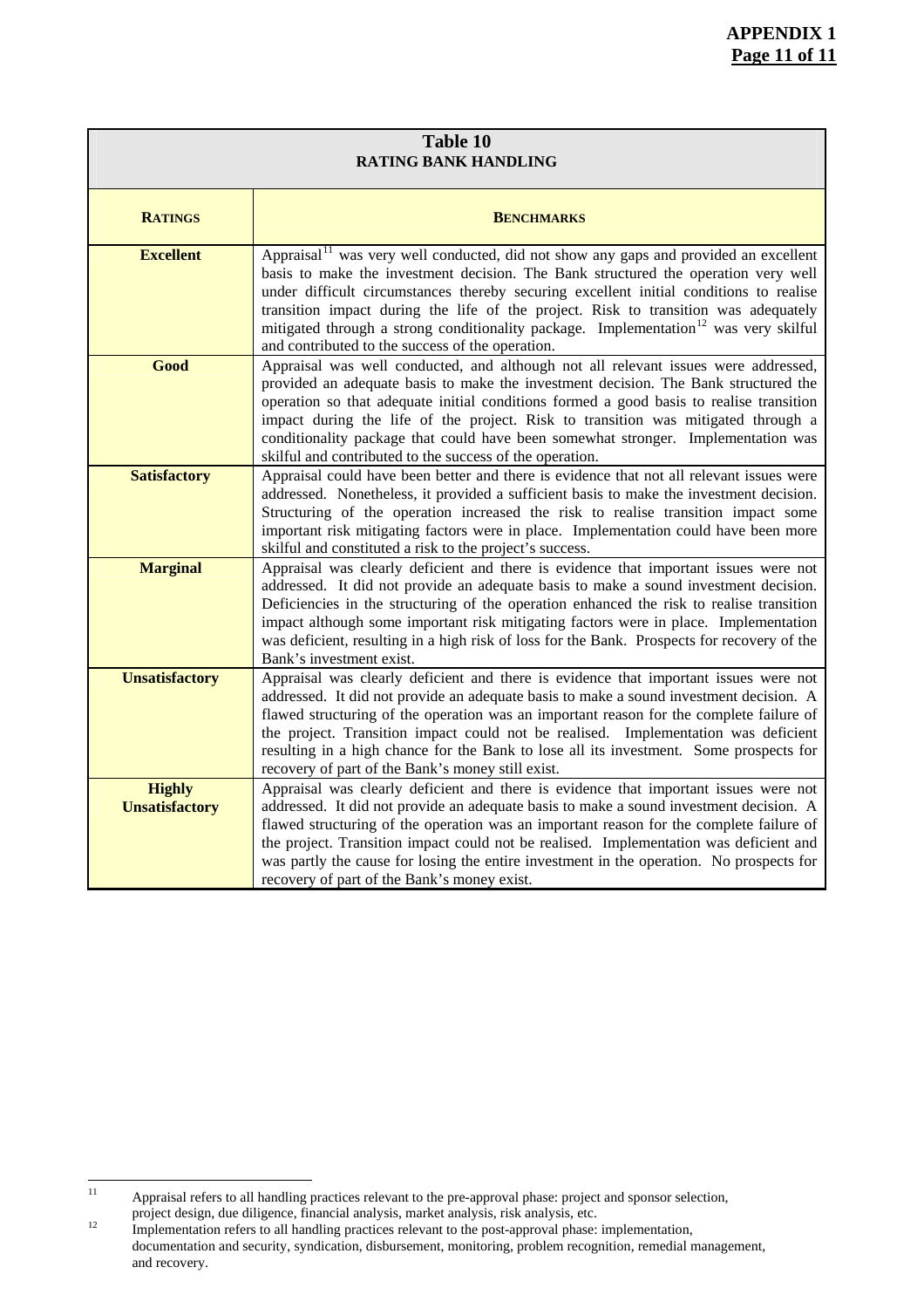**APPENDIX 1**

| **Table 10**<br>**RATING BANK HANDLING** | |
|---|---|
| **Ratings** | **Benchmarks** |
| **Excellent** | Appraisal[11] was very well conducted, did not show any gaps and provided an excellent basis to make the investment decision. The Bank structured the operation very well under difficult circumstances thereby securing excellent initial conditions to realise transition impact during the life of the project. Risk to transition was adequately mitigated through a strong conditionality package. Implementation[12] was very skilful and contributed to the success of the operation. |
| **Good** | Appraisal was well conducted, and although not all relevant issues were addressed, provided an adequate basis to make the investment decision. The Bank structured the operation so that adequate initial conditions formed a good basis to realise transition impact during the life of the project. Risk to transition was mitigated through a conditionality package that could have been somewhat stronger. Implementation was skilful and contributed to the success of the operation. |
| **Satisfactory** | Appraisal could have been better and there is evidence that not all relevant issues were addressed. Nonetheless, it provided a sufficient basis to make the investment decision. Structuring of the operation increased the risk to realise transition impact some important risk mitigating factors were in place. Implementation could have been more skilful and constituted a risk to the project's success. |
| **Marginal** | Appraisal was clearly deficient and there is evidence that important issues were not addressed. It did not provide an adequate basis to make a sound investment decision. Deficiencies in the structuring of the operation enhanced the risk to realise transition impact although some important risk mitigating factors were in place. Implementation was deficient, resulting in a high risk of loss for the Bank. Prospects for recovery of the Bank's investment exist. |
| **Unsatisfactory** | Appraisal was clearly deficient and there is evidence that important issues were not addressed. It did not provide an adequate basis to make a sound investment decision. A flawed structuring of the operation was an important reason for the complete failure of the project. Transition impact could not be realised. Implementation was deficient resulting in a high chance for the Bank to lose all its investment. Some prospects for recovery of part of the Bank's money still exist. |
| **Highly Unsatisfactory** | Appraisal was clearly deficient and there is evidence that important issues were not addressed. It did not provide an adequate basis to make a sound investment decision. A flawed structuring of the operation was an important reason for the complete failure of the project. Transition impact could not be realised. Implementation was deficient and was partly the cause for losing the entire investment in the operation. No prospects for recovery of part of the Bank's money exist. |

[11] Appraisal refers to all handling practices relevant to the pre-approval phase: project and sponsor selection, project design, due diligence, financial analysis, market analysis, risk analysis, etc.

[12] Implementation refers to all handling practices relevant to the post-approval phase: implementation, documentation and security, syndication, disbursement, monitoring, problem recognition, remedial management, and recovery.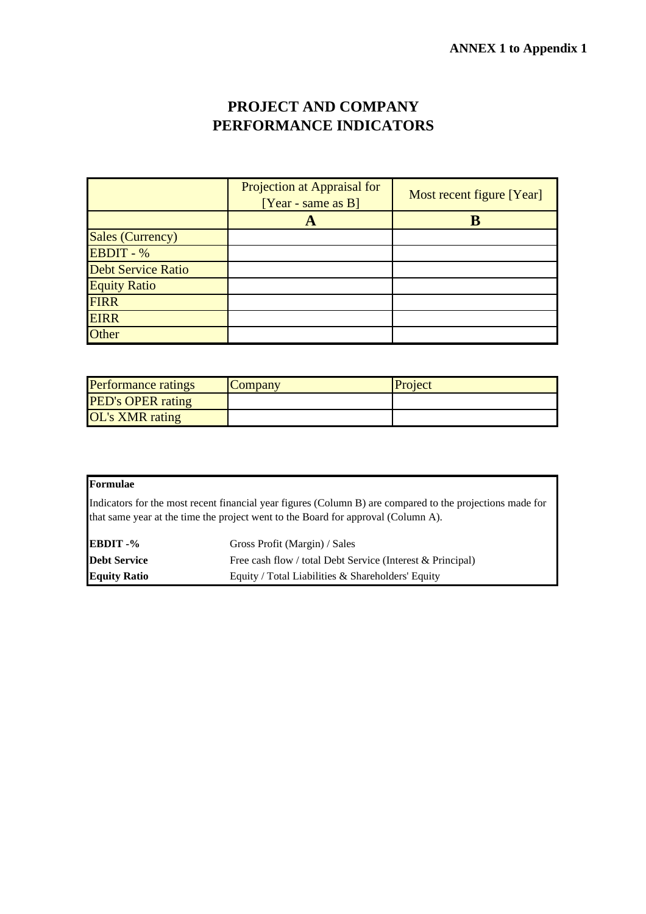**ANNEX 1 to Appendix 1**

# PROJECT AND COMPANY PERFORMANCE INDICATORS

| | Projection at Appraisal for [Year - same as B] | Most recent figure [Year] |
|---|---|---|
| | **A** | **B** |
| Sales (Currency) | | |
| EBDIT - % | | |
| Debt Service Ratio | | |
| Equity Ratio | | |
| FIRR | | |
| EIRR | | |
| Other | | |

| Performance ratings | Company | Project |
|---|---|---|
| PED's OPER rating | | |
| OL's XMR rating | | |

**Formulae**

Indicators for the most recent financial year figures (Column B) are compared to the projections made for that same year at the time the project went to the Board for approval (Column A).

| | |
|---|---|
| **EBDIT -%** | Gross Profit (Margin) / Sales |
| **Debt Service** | Free cash flow / total Debt Service (Interest & Principal) |
| **Equity Ratio** | Equity / Total Liabilities & Shareholders' Equity |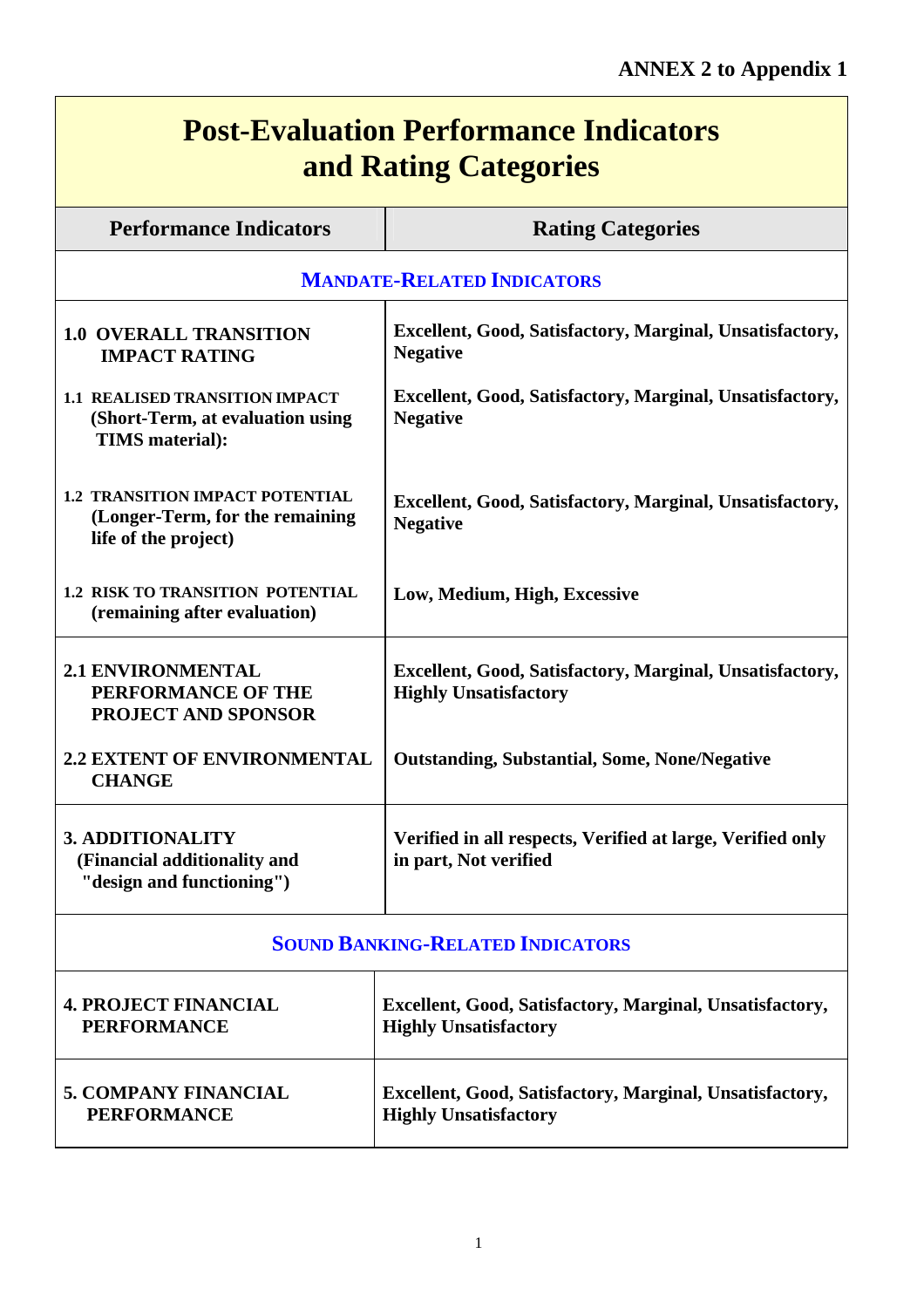**ANNEX 2 to Appendix 1**

# Post-Evaluation Performance Indicators and Rating Categories

| Performance Indicators | Rating Categories |
|---|---|
| **MANDATE-RELATED INDICATORS** | |
| **1.0 OVERALL TRANSITION IMPACT RATING** | **Excellent, Good, Satisfactory, Marginal, Unsatisfactory, Negative** |
| **1.1 REALISED TRANSITION IMPACT (Short-Term, at evaluation using TIMS material):** | **Excellent, Good, Satisfactory, Marginal, Unsatisfactory, Negative** |
| **1.2 TRANSITION IMPACT POTENTIAL (Longer-Term, for the remaining life of the project)** | **Excellent, Good, Satisfactory, Marginal, Unsatisfactory, Negative** |
| **1.2 RISK TO TRANSITION POTENTIAL (remaining after evaluation)** | **Low, Medium, High, Excessive** |
| **2.1 ENVIRONMENTAL PERFORMANCE OF THE PROJECT AND SPONSOR** | **Excellent, Good, Satisfactory, Marginal, Unsatisfactory, Highly Unsatisfactory** |
| **2.2 EXTENT OF ENVIRONMENTAL CHANGE** | **Outstanding, Substantial, Some, None/Negative** |
| **3. ADDITIONALITY (Financial additionality and "design and functioning")** | **Verified in all respects, Verified at large, Verified only in part, Not verified** |
| **SOUND BANKING-RELATED INDICATORS** | |
| **4. PROJECT FINANCIAL PERFORMANCE** | **Excellent, Good, Satisfactory, Marginal, Unsatisfactory, Highly Unsatisfactory** |
| **5. COMPANY FINANCIAL PERFORMANCE** | **Excellent, Good, Satisfactory, Marginal, Unsatisfactory, Highly Unsatisfactory** |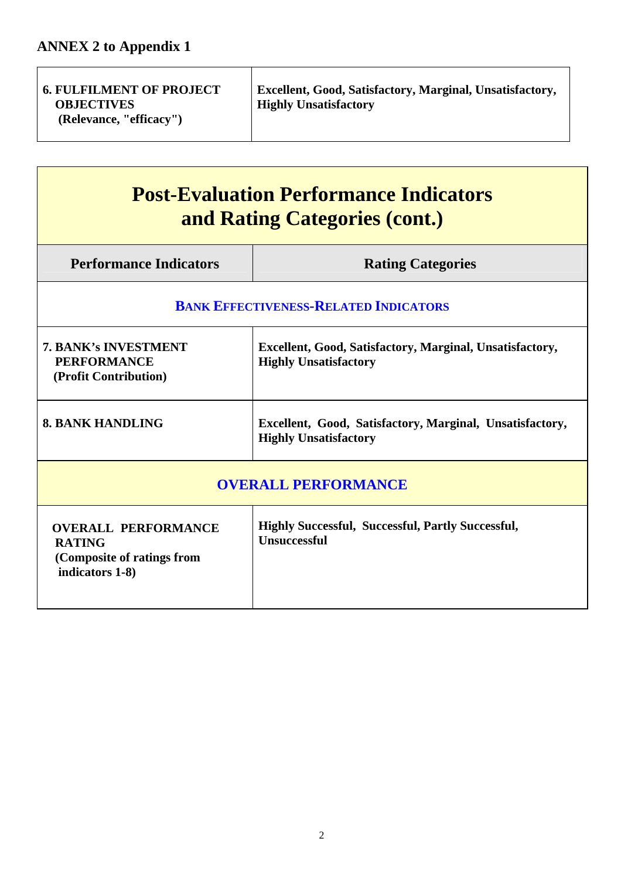## ANNEX 2 to Appendix 1

| **6. FULFILMENT OF PROJECT OBJECTIVES (Relevance, "efficacy")** | **Excellent, Good, Satisfactory, Marginal, Unsatisfactory, Highly Unsatisfactory** |
|---|---|

# Post-Evaluation Performance Indicators and Rating Categories (cont.)

| Performance Indicators | Rating Categories |
|---|---|
| **BANK EFFECTIVENESS-RELATED INDICATORS** | |
| **7. BANK's INVESTMENT PERFORMANCE (Profit Contribution)** | **Excellent, Good, Satisfactory, Marginal, Unsatisfactory, Highly Unsatisfactory** |
| **8. BANK HANDLING** | **Excellent, Good, Satisfactory, Marginal, Unsatisfactory, Highly Unsatisfactory** |
| **OVERALL PERFORMANCE** | |
| **OVERALL PERFORMANCE RATING (Composite of ratings from indicators 1-8)** | **Highly Successful, Successful, Partly Successful, Unsuccessful** |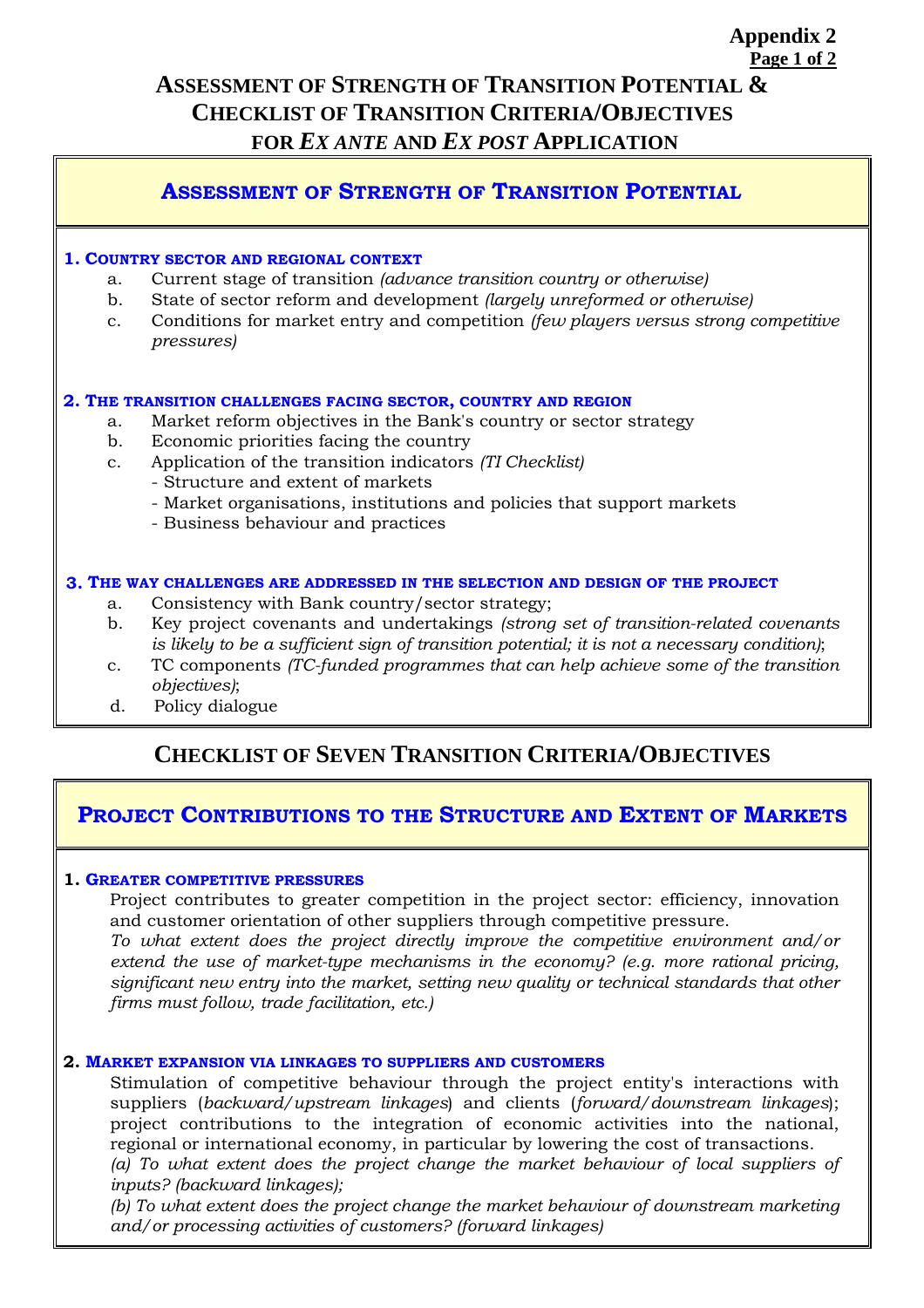**Appendix 2**

# ASSESSMENT OF STRENGTH OF TRANSITION POTENTIAL & CHECKLIST OF TRANSITION CRITERIA/OBJECTIVES FOR *EX ANTE* AND *EX POST* APPLICATION

## ASSESSMENT OF STRENGTH OF TRANSITION POTENTIAL

### 1. COUNTRY SECTOR AND REGIONAL CONTEXT

a. Current stage of transition *(advance transition country or otherwise)*
b. State of sector reform and development *(largely unreformed or otherwise)*
c. Conditions for market entry and competition *(few players versus strong competitive pressures)*

### 2. THE TRANSITION CHALLENGES FACING SECTOR, COUNTRY AND REGION

a. Market reform objectives in the Bank's country or sector strategy
b. Economic priorities facing the country
c. Application of the transition indicators *(TI Checklist)*
   - Structure and extent of markets
   - Market organisations, institutions and policies that support markets
   - Business behaviour and practices

### 3. THE WAY CHALLENGES ARE ADDRESSED IN THE SELECTION AND DESIGN OF THE PROJECT

a. Consistency with Bank country/sector strategy;
b. Key project covenants and undertakings *(strong set of transition-related covenants is likely to be a sufficient sign of transition potential; it is not a necessary condition)*;
c. TC components *(TC-funded programmes that can help achieve some of the transition objectives)*;
d. Policy dialogue

## CHECKLIST OF SEVEN TRANSITION CRITERIA/OBJECTIVES

## PROJECT CONTRIBUTIONS TO THE STRUCTURE AND EXTENT OF MARKETS

### 1. GREATER COMPETITIVE PRESSURES

Project contributes to greater competition in the project sector: efficiency, innovation and customer orientation of other suppliers through competitive pressure.

*To what extent does the project directly improve the competitive environment and/or extend the use of market-type mechanisms in the economy? (e.g. more rational pricing, significant new entry into the market, setting new quality or technical standards that other firms must follow, trade facilitation, etc.)*

### 2. MARKET EXPANSION VIA LINKAGES TO SUPPLIERS AND CUSTOMERS

Stimulation of competitive behaviour through the project entity's interactions with suppliers (*backward/upstream linkages*) and clients (*forward/downstream linkages*); project contributions to the integration of economic activities into the national, regional or international economy, in particular by lowering the cost of transactions.

*(a) To what extent does the project change the market behaviour of local suppliers of inputs? (backward linkages);*

*(b) To what extent does the project change the market behaviour of downstream marketing and/or processing activities of customers? (forward linkages)*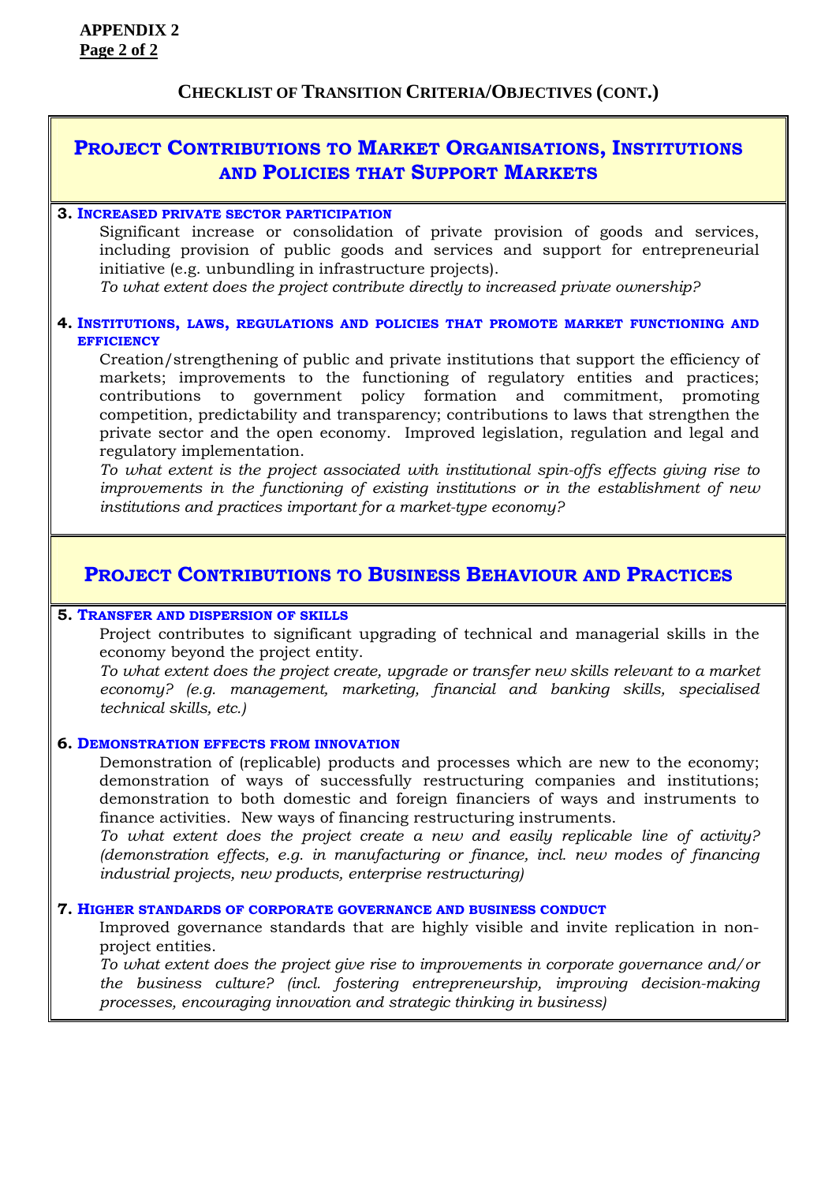**APPENDIX 2**
**Page 2 of 2**

## Checklist of Transition Criteria/Objectives (cont.)

## Project Contributions to Market Organisations, Institutions and Policies that Support Markets

### 3. Increased private sector participation

Significant increase or consolidation of private provision of goods and services, including provision of public goods and services and support for entrepreneurial initiative (e.g. unbundling in infrastructure projects).

*To what extent does the project contribute directly to increased private ownership?*

### 4. Institutions, laws, regulations and policies that promote market functioning and efficiency

Creation/strengthening of public and private institutions that support the efficiency of markets; improvements to the functioning of regulatory entities and practices; contributions to government policy formation and commitment, promoting competition, predictability and transparency; contributions to laws that strengthen the private sector and the open economy. Improved legislation, regulation and legal and regulatory implementation.

*To what extent is the project associated with institutional spin-offs effects giving rise to improvements in the functioning of existing institutions or in the establishment of new institutions and practices important for a market-type economy?*

## Project Contributions to Business Behaviour and Practices

### 5. Transfer and dispersion of skills

Project contributes to significant upgrading of technical and managerial skills in the economy beyond the project entity.

*To what extent does the project create, upgrade or transfer new skills relevant to a market economy? (e.g. management, marketing, financial and banking skills, specialised technical skills, etc.)*

### 6. Demonstration effects from innovation

Demonstration of (replicable) products and processes which are new to the economy; demonstration of ways of successfully restructuring companies and institutions; demonstration to both domestic and foreign financiers of ways and instruments to finance activities. New ways of financing restructuring instruments.

*To what extent does the project create a new and easily replicable line of activity? (demonstration effects, e.g. in manufacturing or finance, incl. new modes of financing industrial projects, new products, enterprise restructuring)*

### 7. Higher standards of corporate governance and business conduct

Improved governance standards that are highly visible and invite replication in non-project entities.

*To what extent does the project give rise to improvements in corporate governance and/or the business culture? (incl. fostering entrepreneurship, improving decision-making processes, encouraging innovation and strategic thinking in business)*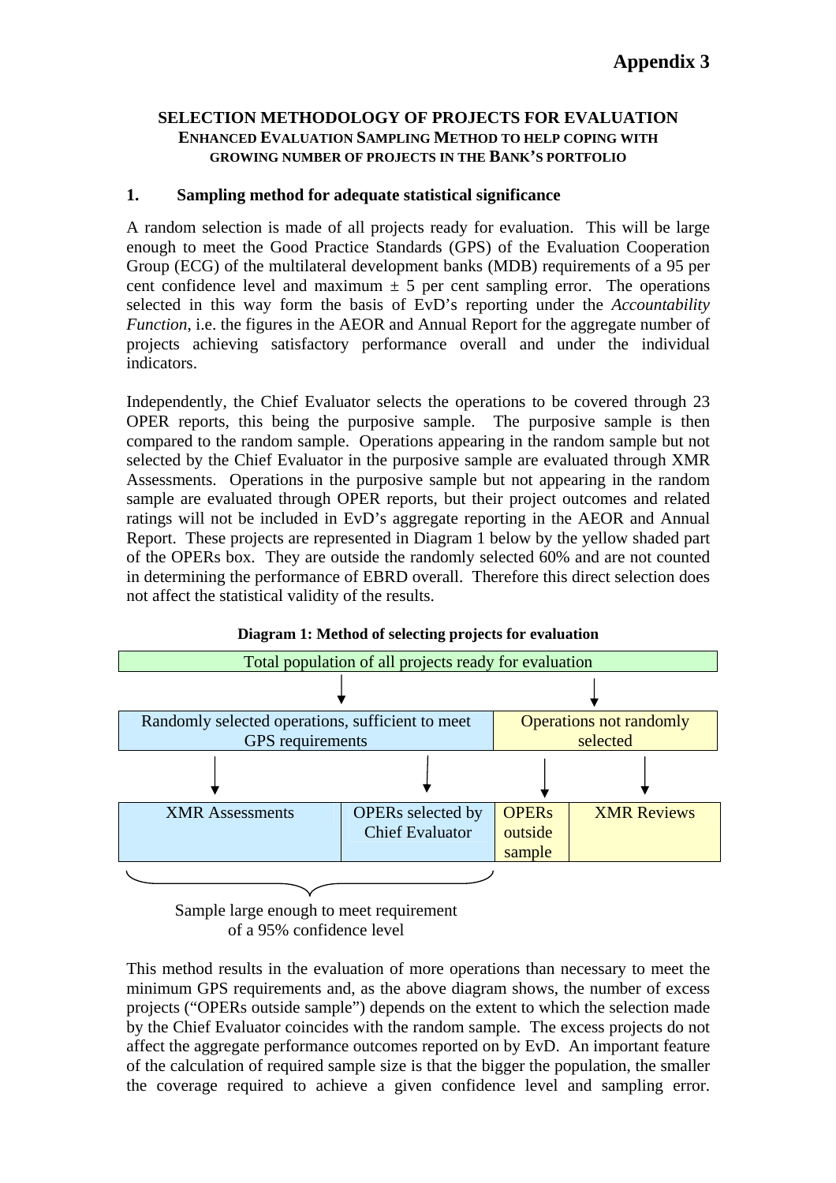**Appendix 3**

## SELECTION METHODOLOGY OF PROJECTS FOR EVALUATION

### ENHANCED EVALUATION SAMPLING METHOD TO HELP COPING WITH GROWING NUMBER OF PROJECTS IN THE BANK'S PORTFOLIO

### 1. Sampling method for adequate statistical significance

A random selection is made of all projects ready for evaluation. This will be large enough to meet the Good Practice Standards (GPS) of the Evaluation Cooperation Group (ECG) of the multilateral development banks (MDB) requirements of a 95 per cent confidence level and maximum ± 5 per cent sampling error. The operations selected in this way form the basis of EvD's reporting under the *Accountability Function*, i.e. the figures in the AEOR and Annual Report for the aggregate number of projects achieving satisfactory performance overall and under the individual indicators.

Independently, the Chief Evaluator selects the operations to be covered through 23 OPER reports, this being the purposive sample. The purposive sample is then compared to the random sample. Operations appearing in the random sample but not selected by the Chief Evaluator in the purposive sample are evaluated through XMR Assessments. Operations in the purposive sample but not appearing in the random sample are evaluated through OPER reports, but their project outcomes and related ratings will not be included in EvD's aggregate reporting in the AEOR and Annual Report. These projects are represented in Diagram 1 below by the yellow shaded part of the OPERs box. They are outside the randomly selected 60% and are not counted in determining the performance of EBRD overall. Therefore this direct selection does not affect the statistical validity of the results.

**Diagram 1: Method of selecting projects for evaluation**

| Total population of all projects ready for evaluation | | | |
|---|---|---|---|
| Randomly selected operations, sufficient to meet GPS requirements | | Operations not randomly selected | |
| XMR Assessments | OPERs selected by Chief Evaluator | OPERs outside sample | XMR Reviews |
| Sample large enough to meet requirement of a 95% confidence level | | | |

This method results in the evaluation of more operations than necessary to meet the minimum GPS requirements and, as the above diagram shows, the number of excess projects ("OPERs outside sample") depends on the extent to which the selection made by the Chief Evaluator coincides with the random sample. The excess projects do not affect the aggregate performance outcomes reported on by EvD. An important feature of the calculation of required sample size is that the bigger the population, the smaller the coverage required to achieve a given confidence level and sampling error.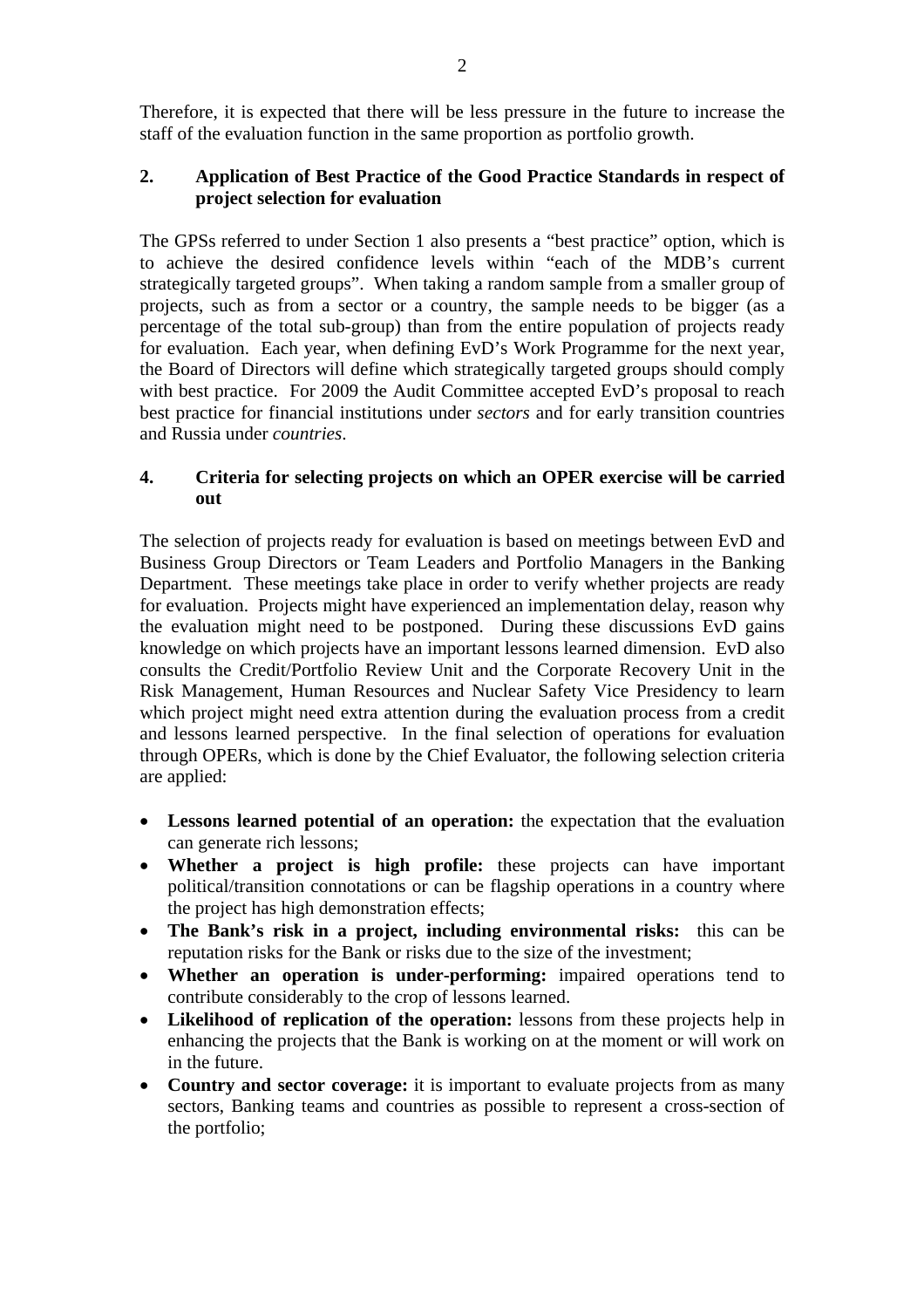Therefore, it is expected that there will be less pressure in the future to increase the staff of the evaluation function in the same proportion as portfolio growth.

## 2. Application of Best Practice of the Good Practice Standards in respect of project selection for evaluation

The GPSs referred to under Section 1 also presents a "best practice" option, which is to achieve the desired confidence levels within "each of the MDB's current strategically targeted groups". When taking a random sample from a smaller group of projects, such as from a sector or a country, the sample needs to be bigger (as a percentage of the total sub-group) than from the entire population of projects ready for evaluation. Each year, when defining EvD's Work Programme for the next year, the Board of Directors will define which strategically targeted groups should comply with best practice. For 2009 the Audit Committee accepted EvD's proposal to reach best practice for financial institutions under *sectors* and for early transition countries and Russia under *countries*.

## 4. Criteria for selecting projects on which an OPER exercise will be carried out

The selection of projects ready for evaluation is based on meetings between EvD and Business Group Directors or Team Leaders and Portfolio Managers in the Banking Department. These meetings take place in order to verify whether projects are ready for evaluation. Projects might have experienced an implementation delay, reason why the evaluation might need to be postponed. During these discussions EvD gains knowledge on which projects have an important lessons learned dimension. EvD also consults the Credit/Portfolio Review Unit and the Corporate Recovery Unit in the Risk Management, Human Resources and Nuclear Safety Vice Presidency to learn which project might need extra attention during the evaluation process from a credit and lessons learned perspective. In the final selection of operations for evaluation through OPERs, which is done by the Chief Evaluator, the following selection criteria are applied:

- **Lessons learned potential of an operation:** the expectation that the evaluation can generate rich lessons;
- **Whether a project is high profile:** these projects can have important political/transition connotations or can be flagship operations in a country where the project has high demonstration effects;
- **The Bank's risk in a project, including environmental risks:** this can be reputation risks for the Bank or risks due to the size of the investment;
- **Whether an operation is under-performing:** impaired operations tend to contribute considerably to the crop of lessons learned.
- **Likelihood of replication of the operation:** lessons from these projects help in enhancing the projects that the Bank is working on at the moment or will work on in the future.
- **Country and sector coverage:** it is important to evaluate projects from as many sectors, Banking teams and countries as possible to represent a cross-section of the portfolio;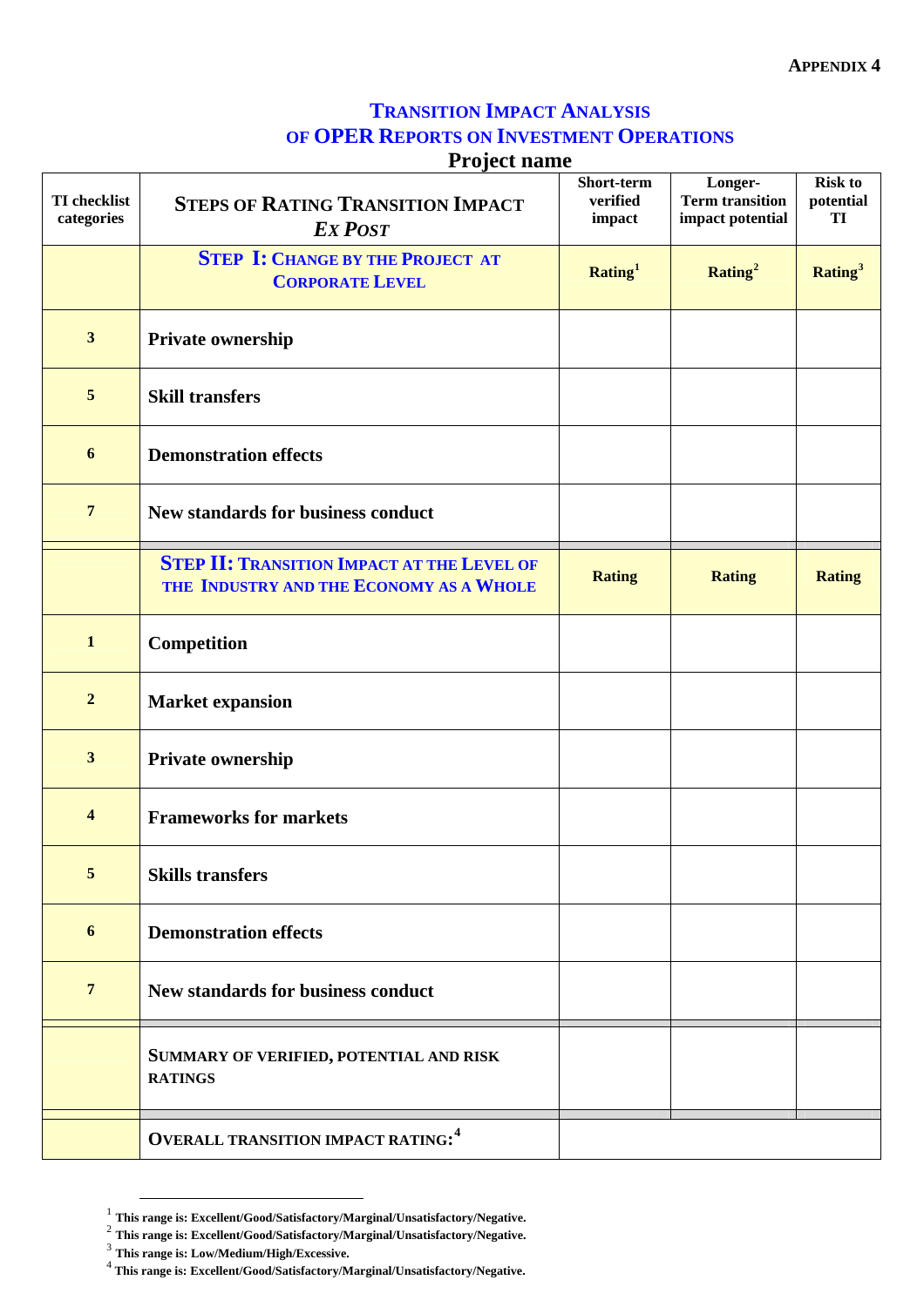**APPENDIX 4**

## TRANSITION IMPACT ANALYSIS OF OPER REPORTS ON INVESTMENT OPERATIONS

### Project name

| TI checklist categories | STEPS OF RATING TRANSITION IMPACT *EX POST* | Short-term verified impact | Longer-Term transition impact potential | Risk to potential TI |
|---|---|---|---|---|
| | **STEP I: CHANGE BY THE PROJECT AT CORPORATE LEVEL** | Rating[1] | Rating[2] | Rating[3] |
| 3 | Private ownership | | | |
| 5 | Skill transfers | | | |
| 6 | Demonstration effects | | | |
| 7 | New standards for business conduct | | | |
| | **STEP II: TRANSITION IMPACT AT THE LEVEL OF THE INDUSTRY AND THE ECONOMY AS A WHOLE** | Rating | Rating | Rating |
| 1 | Competition | | | |
| 2 | Market expansion | | | |
| 3 | Private ownership | | | |
| 4 | Frameworks for markets | | | |
| 5 | Skills transfers | | | |
| 6 | Demonstration effects | | | |
| 7 | New standards for business conduct | | | |
| | SUMMARY OF VERIFIED, POTENTIAL AND RISK RATINGS | | | |
| | OVERALL TRANSITION IMPACT RATING:[4] | | | |

[1] This range is: Excellent/Good/Satisfactory/Marginal/Unsatisfactory/Negative.

[2] This range is: Excellent/Good/Satisfactory/Marginal/Unsatisfactory/Negative.

[3] This range is: Low/Medium/High/Excessive.

[4] This range is: Excellent/Good/Satisfactory/Marginal/Unsatisfactory/Negative.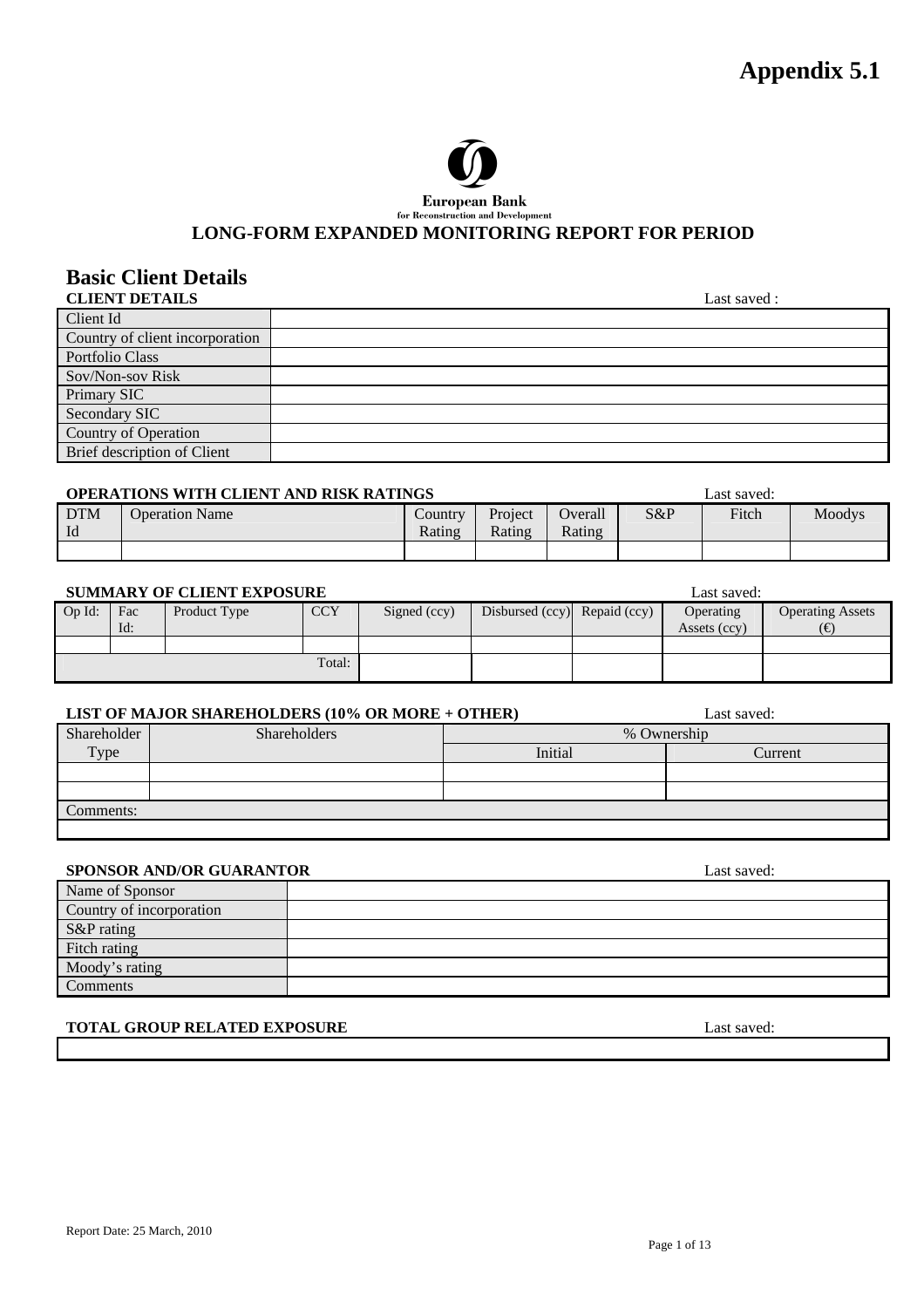# Appendix 5.1

European Bank
for Reconstruction and Development

## LONG-FORM EXPANDED MONITORING REPORT FOR PERIOD

## Basic Client Details

**CLIENT DETAILS** Last saved :

| | |
|---|---|
| Client Id | |
| Country of client incorporation | |
| Portfolio Class | |
| Sov/Non-sov Risk | |
| Primary SIC | |
| Secondary SIC | |
| Country of Operation | |
| Brief description of Client | |

**OPERATIONS WITH CLIENT AND RISK RATINGS** Last saved:

| DTM Id | Operation Name | Country Rating | Project Rating | Overall Rating | S&P | Fitch | Moodys |
|---|---|---|---|---|---|---|---|
| | | | | | | | |

**SUMMARY OF CLIENT EXPOSURE** Last saved:

| Op Id: | Fac Id: | Product Type | CCY | Signed (ccy) | Disbursed (ccy) | Repaid (ccy) | Operating Assets (ccy) | Operating Assets (€) |
|---|---|---|---|---|---|---|---|---|
| | | | | | | | | |
| | | | Total: | | | | | |

**LIST OF MAJOR SHAREHOLDERS (10% OR MORE + OTHER)** Last saved:

| Shareholder Type | Shareholders | % Ownership | |
|---|---|---|---|
| | | Initial | Current |
| | | | |
| | | | |
| Comments: | | | |
| | | | |

**SPONSOR AND/OR GUARANTOR** Last saved:

| | |
|---|---|
| Name of Sponsor | |
| Country of incorporation | |
| S&P rating | |
| Fitch rating | |
| Moody's rating | |
| Comments | |

**TOTAL GROUP RELATED EXPOSURE** Last saved:

| |
|---|
| |

Report Date: 25 March, 2010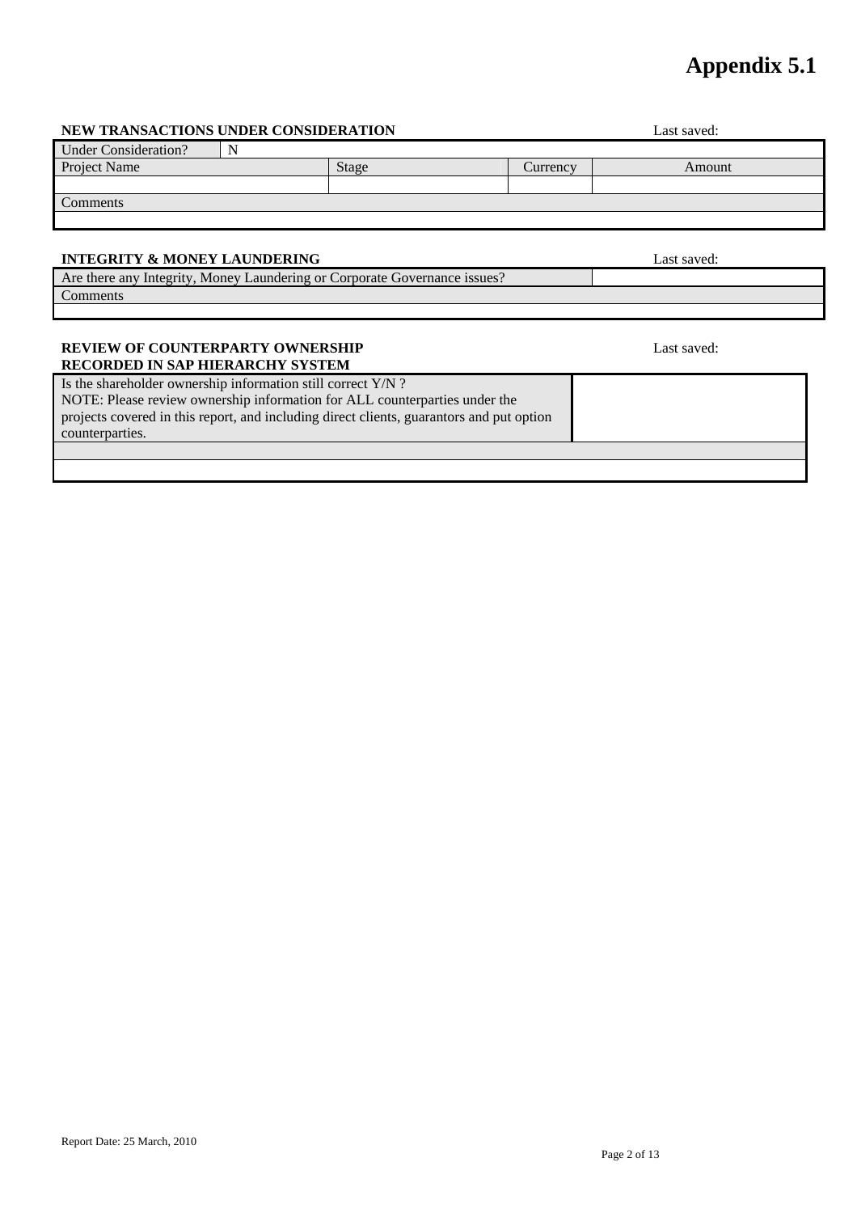# Appendix 5.1

**NEW TRANSACTIONS UNDER CONSIDERATION** Last saved:

| Under Consideration? | N | | |
|---|---|---|---|
| Project Name | Stage | Currency | Amount |
| | | | |
| Comments | | | |
| | | | |

**INTEGRITY & MONEY LAUNDERING** Last saved:

| Are there any Integrity, Money Laundering or Corporate Governance issues? | |
|---|---|
| Comments | |
| | |

**REVIEW OF COUNTERPARTY OWNERSHIP RECORDED IN SAP HIERARCHY SYSTEM** Last saved:

| Is the shareholder ownership information still correct Y/N ? NOTE: Please review ownership information for ALL counterparties under the projects covered in this report, and including direct clients, guarantors and put option counterparties. | |
|---|---|
| | |
| | |

Report Date: 25 March, 2010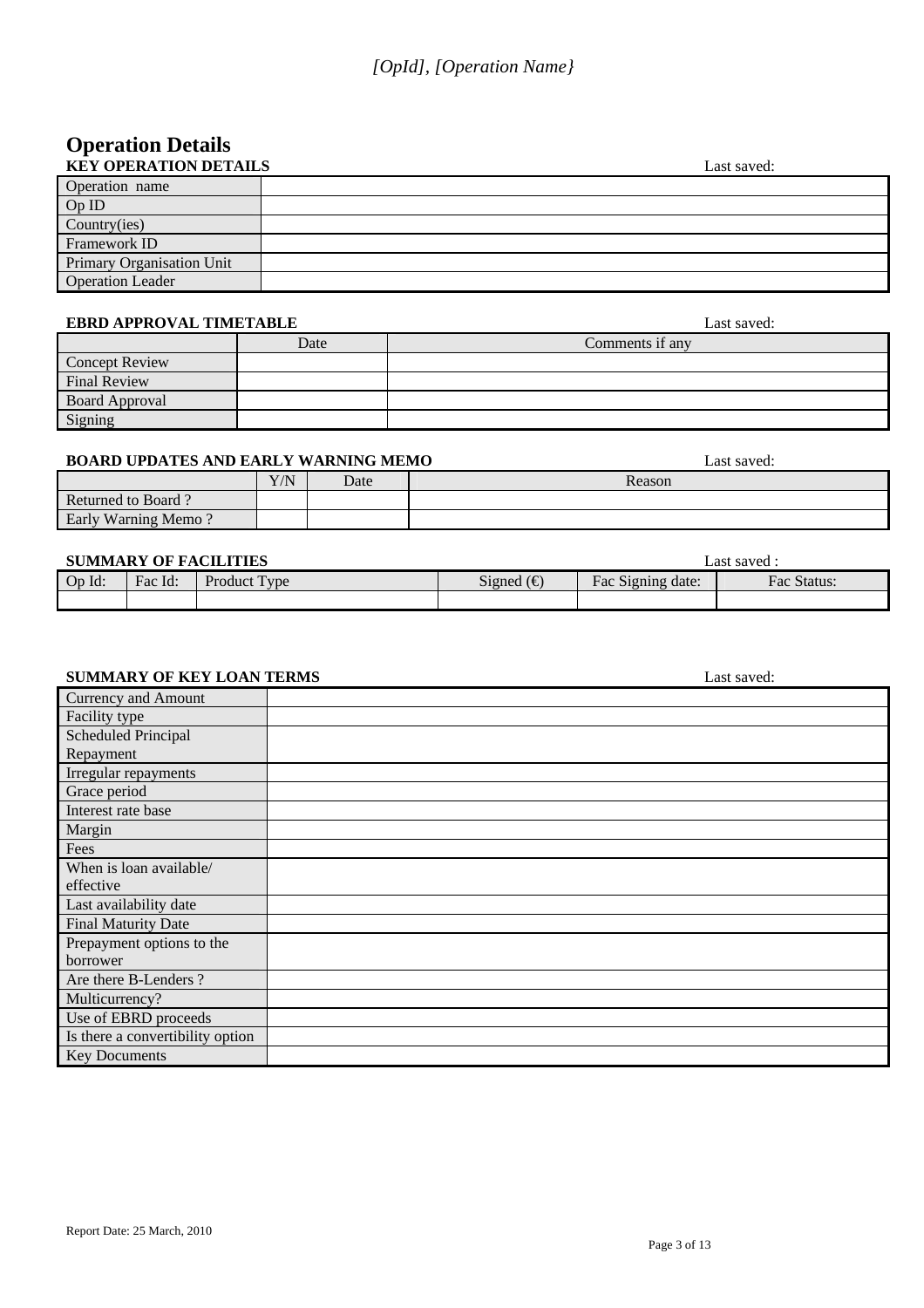*[OpId], [Operation Name}*

# Operation Details

**KEY OPERATION DETAILS** Last saved:

| | |
|---|---|
| Operation name | |
| Op ID | |
| Country(ies) | |
| Framework ID | |
| Primary Organisation Unit | |
| Operation Leader | |

**EBRD APPROVAL TIMETABLE** Last saved:

| | Date | Comments if any |
|---|---|---|
| Concept Review | | |
| Final Review | | |
| Board Approval | | |
| Signing | | |

**BOARD UPDATES AND EARLY WARNING MEMO** Last saved:

| | Y/N | Date | Reason |
|---|---|---|---|
| Returned to Board ? | | | |
| Early Warning Memo ? | | | |

**SUMMARY OF FACILITIES** Last saved :

| Op Id: | Fac Id: | Product Type | Signed (€) | Fac Signing date: | Fac Status: |
|---|---|---|---|---|---|
| | | | | | |

**SUMMARY OF KEY LOAN TERMS** Last saved:

| | |
|---|---|
| Currency and Amount | |
| Facility type | |
| Scheduled Principal Repayment | |
| Irregular repayments | |
| Grace period | |
| Interest rate base | |
| Margin | |
| Fees | |
| When is loan available/ effective | |
| Last availability date | |
| Final Maturity Date | |
| Prepayment options to the borrower | |
| Are there B-Lenders ? | |
| Multicurrency? | |
| Use of EBRD proceeds | |
| Is there a convertibility option | |
| Key Documents | |

Report Date: 25 March, 2010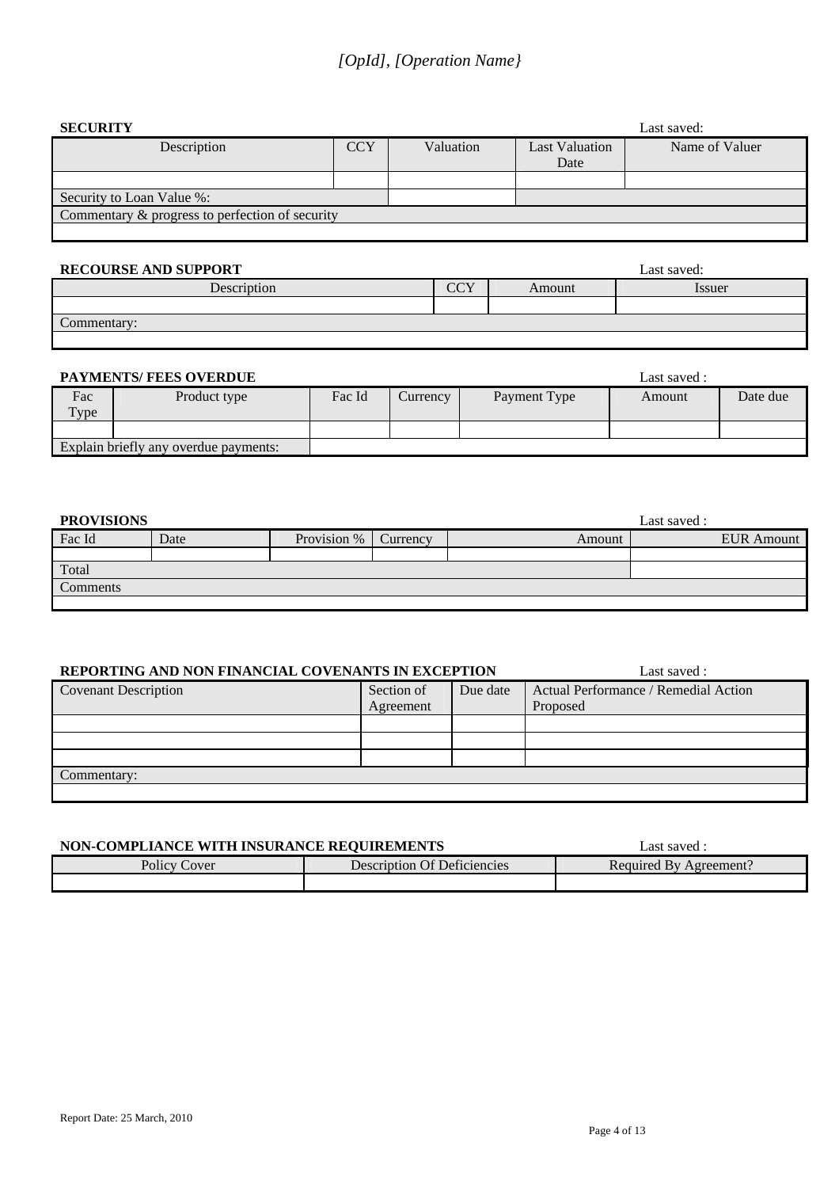*[OpId], [Operation Name}*

**SECURITY** Last saved:

| Description | CCY | Valuation | Last Valuation Date | Name of Valuer |
|---|---|---|---|---|
| | | | | |
| Security to Loan Value %: | | | | |
| Commentary & progress to perfection of security | | | | |
| | | | | |

**RECOURSE AND SUPPORT** Last saved:

| Description | CCY | Amount | Issuer |
|---|---|---|---|
| | | | |
| Commentary: | | | |
| | | | |

**PAYMENTS/ FEES OVERDUE** Last saved :

| Fac Type | Product type | Fac Id | Currency | Payment Type | Amount | Date due |
|---|---|---|---|---|---|---|
| | | | | | | |
| Explain briefly any overdue payments: | | | | | | |

**PROVISIONS** Last saved :

| Fac Id | Date | Provision % | Currency | Amount | EUR Amount |
|---|---|---|---|---|---|
| | | | | | |
| Total | | | | | |
| Comments | | | | | |
| | | | | | |

**REPORTING AND NON FINANCIAL COVENANTS IN EXCEPTION** Last saved :

| Covenant Description | Section of Agreement | Due date | Actual Performance / Remedial Action Proposed |
|---|---|---|---|
| | | | |
| | | | |
| | | | |
| Commentary: | | | |
| | | | |

**NON-COMPLIANCE WITH INSURANCE REQUIREMENTS** Last saved :

| Policy Cover | Description Of Deficiencies | Required By Agreement? |
|---|---|---|
| | | |

Report Date: 25 March, 2010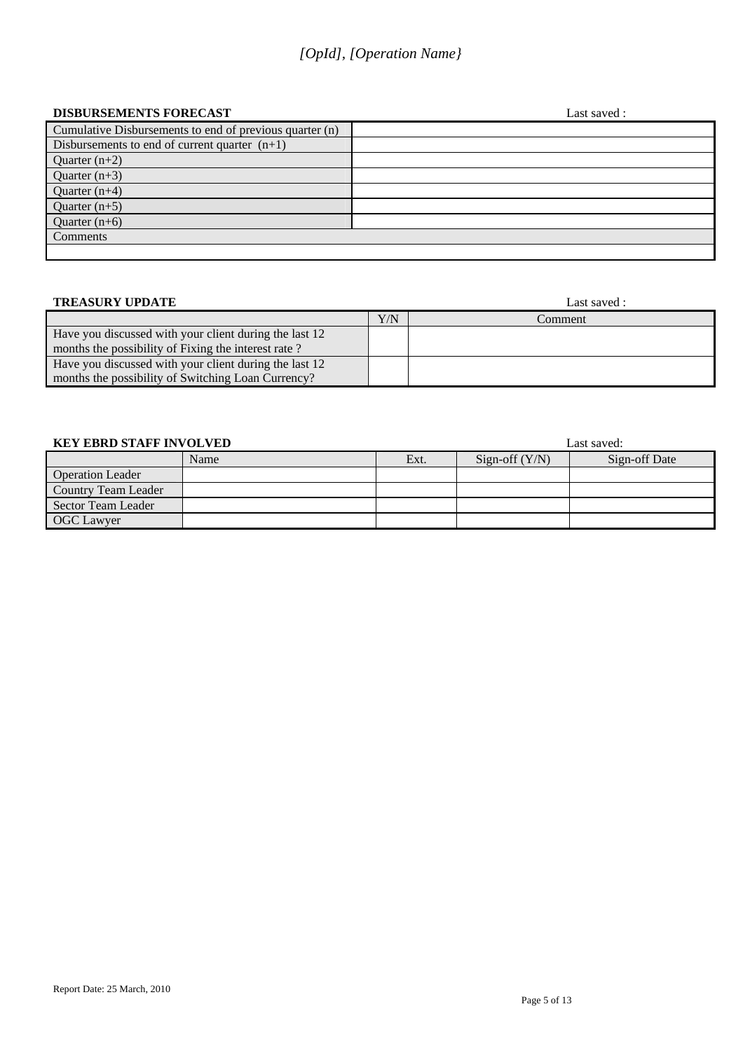*[OpId], [Operation Name}*

**DISBURSEMENTS FORECAST** Last saved :

| | |
|---|---|
| Cumulative Disbursements to end of previous quarter (n) | |
| Disbursements to end of current quarter (n+1) | |
| Quarter (n+2) | |
| Quarter (n+3) | |
| Quarter (n+4) | |
| Quarter (n+5) | |
| Quarter (n+6) | |
| Comments | |
| | |

**TREASURY UPDATE** Last saved :

| | Y/N | Comment |
|---|---|---|
| Have you discussed with your client during the last 12 months the possibility of Fixing the interest rate ? | | |
| Have you discussed with your client during the last 12 months the possibility of Switching Loan Currency? | | |

**KEY EBRD STAFF INVOLVED** Last saved:

| | Name | Ext. | Sign-off (Y/N) | Sign-off Date |
|---|---|---|---|---|
| Operation Leader | | | | |
| Country Team Leader | | | | |
| Sector Team Leader | | | | |
| OGC Lawyer | | | | |

Report Date: 25 March, 2010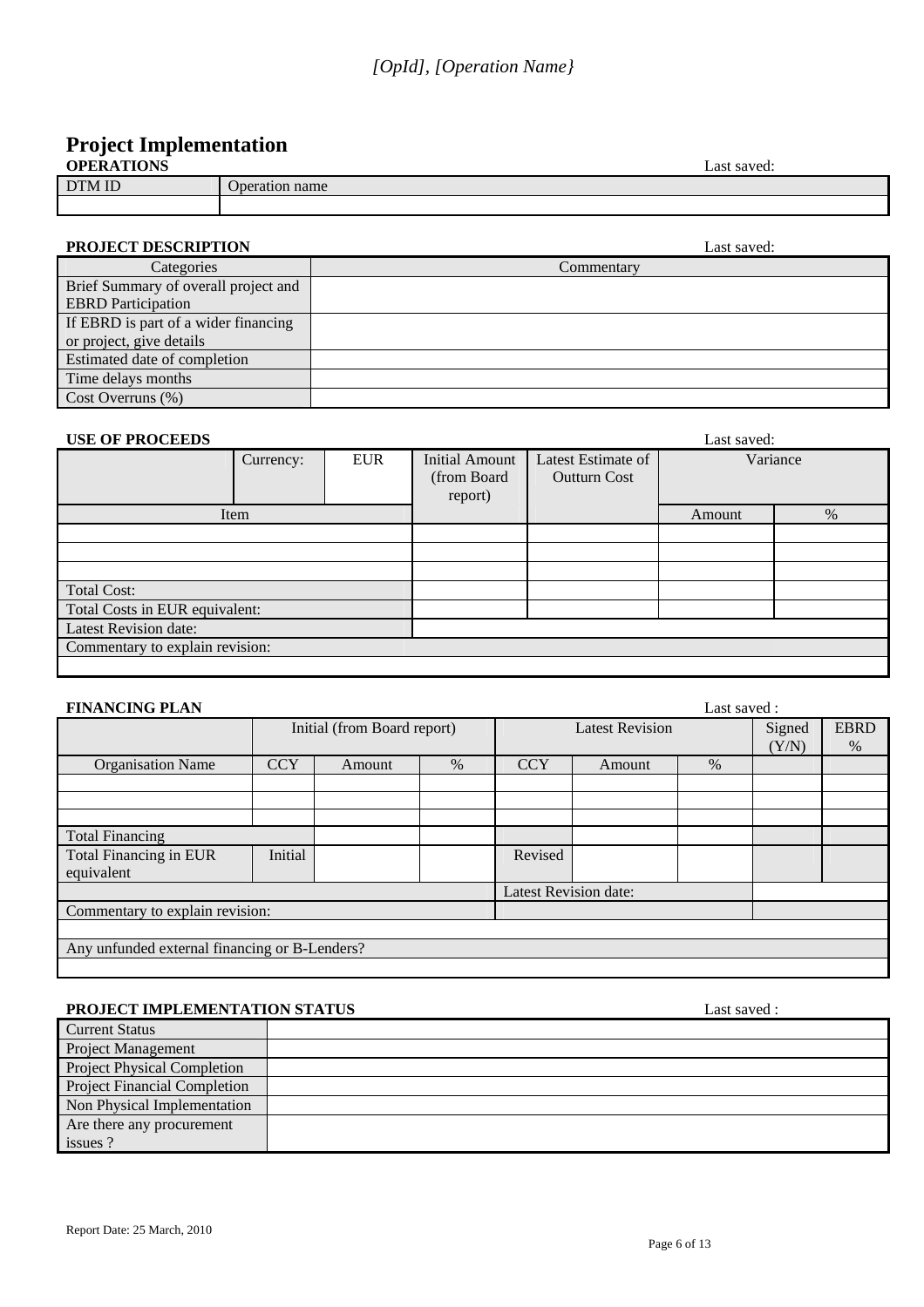*[OpId], [Operation Name}*

# Project Implementation

**OPERATIONS** Last saved:

| DTM ID | Operation name |
|---|---|
| | |

**PROJECT DESCRIPTION** Last saved:

| Categories | Commentary |
|---|---|
| Brief Summary of overall project and EBRD Participation | |
| If EBRD is part of a wider financing or project, give details | |
| Estimated date of completion | |
| Time delays months | |
| Cost Overruns (%) | |

**USE OF PROCEEDS** Last saved:

| | Currency: | EUR | Initial Amount (from Board report) | Latest Estimate of Outturn Cost | Variance | |
|---|---|---|---|---|---|---|
| Item | | | | | Amount | % |
| | | | | | | |
| | | | | | | |
| | | | | | | |
| Total Cost: | | | | | | |
| Total Costs in EUR equivalent: | | | | | | |
| Latest Revision date: | | | | | | |
| Commentary to explain revision: | | | | | | |
| | | | | | | |

**FINANCING PLAN** Last saved :

| | Initial (from Board report) | | | Latest Revision | | | Signed (Y/N) | EBRD % |
|---|---|---|---|---|---|---|---|---|
| Organisation Name | CCY | Amount | % | CCY | Amount | % | | |
| | | | | | | | | |
| | | | | | | | | |
| | | | | | | | | |
| Total Financing | | | | | | | | |
| Total Financing in EUR equivalent | Initial | | | Revised | | | | |
| | | | | Latest Revision date: | | | | |
| Commentary to explain revision: | | | | | | | | |
| | | | | | | | | |
| Any unfunded external financing or B-Lenders? | | | | | | | | |
| | | | | | | | | |

**PROJECT IMPLEMENTATION STATUS** Last saved :

| | |
|---|---|
| Current Status | |
| Project Management | |
| Project Physical Completion | |
| Project Financial Completion | |
| Non Physical Implementation | |
| Are there any procurement issues ? | |

Report Date: 25 March, 2010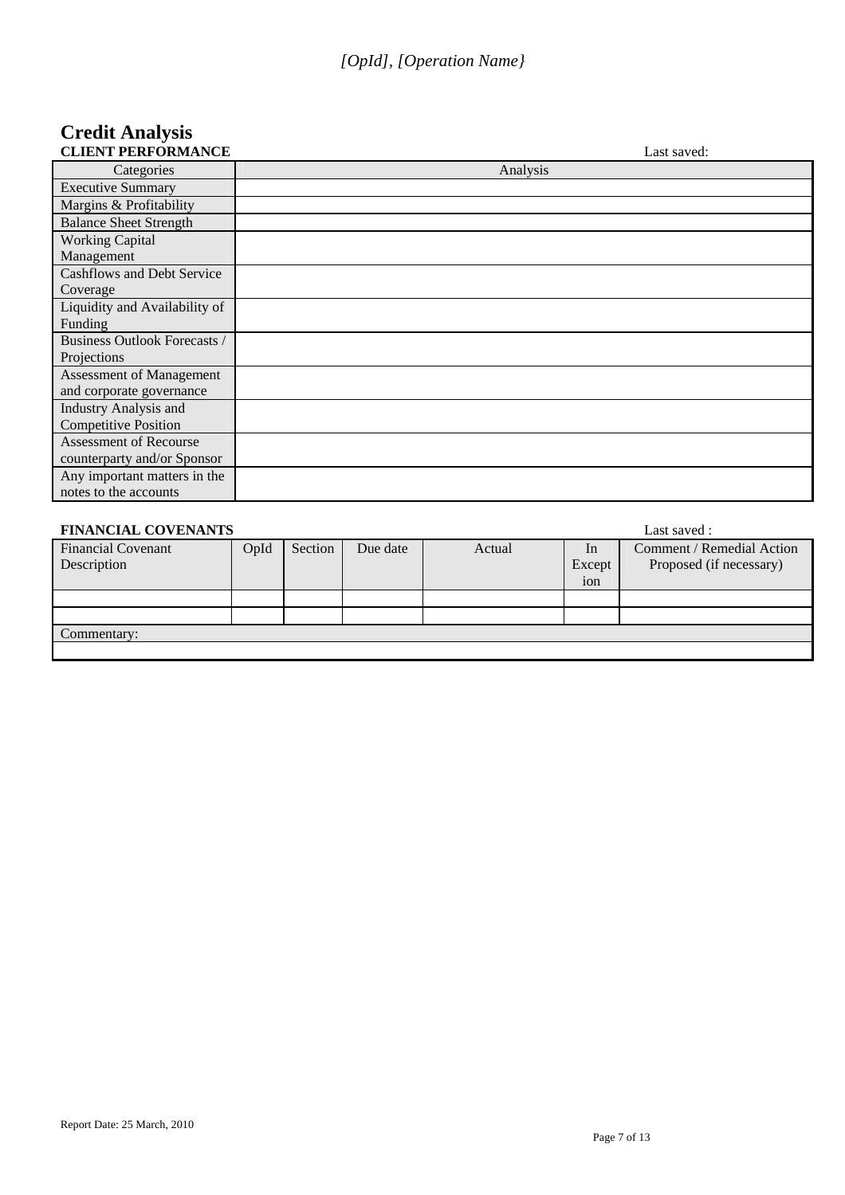*[OpId], [Operation Name}*

# Credit Analysis

**CLIENT PERFORMANCE** Last saved:

| Categories | Analysis |
|---|---|
| Executive Summary | |
| Margins & Profitability | |
| Balance Sheet Strength | |
| Working Capital Management | |
| Cashflows and Debt Service Coverage | |
| Liquidity and Availability of Funding | |
| Business Outlook Forecasts / Projections | |
| Assessment of Management and corporate governance | |
| Industry Analysis and Competitive Position | |
| Assessment of Recourse counterparty and/or Sponsor | |
| Any important matters in the notes to the accounts | |

**FINANCIAL COVENANTS** Last saved :

| Financial Covenant Description | OpId | Section | Due date | Actual | In Exception | Comment / Remedial Action Proposed (if necessary) |
|---|---|---|---|---|---|---|
| | | | | | | |
| | | | | | | |
| Commentary: | | | | | | |
| | | | | | | |

Report Date: 25 March, 2010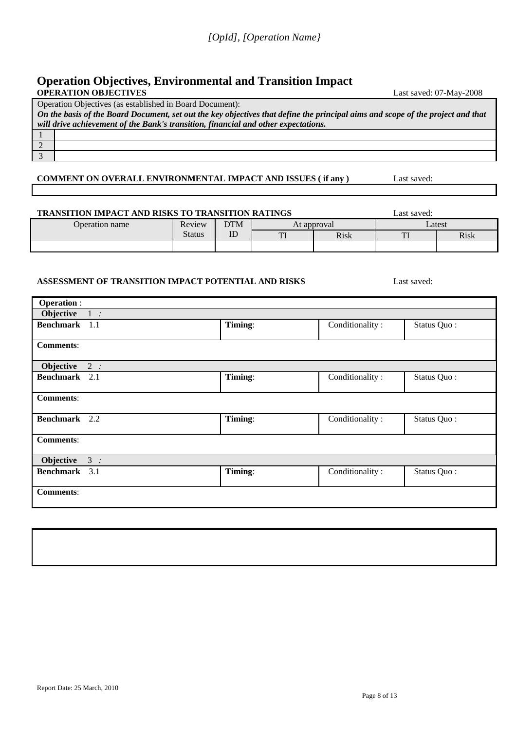# Operation Objectives, Environmental and Transition Impact

**OPERATION OBJECTIVES** Last saved: 07-May-2008

| Operation Objectives (as established in Board Document): *On the basis of the Board Document, set out the key objectives that define the principal aims and scope of the project and that will drive achievement of the Bank's transition, financial and other expectations.* | |
|---|---|
| 1 | |
| 2 | |
| 3 | |

**COMMENT ON OVERALL ENVIRONMENTAL IMPACT AND ISSUES ( if any )** Last saved:

| |
|---|
| |

**TRANSITION IMPACT AND RISKS TO TRANSITION RATINGS** Last saved:

| Operation name | Review Status | DTM ID | At approval | | Latest | |
|---|---|---|---|---|---|---|
| | | | TI | Risk | TI | Risk |
| | | | | | | |

**ASSESSMENT OF TRANSITION IMPACT POTENTIAL AND RISKS** Last saved:

| **Operation** : | | | |
|---|---|---|---|
| **Objective** 1 : | | | |
| **Benchmark** 1.1 | **Timing**: | Conditionality : | Status Quo : |
| **Comments**: | | | |
| **Objective** 2 : | | | |
| **Benchmark** 2.1 | **Timing**: | Conditionality : | Status Quo : |
| **Comments**: | | | |
| **Benchmark** 2.2 | **Timing**: | Conditionality : | Status Quo : |
| **Comments**: | | | |
| **Objective** 3 : | | | |
| **Benchmark** 3.1 | **Timing**: | Conditionality : | Status Quo : |
| **Comments**: | | | |

| |
|---|
| |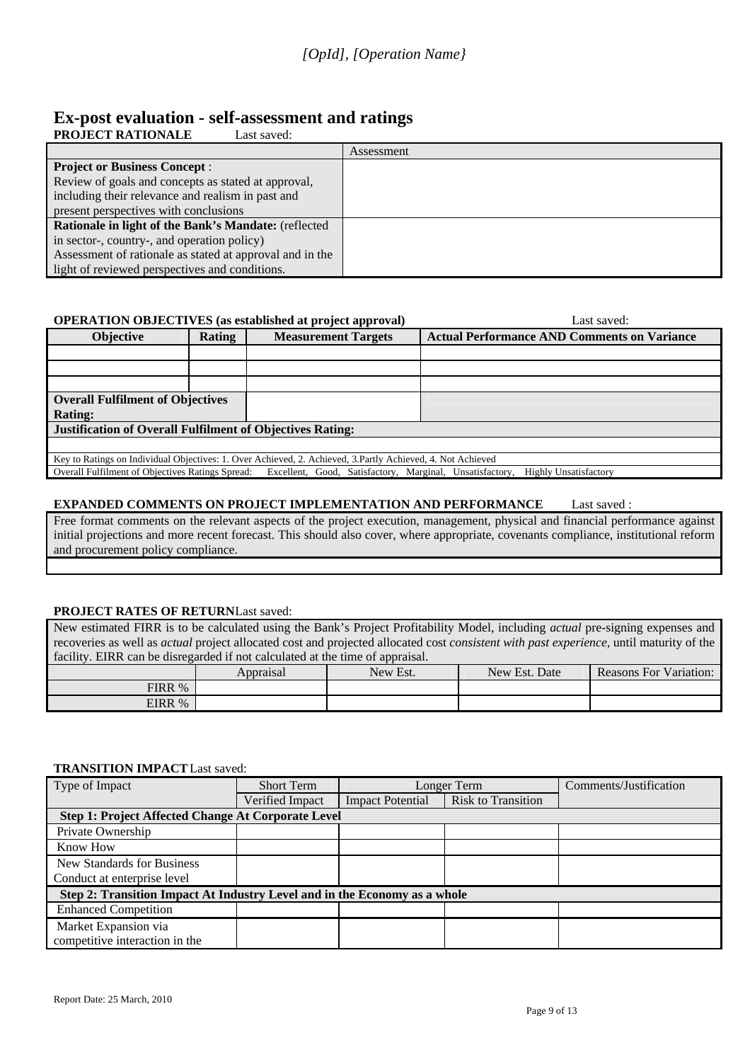*[OpId], [Operation Name}*

# Ex-post evaluation - self-assessment and ratings

**PROJECT RATIONALE** Last saved:

| | Assessment |
|---|---|
| **Project or Business Concept** : Review of goals and concepts as stated at approval, including their relevance and realism in past and present perspectives with conclusions | |
| **Rationale in light of the Bank's Mandate:** (reflected in sector-, country-, and operation policy) Assessment of rationale as stated at approval and in the light of reviewed perspectives and conditions. | |

**OPERATION OBJECTIVES (as established at project approval)** Last saved:

| Objective | Rating | Measurement Targets | Actual Performance AND Comments on Variance |
|---|---|---|---|
| | | | |
| | | | |
| | | | |
| **Overall Fulfilment of Objectives Rating:** | | | |
| **Justification of Overall Fulfilment of Objectives Rating:** | | | |
| | | | |
| Key to Ratings on Individual Objectives: 1. Over Achieved, 2. Achieved, 3.Partly Achieved, 4. Not Achieved | | | |
| Overall Fulfilment of Objectives Ratings Spread: Excellent, Good, Satisfactory, Marginal, Unsatisfactory, Highly Unsatisfactory | | | |

**EXPANDED COMMENTS ON PROJECT IMPLEMENTATION AND PERFORMANCE** Last saved :

| Free format comments on the relevant aspects of the project execution, management, physical and financial performance against initial projections and more recent forecast. This should also cover, where appropriate, covenants compliance, institutional reform and procurement policy compliance. |
|---|
| |

**PROJECT RATES OF RETURN** Last saved:

New estimated FIRR is to be calculated using the Bank's Project Profitability Model, including *actual* pre-signing expenses and recoveries as well as *actual* project allocated cost and projected allocated cost *consistent with past experience*, until maturity of the facility. EIRR can be disregarded if not calculated at the time of appraisal.

| | Appraisal | New Est. | New Est. Date | Reasons For Variation: |
|---|---|---|---|---|
| FIRR % | | | | |
| EIRR % | | | | |

**TRANSITION IMPACT** Last saved:

| Type of Impact | Short Term | Longer Term | | Comments/Justification |
|---|---|---|---|---|
| | Verified Impact | Impact Potential | Risk to Transition | |
| **Step 1: Project Affected Change At Corporate Level** | | | | |
| Private Ownership | | | | |
| Know How | | | | |
| New Standards for Business Conduct at enterprise level | | | | |
| **Step 2: Transition Impact At Industry Level and in the Economy as a whole** | | | | |
| Enhanced Competition | | | | |
| Market Expansion via competitive interaction in the | | | | |

Report Date: 25 March, 2010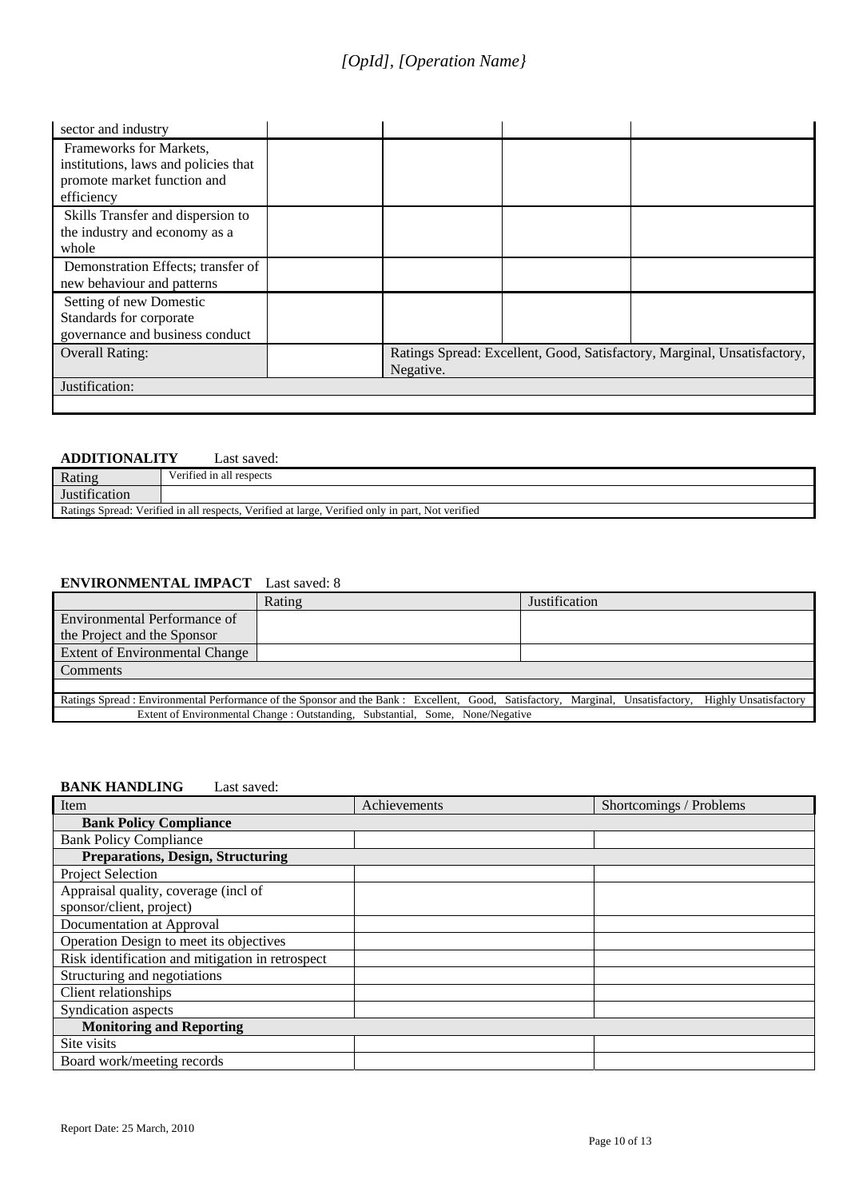| sector and industry | | | | |
|---|---|---|---|---|
| Frameworks for Markets, institutions, laws and policies that promote market function and efficiency | | | | |
| Skills Transfer and dispersion to the industry and economy as a whole | | | | |
| Demonstration Effects; transfer of new behaviour and patterns | | | | |
| Setting of new Domestic Standards for corporate governance and business conduct | | | | |
| Overall Rating: | | Ratings Spread: Excellent, Good, Satisfactory, Marginal, Unsatisfactory, Negative. | | |
| Justification: | | | | |
| | | | | |

**ADDITIONALITY** Last saved:

| Rating | Verified in all respects |
|---|---|
| Justification | |
| Ratings Spread: Verified in all respects, Verified at large, Verified only in part, Not verified | |

**ENVIRONMENTAL IMPACT** Last saved: 8

| | Rating | Justification |
|---|---|---|
| Environmental Performance of the Project and the Sponsor | | |
| Extent of Environmental Change | | |
| Comments | | |
| | | |
| Ratings Spread : Environmental Performance of the Sponsor and the Bank : Excellent, Good, Satisfactory, Marginal, Unsatisfactory, Highly Unsatisfactory | | |
| Extent of Environmental Change : Outstanding, Substantial, Some, None/Negative | | |

**BANK HANDLING** Last saved:

| Item | Achievements | Shortcomings / Problems |
|---|---|---|
| **Bank Policy Compliance** | | |
| Bank Policy Compliance | | |
| **Preparations, Design, Structuring** | | |
| Project Selection | | |
| Appraisal quality, coverage (incl of sponsor/client, project) | | |
| Documentation at Approval | | |
| Operation Design to meet its objectives | | |
| Risk identification and mitigation in retrospect | | |
| Structuring and negotiations | | |
| Client relationships | | |
| Syndication aspects | | |
| **Monitoring and Reporting** | | |
| Site visits | | |
| Board work/meeting records | | |

Report Date: 25 March, 2010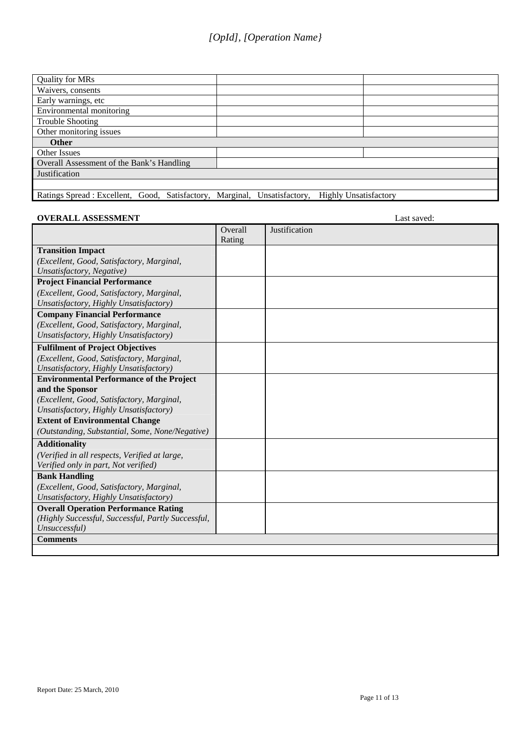| | | |
|---|---|---|
| Quality for MRs | | |
| Waivers, consents | | |
| Early warnings, etc | | |
| Environmental monitoring | | |
| Trouble Shooting | | |
| Other monitoring issues | | |
| **Other** | | |
| Other Issues | | |
| Overall Assessment of the Bank's Handling | | |
| Justification | | |
| | | |
| Ratings Spread : Excellent, Good, Satisfactory, Marginal, Unsatisfactory, Highly Unsatisfactory | | |

**OVERALL ASSESSMENT** Last saved:

| | Overall Rating | Justification |
|---|---|---|
| **Transition Impact** *(Excellent, Good, Satisfactory, Marginal, Unsatisfactory, Negative)* | | |
| **Project Financial Performance** *(Excellent, Good, Satisfactory, Marginal, Unsatisfactory, Highly Unsatisfactory)* | | |
| **Company Financial Performance** *(Excellent, Good, Satisfactory, Marginal, Unsatisfactory, Highly Unsatisfactory)* | | |
| **Fulfilment of Project Objectives** *(Excellent, Good, Satisfactory, Marginal, Unsatisfactory, Highly Unsatisfactory)* | | |
| **Environmental Performance of the Project and the Sponsor** *(Excellent, Good, Satisfactory, Marginal, Unsatisfactory, Highly Unsatisfactory)* **Extent of Environmental Change** *(Outstanding, Substantial, Some, None/Negative)* | | |
| **Additionality** *(Verified in all respects, Verified at large, Verified only in part, Not verified)* | | |
| **Bank Handling** *(Excellent, Good, Satisfactory, Marginal, Unsatisfactory, Highly Unsatisfactory)* | | |
| **Overall Operation Performance Rating** *(Highly Successful, Successful, Partly Successful, Unsuccessful)* | | |
| **Comments** | | |
| | | |

Report Date: 25 March, 2010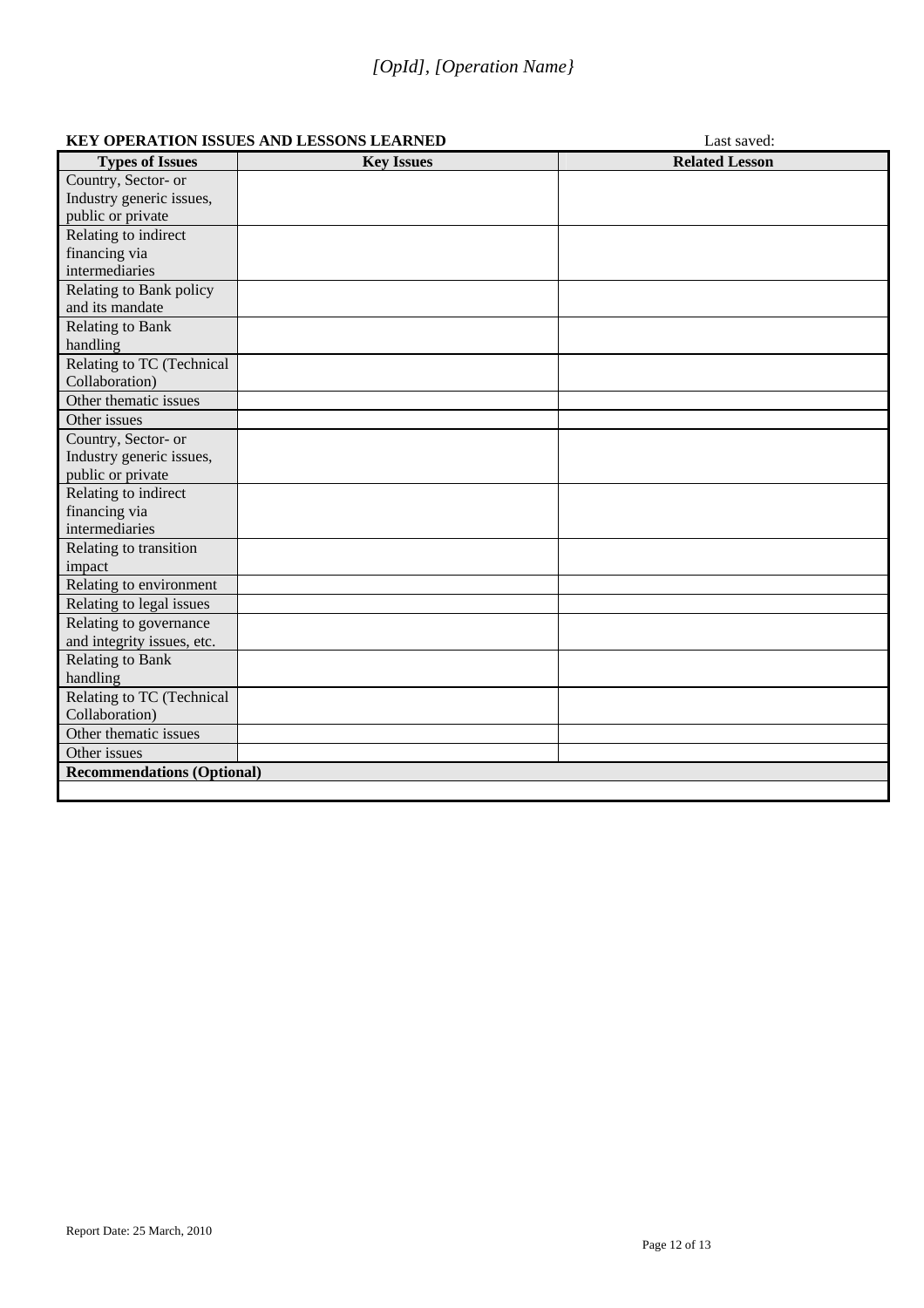*[OpId], [Operation Name}*

**KEY OPERATION ISSUES AND LESSONS LEARNED** Last saved:

| Types of Issues | Key Issues | Related Lesson |
|---|---|---|
| Country, Sector- or Industry generic issues, public or private | | |
| Relating to indirect financing via intermediaries | | |
| Relating to Bank policy and its mandate | | |
| Relating to Bank handling | | |
| Relating to TC (Technical Collaboration) | | |
| Other thematic issues | | |
| Other issues | | |
| Country, Sector- or Industry generic issues, public or private | | |
| Relating to indirect financing via intermediaries | | |
| Relating to transition impact | | |
| Relating to environment | | |
| Relating to legal issues | | |
| Relating to governance and integrity issues, etc. | | |
| Relating to Bank handling | | |
| Relating to TC (Technical Collaboration) | | |
| Other thematic issues | | |
| Other issues | | |
| **Recommendations (Optional)** | | |
| | | |

Report Date: 25 March, 2010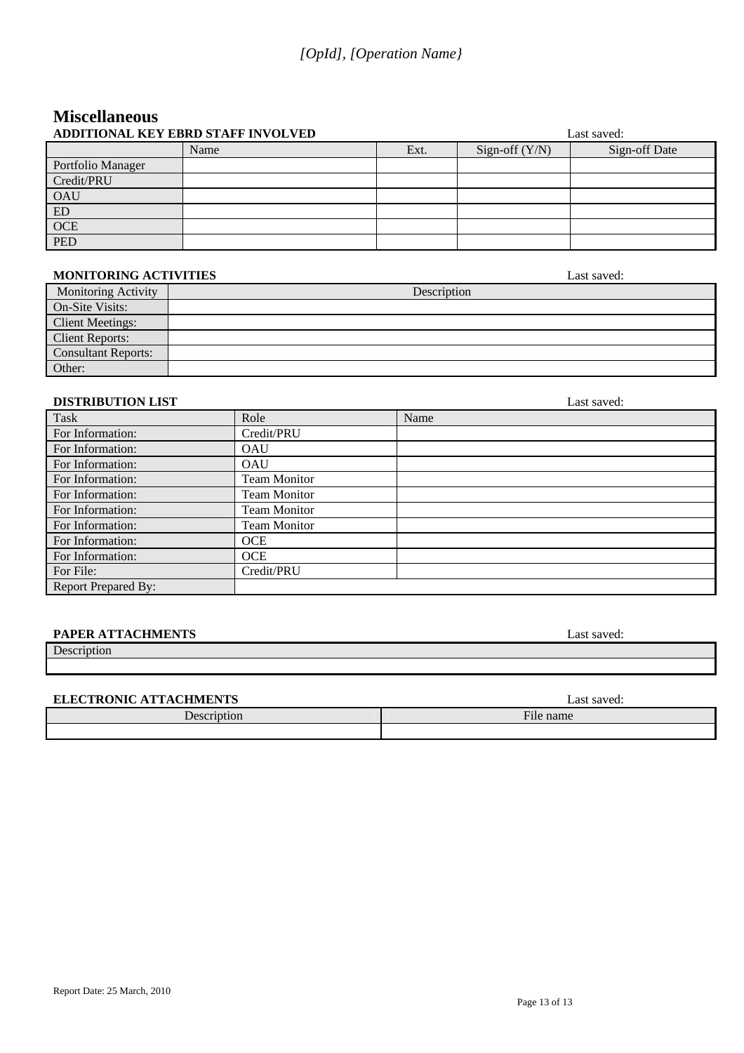# Miscellaneous

**ADDITIONAL KEY EBRD STAFF INVOLVED** Last saved:

| | Name | Ext. | Sign-off (Y/N) | Sign-off Date |
|---|---|---|---|---|
| Portfolio Manager | | | | |
| Credit/PRU | | | | |
| OAU | | | | |
| ED | | | | |
| OCE | | | | |
| PED | | | | |

**MONITORING ACTIVITIES** Last saved:

| Monitoring Activity | Description |
|---|---|
| On-Site Visits: | |
| Client Meetings: | |
| Client Reports: | |
| Consultant Reports: | |
| Other: | |

**DISTRIBUTION LIST** Last saved:

| Task | Role | Name |
|---|---|---|
| For Information: | Credit/PRU | |
| For Information: | OAU | |
| For Information: | OAU | |
| For Information: | Team Monitor | |
| For Information: | Team Monitor | |
| For Information: | Team Monitor | |
| For Information: | Team Monitor | |
| For Information: | OCE | |
| For Information: | OCE | |
| For File: | Credit/PRU | |
| Report Prepared By: | | |

**PAPER ATTACHMENTS** Last saved:

| Description |
|---|
| |

**ELECTRONIC ATTACHMENTS** Last saved:

| Description | File name |
|---|---|
| | |

Report Date: 25 March, 2010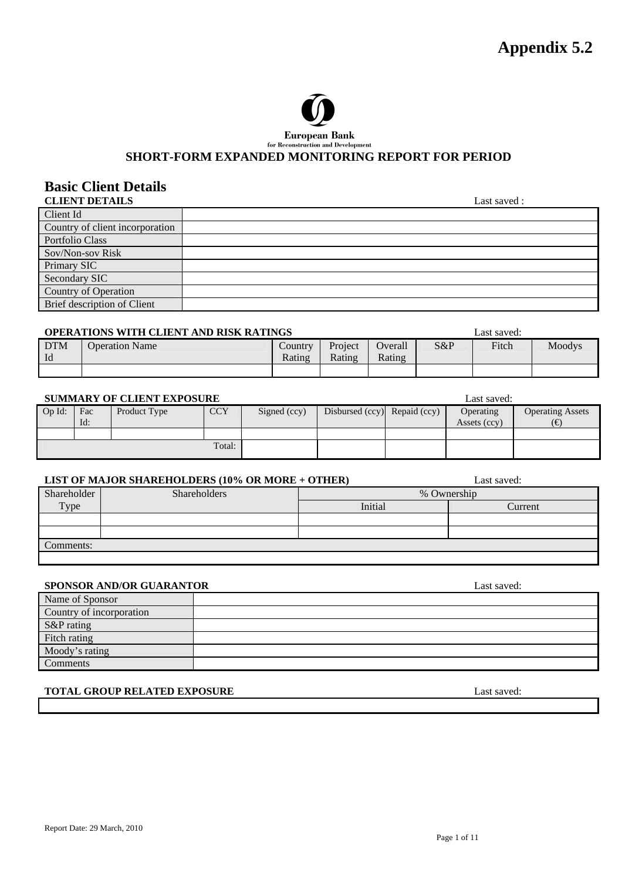# Appendix 5.2

European Bank
for Reconstruction and Development

## SHORT-FORM EXPANDED MONITORING REPORT FOR PERIOD

## Basic Client Details

**CLIENT DETAILS** Last saved :

| | |
|---|---|
| Client Id | |
| Country of client incorporation | |
| Portfolio Class | |
| Sov/Non-sov Risk | |
| Primary SIC | |
| Secondary SIC | |
| Country of Operation | |
| Brief description of Client | |

**OPERATIONS WITH CLIENT AND RISK RATINGS** Last saved:

| DTM Id | Operation Name | Country Rating | Project Rating | Overall Rating | S&P | Fitch | Moodys |
|---|---|---|---|---|---|---|---|
| | | | | | | | |

**SUMMARY OF CLIENT EXPOSURE** Last saved:

| Op Id: | Fac Id: | Product Type | CCY | Signed (ccy) | Disbursed (ccy) | Repaid (ccy) | Operating Assets (ccy) | Operating Assets (€) |
|---|---|---|---|---|---|---|---|---|
| | | | | | | | | |
| | | | Total: | | | | | |

**LIST OF MAJOR SHAREHOLDERS (10% OR MORE + OTHER)** Last saved:

| Shareholder Type | Shareholders | % Ownership | |
|---|---|---|---|
| | | Initial | Current |
| | | | |
| | | | |
| Comments: | | | |
| | | | |

**SPONSOR AND/OR GUARANTOR** Last saved:

| | |
|---|---|
| Name of Sponsor | |
| Country of incorporation | |
| S&P rating | |
| Fitch rating | |
| Moody's rating | |
| Comments | |

**TOTAL GROUP RELATED EXPOSURE** Last saved:

| |
|---|
| |

Report Date: 29 March, 2010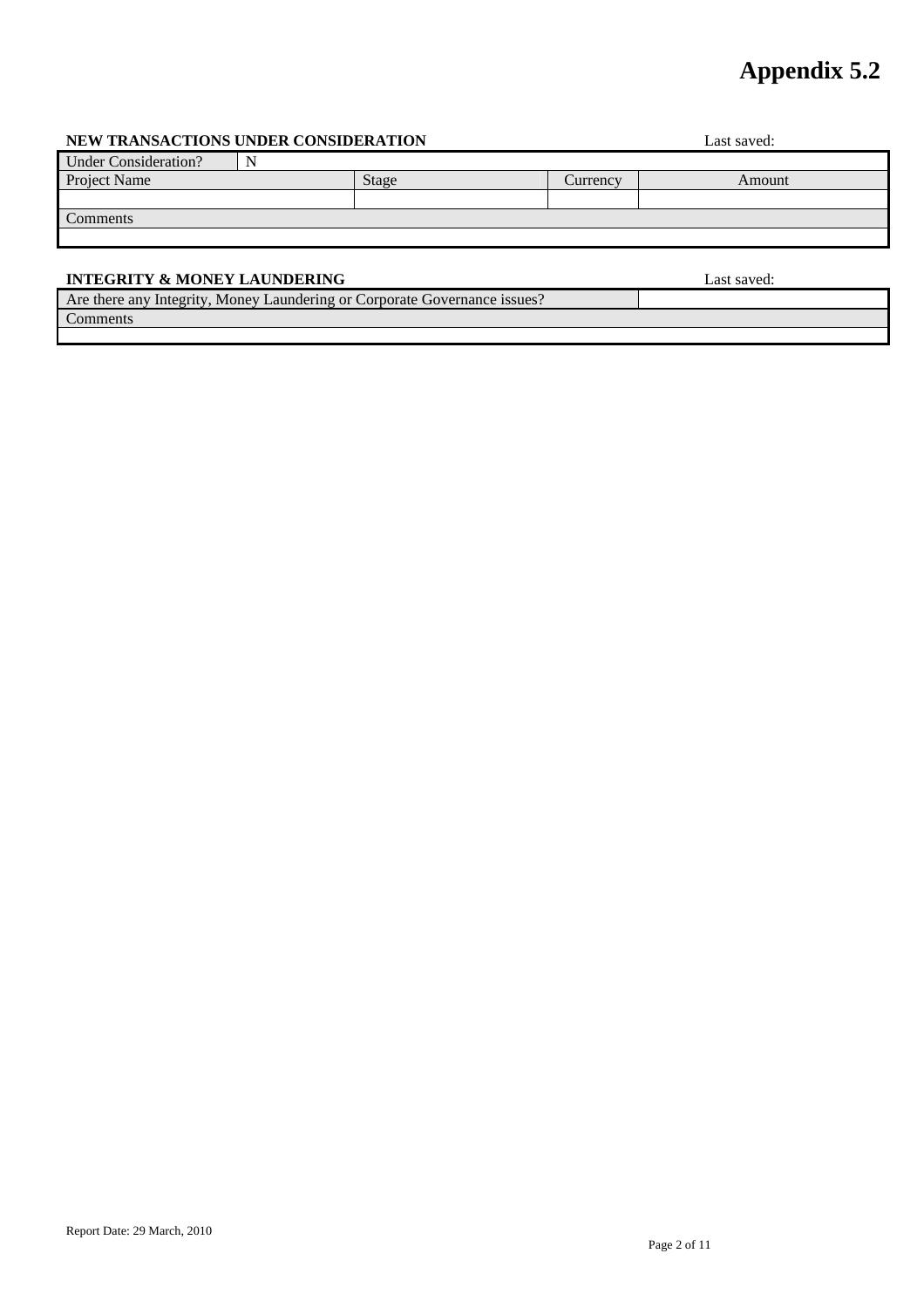# Appendix 5.2

**NEW TRANSACTIONS UNDER CONSIDERATION** Last saved:

| Under Consideration? | N | | |
|---|---|---|---|
| Project Name | Stage | Currency | Amount |
| | | | |
| Comments | | | |
| | | | |

**INTEGRITY & MONEY LAUNDERING** Last saved:

| Are there any Integrity, Money Laundering or Corporate Governance issues? | |
|---|---|
| Comments | |
| | |

Report Date: 29 March, 2010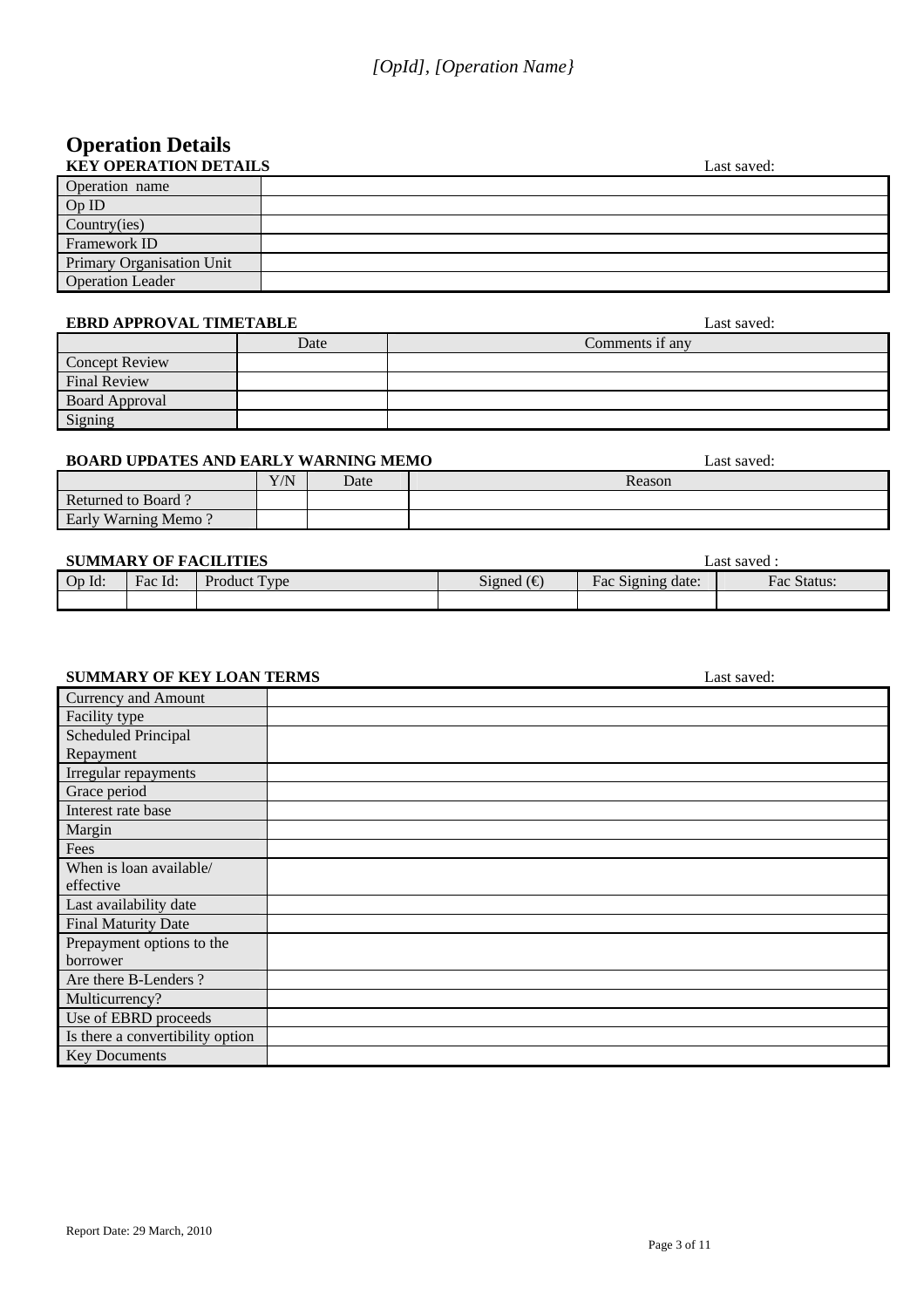*[OpId], [Operation Name}*

# Operation Details

**KEY OPERATION DETAILS** Last saved:

| | |
|---|---|
| Operation name | |
| Op ID | |
| Country(ies) | |
| Framework ID | |
| Primary Organisation Unit | |
| Operation Leader | |

**EBRD APPROVAL TIMETABLE** Last saved:

| | Date | Comments if any |
|---|---|---|
| Concept Review | | |
| Final Review | | |
| Board Approval | | |
| Signing | | |

**BOARD UPDATES AND EARLY WARNING MEMO** Last saved:

| | Y/N | Date | Reason |
|---|---|---|---|
| Returned to Board ? | | | |
| Early Warning Memo ? | | | |

**SUMMARY OF FACILITIES** Last saved :

| Op Id: | Fac Id: | Product Type | Signed (€) | Fac Signing date: | Fac Status: |
|---|---|---|---|---|---|
| | | | | | |

**SUMMARY OF KEY LOAN TERMS** Last saved:

| | |
|---|---|
| Currency and Amount | |
| Facility type | |
| Scheduled Principal Repayment | |
| Irregular repayments | |
| Grace period | |
| Interest rate base | |
| Margin | |
| Fees | |
| When is loan available/ effective | |
| Last availability date | |
| Final Maturity Date | |
| Prepayment options to the borrower | |
| Are there B-Lenders ? | |
| Multicurrency? | |
| Use of EBRD proceeds | |
| Is there a convertibility option | |
| Key Documents | |

Report Date: 29 March, 2010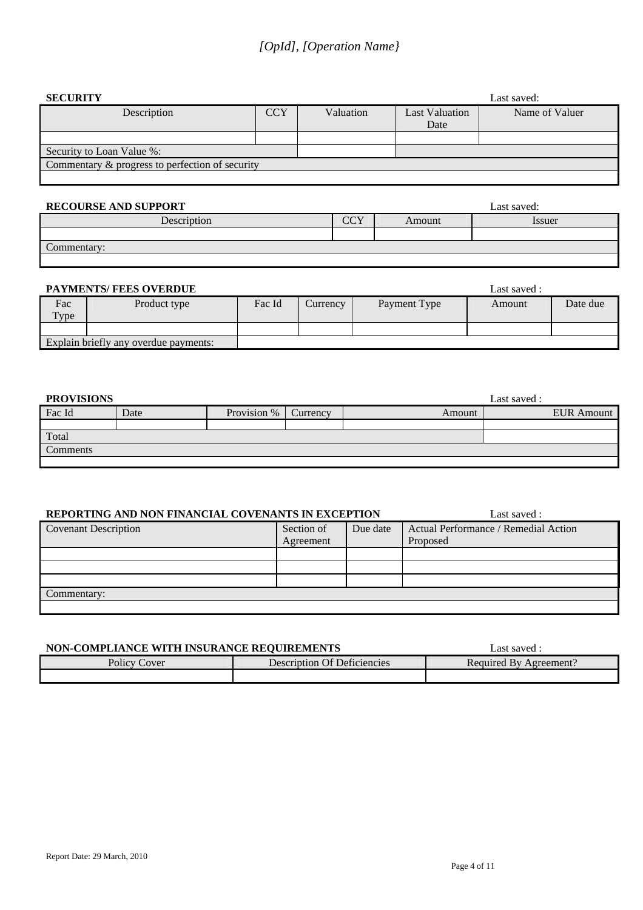*[OpId], [Operation Name}*

**SECURITY** Last saved:

| Description | CCY | Valuation | Last Valuation Date | Name of Valuer |
|---|---|---|---|---|
| | | | | |
| Security to Loan Value %: | | | | |
| Commentary & progress to perfection of security | | | | |
| | | | | |

**RECOURSE AND SUPPORT** Last saved:

| Description | CCY | Amount | Issuer |
|---|---|---|---|
| | | | |
| Commentary: | | | |
| | | | |

**PAYMENTS/ FEES OVERDUE** Last saved :

| Fac Type | Product type | Fac Id | Currency | Payment Type | Amount | Date due |
|---|---|---|---|---|---|---|
| | | | | | | |
| Explain briefly any overdue payments: | | | | | | |

**PROVISIONS** Last saved :

| Fac Id | Date | Provision % | Currency | Amount | EUR Amount |
|---|---|---|---|---|---|
| | | | | | |
| Total | | | | | |
| Comments | | | | | |
| | | | | | |

**REPORTING AND NON FINANCIAL COVENANTS IN EXCEPTION** Last saved :

| Covenant Description | Section of Agreement | Due date | Actual Performance / Remedial Action Proposed |
|---|---|---|---|
| | | | |
| | | | |
| | | | |
| Commentary: | | | |
| | | | |

**NON-COMPLIANCE WITH INSURANCE REQUIREMENTS** Last saved :

| Policy Cover | Description Of Deficiencies | Required By Agreement? |
|---|---|---|
| | | |

Report Date: 29 March, 2010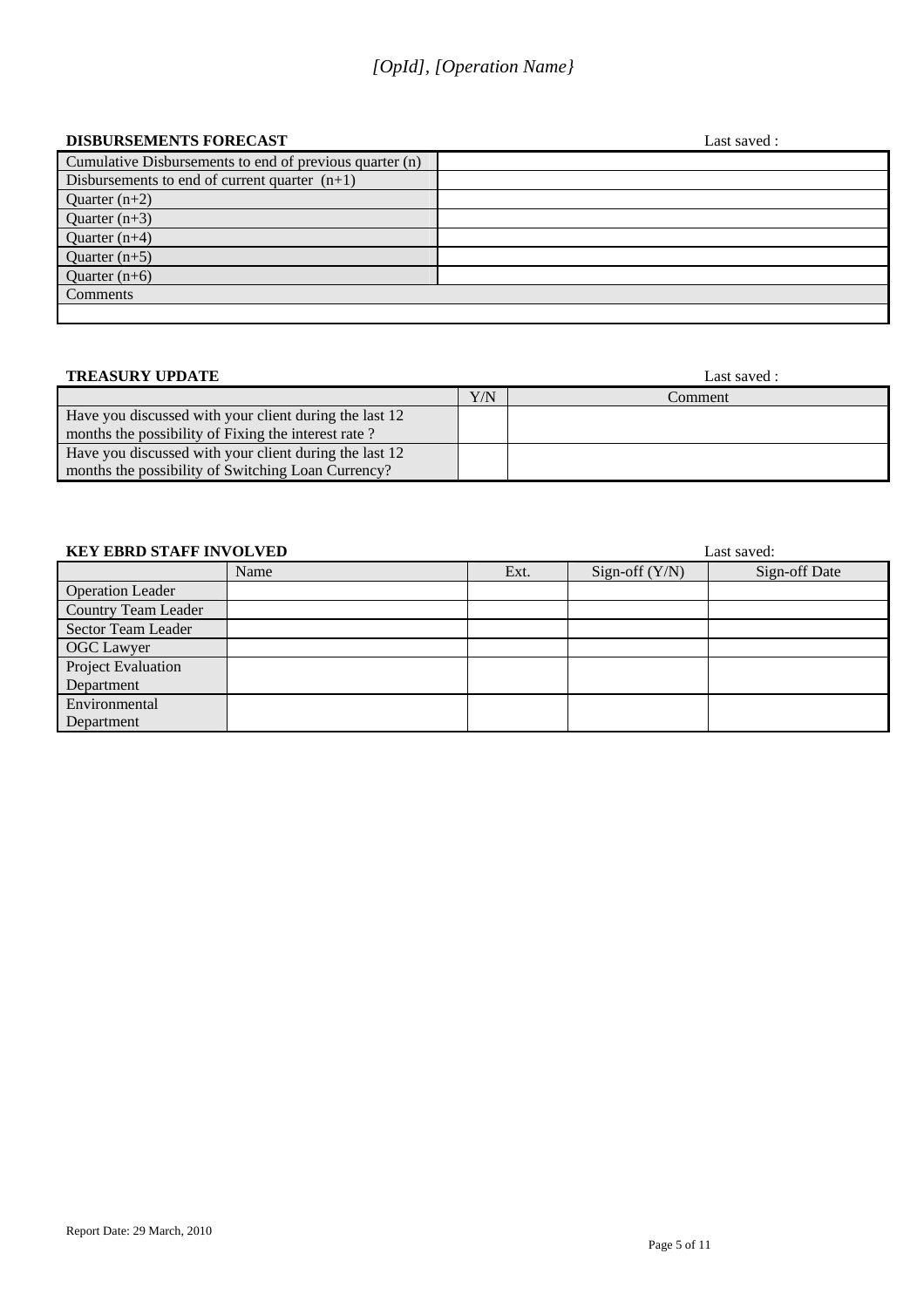*[OpId], [Operation Name}*

**DISBURSEMENTS FORECAST** Last saved :

| | |
|---|---|
| Cumulative Disbursements to end of previous quarter (n) | |
| Disbursements to end of current quarter (n+1) | |
| Quarter (n+2) | |
| Quarter (n+3) | |
| Quarter (n+4) | |
| Quarter (n+5) | |
| Quarter (n+6) | |
| Comments | |
| | |

**TREASURY UPDATE** Last saved :

| | Y/N | Comment |
|---|---|---|
| Have you discussed with your client during the last 12 months the possibility of Fixing the interest rate ? | | |
| Have you discussed with your client during the last 12 months the possibility of Switching Loan Currency? | | |

**KEY EBRD STAFF INVOLVED** Last saved:

| | Name | Ext. | Sign-off (Y/N) | Sign-off Date |
|---|---|---|---|---|
| Operation Leader | | | | |
| Country Team Leader | | | | |
| Sector Team Leader | | | | |
| OGC Lawyer | | | | |
| Project Evaluation Department | | | | |
| Environmental Department | | | | |

Report Date: 29 March, 2010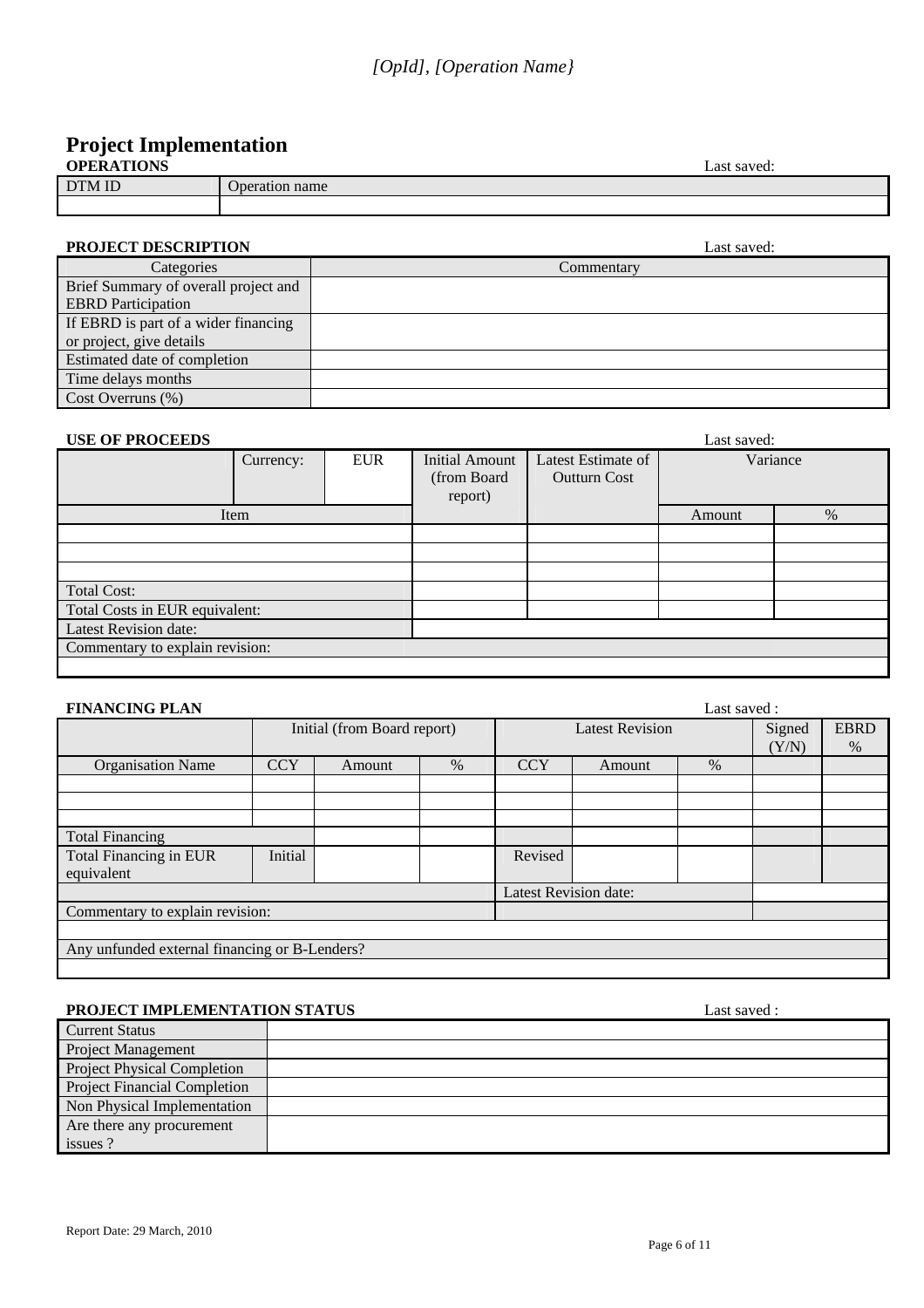*[OpId], [Operation Name}*

# Project Implementation

**OPERATIONS** Last saved:

| DTM ID | Operation name |
|---|---|
| | |

**PROJECT DESCRIPTION** Last saved:

| Categories | Commentary |
|---|---|
| Brief Summary of overall project and EBRD Participation | |
| If EBRD is part of a wider financing or project, give details | |
| Estimated date of completion | |
| Time delays months | |
| Cost Overruns (%) | |

**USE OF PROCEEDS** Last saved:

| | Currency: | EUR | Initial Amount (from Board report) | Latest Estimate of Outturn Cost | Variance | |
|---|---|---|---|---|---|---|
| Item | | | | | Amount | % |
| | | | | | | |
| | | | | | | |
| | | | | | | |
| Total Cost: | | | | | | |
| Total Costs in EUR equivalent: | | | | | | |
| Latest Revision date: | | | | | | |
| Commentary to explain revision: | | | | | | |
| | | | | | | |

**FINANCING PLAN** Last saved :

| | Initial (from Board report) | | | Latest Revision | | | Signed (Y/N) | EBRD % |
|---|---|---|---|---|---|---|---|---|
| Organisation Name | CCY | Amount | % | CCY | Amount | % | | |
| | | | | | | | | |
| | | | | | | | | |
| | | | | | | | | |
| Total Financing | | | | | | | | |
| Total Financing in EUR equivalent | Initial | | | Revised | | | | |
| | | | | Latest Revision date: | | | | |
| Commentary to explain revision: | | | | | | | | |
| | | | | | | | | |
| Any unfunded external financing or B-Lenders? | | | | | | | | |
| | | | | | | | | |

**PROJECT IMPLEMENTATION STATUS** Last saved :

| | |
|---|---|
| Current Status | |
| Project Management | |
| Project Physical Completion | |
| Project Financial Completion | |
| Non Physical Implementation | |
| Are there any procurement issues ? | |

Report Date: 29 March, 2010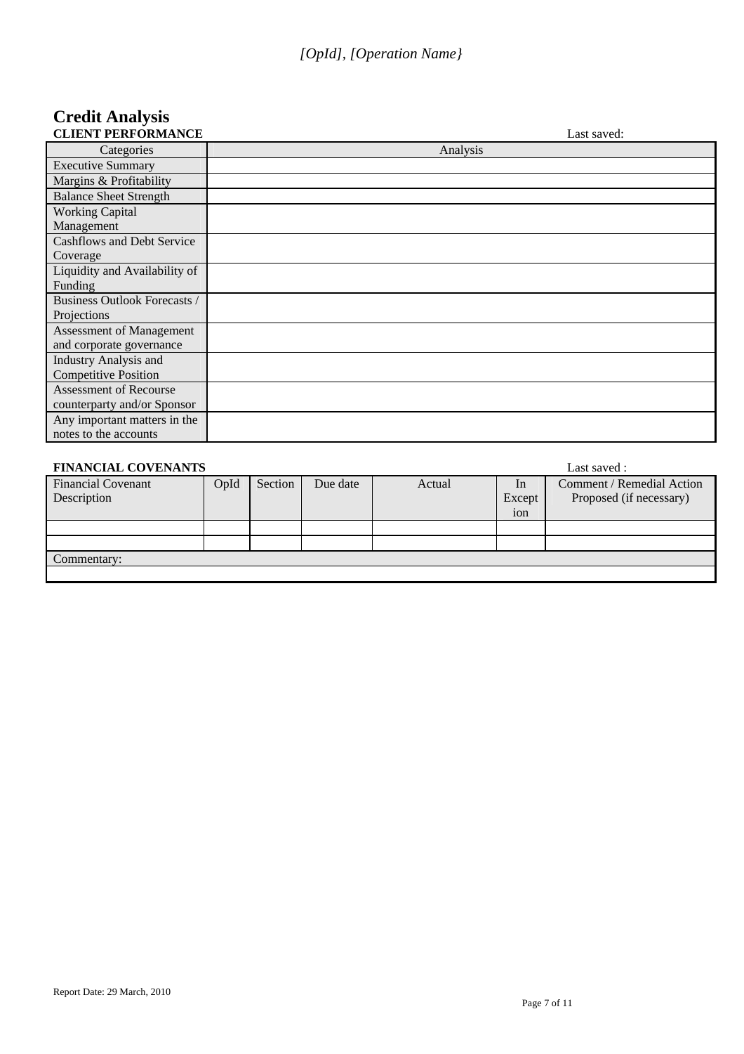*[OpId], [Operation Name}*

# Credit Analysis

**CLIENT PERFORMANCE** Last saved:

| Categories | Analysis |
|---|---|
| Executive Summary | |
| Margins & Profitability | |
| Balance Sheet Strength | |
| Working Capital Management | |
| Cashflows and Debt Service Coverage | |
| Liquidity and Availability of Funding | |
| Business Outlook Forecasts / Projections | |
| Assessment of Management and corporate governance | |
| Industry Analysis and Competitive Position | |
| Assessment of Recourse counterparty and/or Sponsor | |
| Any important matters in the notes to the accounts | |

**FINANCIAL COVENANTS** Last saved :

| Financial Covenant Description | OpId | Section | Due date | Actual | In Exception | Comment / Remedial Action Proposed (if necessary) |
|---|---|---|---|---|---|---|
| | | | | | | |
| | | | | | | |
| Commentary: | | | | | | |
| | | | | | | |

Report Date: 29 March, 2010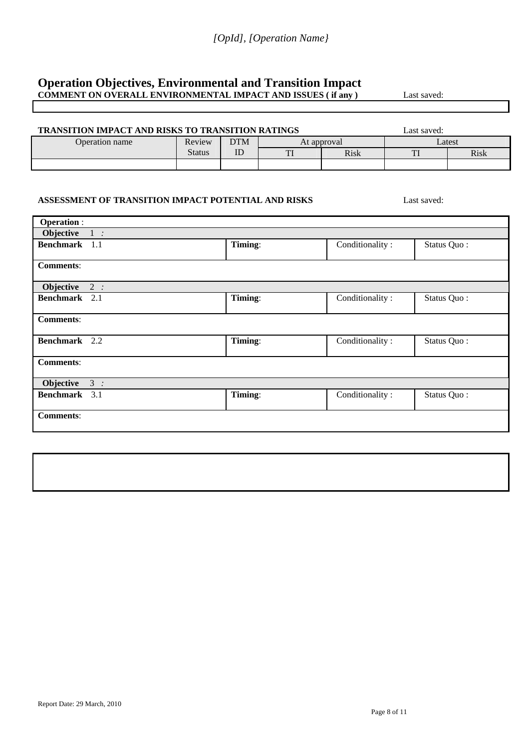*[OpId], [Operation Name}*

## Operation Objectives, Environmental and Transition Impact

**COMMENT ON OVERALL ENVIRONMENTAL IMPACT AND ISSUES ( if any )** Last saved:

**TRANSITION IMPACT AND RISKS TO TRANSITION RATINGS** Last saved:

| Operation name | Review Status | DTM ID | At approval | | Latest | |
|---|---|---|---|---|---|---|
| | | | TI | Risk | TI | Risk |
| | | | | | | |

**ASSESSMENT OF TRANSITION IMPACT POTENTIAL AND RISKS** Last saved:

| **Operation** : | | | |
|---|---|---|---|
| **Objective** 1 *:* | | | |
| **Benchmark** 1.1 | **Timing**: | Conditionality : | Status Quo : |
| **Comments**: | | | |
| **Objective** 2 *:* | | | |
| **Benchmark** 2.1 | **Timing**: | Conditionality : | Status Quo : |
| **Comments**: | | | |
| **Benchmark** 2.2 | **Timing**: | Conditionality : | Status Quo : |
| **Comments**: | | | |
| **Objective** 3 *:* | | | |
| **Benchmark** 3.1 | **Timing**: | Conditionality : | Status Quo : |
| **Comments**: | | | |

Report Date: 29 March, 2010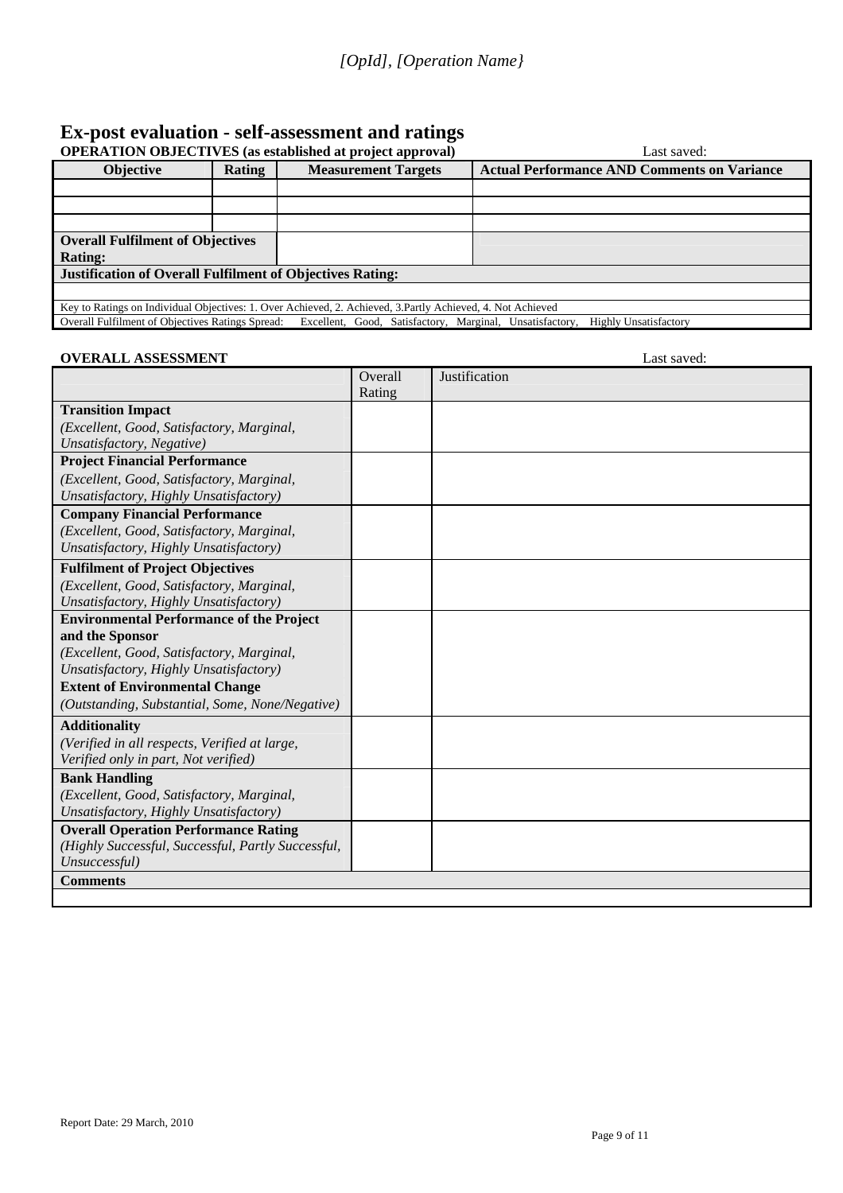*[OpId], [Operation Name}*

# Ex-post evaluation - self-assessment and ratings

**OPERATION OBJECTIVES (as established at project approval)** Last saved:

| Objective | Rating | Measurement Targets | Actual Performance AND Comments on Variance |
|---|---|---|---|
| | | | |
| | | | |
| | | | |
| **Overall Fulfilment of Objectives Rating:** | | | |
| **Justification of Overall Fulfilment of Objectives Rating:** | | | |
| | | | |
| Key to Ratings on Individual Objectives: 1. Over Achieved, 2. Achieved, 3.Partly Achieved, 4. Not Achieved | | | |
| Overall Fulfilment of Objectives Ratings Spread: Excellent, Good, Satisfactory, Marginal, Unsatisfactory, Highly Unsatisfactory | | | |

**OVERALL ASSESSMENT** Last saved:

| | Overall Rating | Justification |
|---|---|---|
| **Transition Impact** *(Excellent, Good, Satisfactory, Marginal, Unsatisfactory, Negative)* | | |
| **Project Financial Performance** *(Excellent, Good, Satisfactory, Marginal, Unsatisfactory, Highly Unsatisfactory)* | | |
| **Company Financial Performance** *(Excellent, Good, Satisfactory, Marginal, Unsatisfactory, Highly Unsatisfactory)* | | |
| **Fulfilment of Project Objectives** *(Excellent, Good, Satisfactory, Marginal, Unsatisfactory, Highly Unsatisfactory)* | | |
| **Environmental Performance of the Project and the Sponsor** *(Excellent, Good, Satisfactory, Marginal, Unsatisfactory, Highly Unsatisfactory)* **Extent of Environmental Change** *(Outstanding, Substantial, Some, None/Negative)* | | |
| **Additionality** *(Verified in all respects, Verified at large, Verified only in part, Not verified)* | | |
| **Bank Handling** *(Excellent, Good, Satisfactory, Marginal, Unsatisfactory, Highly Unsatisfactory)* | | |
| **Overall Operation Performance Rating** *(Highly Successful, Successful, Partly Successful, Unsuccessful)* | | |
| **Comments** | | |
| | | |

Report Date: 29 March, 2010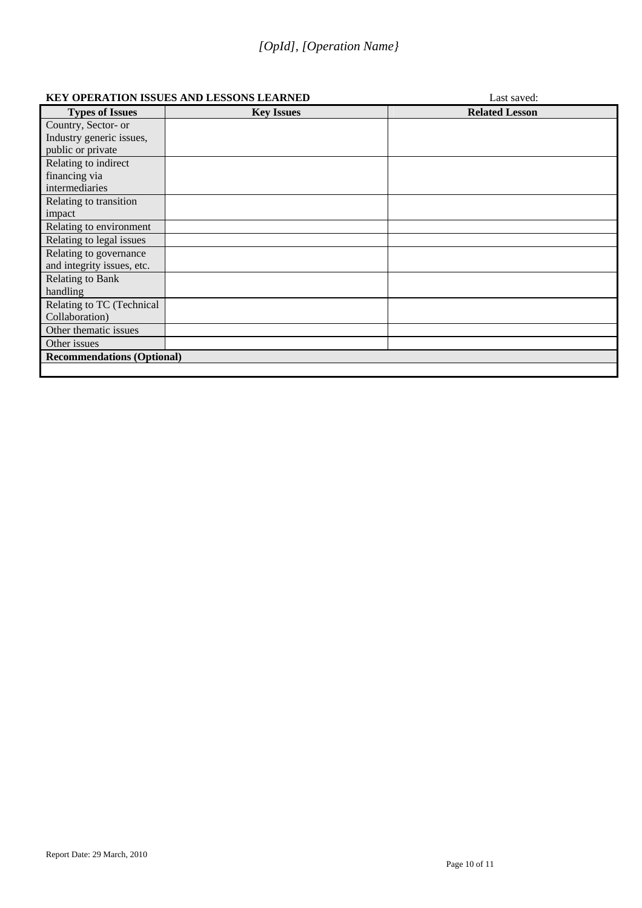*[OpId], [Operation Name}*

**KEY OPERATION ISSUES AND LESSONS LEARNED** Last saved:

| Types of Issues | Key Issues | Related Lesson |
|---|---|---|
| Country, Sector- or Industry generic issues, public or private | | |
| Relating to indirect financing via intermediaries | | |
| Relating to transition impact | | |
| Relating to environment | | |
| Relating to legal issues | | |
| Relating to governance and integrity issues, etc. | | |
| Relating to Bank handling | | |
| Relating to TC (Technical Collaboration) | | |
| Other thematic issues | | |
| Other issues | | |
| **Recommendations (Optional)** | | |
| | | |

Report Date: 29 March, 2010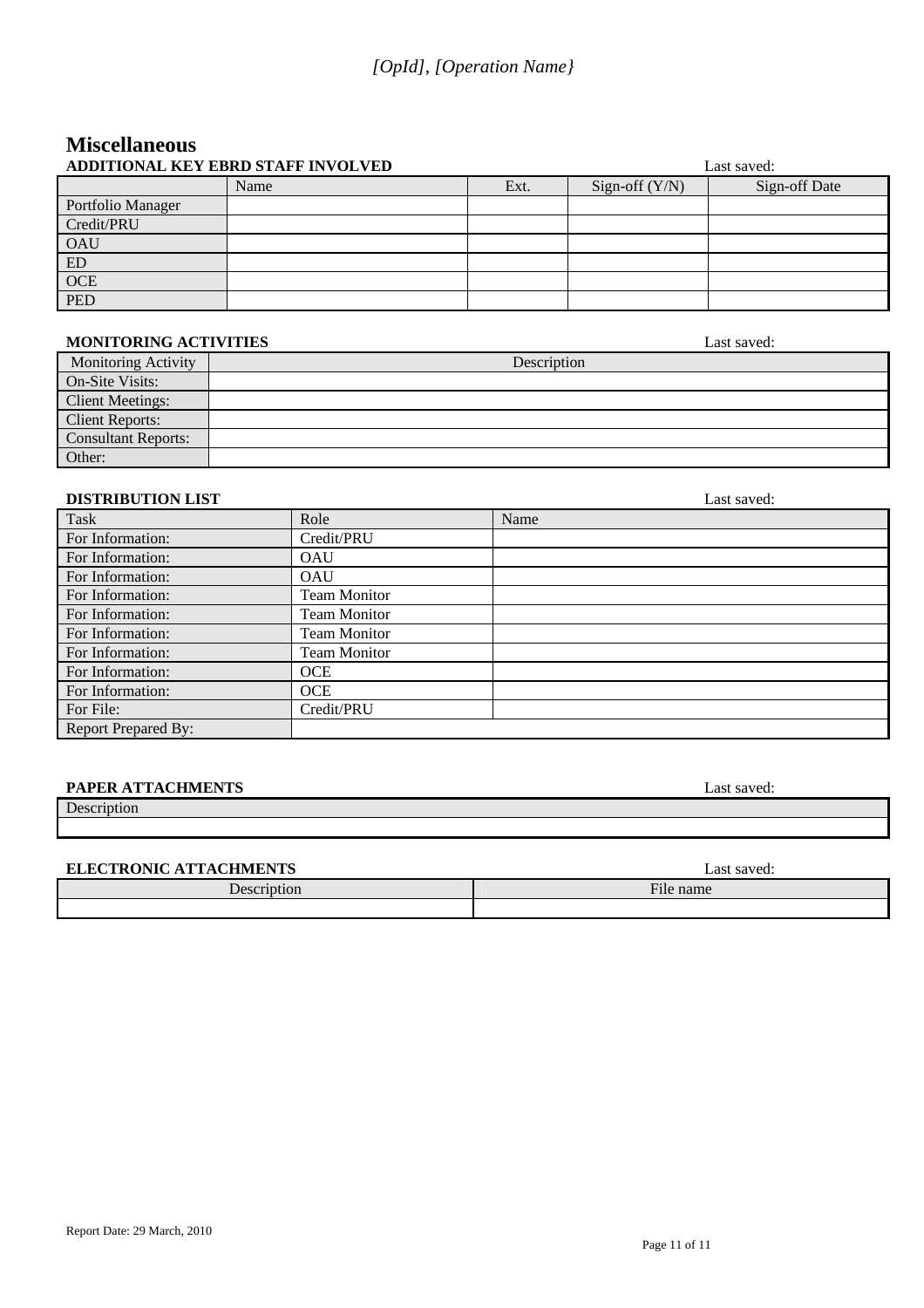# Miscellaneous

**ADDITIONAL KEY EBRD STAFF INVOLVED** Last saved:

| | Name | Ext. | Sign-off (Y/N) | Sign-off Date |
|---|---|---|---|---|
| Portfolio Manager | | | | |
| Credit/PRU | | | | |
| OAU | | | | |
| ED | | | | |
| OCE | | | | |
| PED | | | | |

**MONITORING ACTIVITIES** Last saved:

| Monitoring Activity | Description |
|---|---|
| On-Site Visits: | |
| Client Meetings: | |
| Client Reports: | |
| Consultant Reports: | |
| Other: | |

**DISTRIBUTION LIST** Last saved:

| Task | Role | Name |
|---|---|---|
| For Information: | Credit/PRU | |
| For Information: | OAU | |
| For Information: | OAU | |
| For Information: | Team Monitor | |
| For Information: | Team Monitor | |
| For Information: | Team Monitor | |
| For Information: | Team Monitor | |
| For Information: | OCE | |
| For Information: | OCE | |
| For File: | Credit/PRU | |
| Report Prepared By: | | |

**PAPER ATTACHMENTS** Last saved:

| Description |
|---|
| |

**ELECTRONIC ATTACHMENTS** Last saved:

| Description | File name |
|---|---|
| | |

Report Date: 29 March, 2010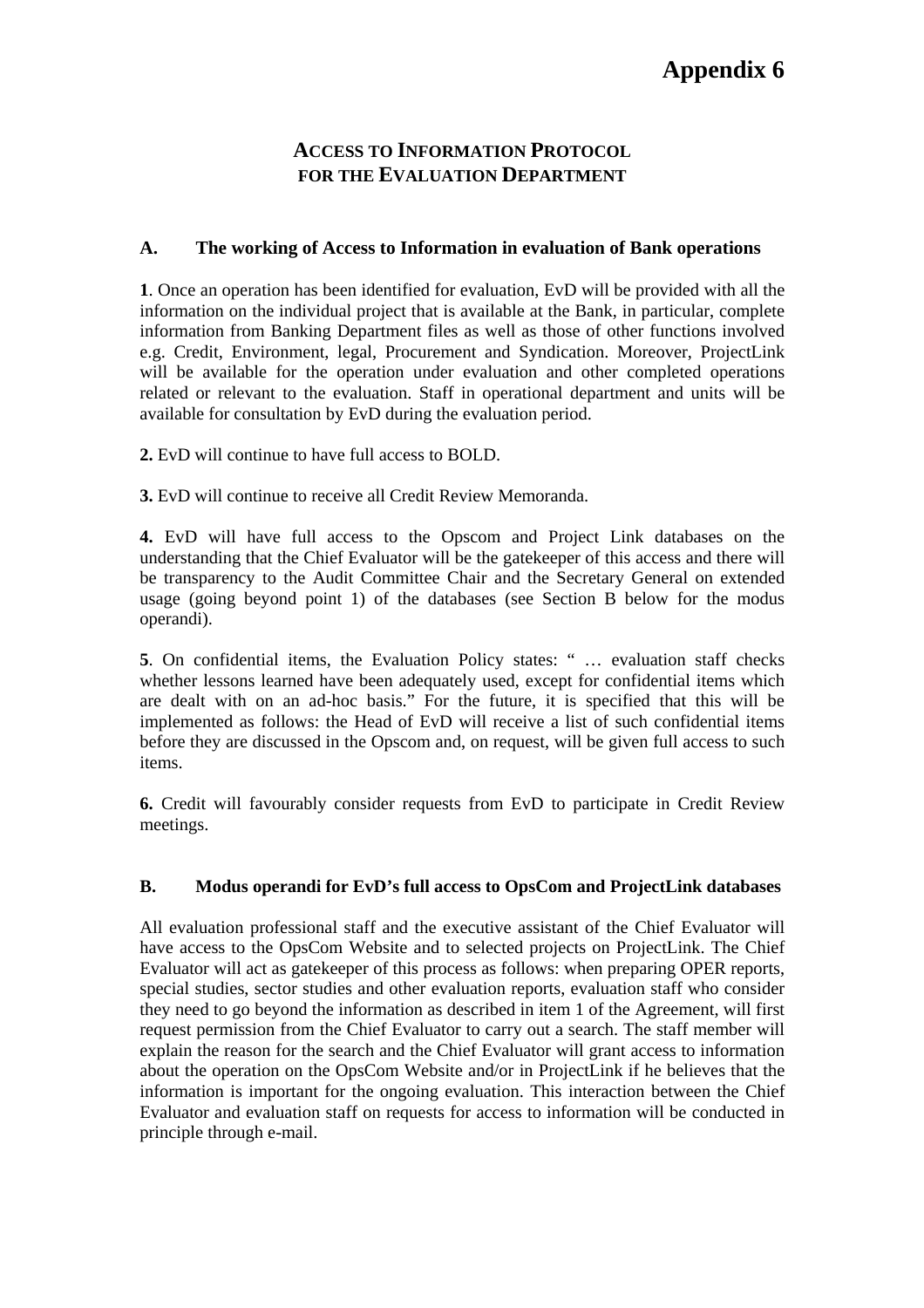# Appendix 6

## ACCESS TO INFORMATION PROTOCOL FOR THE EVALUATION DEPARTMENT

### A. The working of Access to Information in evaluation of Bank operations

**1**. Once an operation has been identified for evaluation, EvD will be provided with all the information on the individual project that is available at the Bank, in particular, complete information from Banking Department files as well as those of other functions involved e.g. Credit, Environment, legal, Procurement and Syndication. Moreover, ProjectLink will be available for the operation under evaluation and other completed operations related or relevant to the evaluation. Staff in operational department and units will be available for consultation by EvD during the evaluation period.

**2.** EvD will continue to have full access to BOLD.

**3.** EvD will continue to receive all Credit Review Memoranda.

**4.** EvD will have full access to the Opscom and Project Link databases on the understanding that the Chief Evaluator will be the gatekeeper of this access and there will be transparency to the Audit Committee Chair and the Secretary General on extended usage (going beyond point 1) of the databases (see Section B below for the modus operandi).

**5**. On confidential items, the Evaluation Policy states: " … evaluation staff checks whether lessons learned have been adequately used, except for confidential items which are dealt with on an ad-hoc basis." For the future, it is specified that this will be implemented as follows: the Head of EvD will receive a list of such confidential items before they are discussed in the Opscom and, on request, will be given full access to such items.

**6.** Credit will favourably consider requests from EvD to participate in Credit Review meetings.

### B. Modus operandi for EvD's full access to OpsCom and ProjectLink databases

All evaluation professional staff and the executive assistant of the Chief Evaluator will have access to the OpsCom Website and to selected projects on ProjectLink. The Chief Evaluator will act as gatekeeper of this process as follows: when preparing OPER reports, special studies, sector studies and other evaluation reports, evaluation staff who consider they need to go beyond the information as described in item 1 of the Agreement, will first request permission from the Chief Evaluator to carry out a search. The staff member will explain the reason for the search and the Chief Evaluator will grant access to information about the operation on the OpsCom Website and/or in ProjectLink if he believes that the information is important for the ongoing evaluation. This interaction between the Chief Evaluator and evaluation staff on requests for access to information will be conducted in principle through e-mail.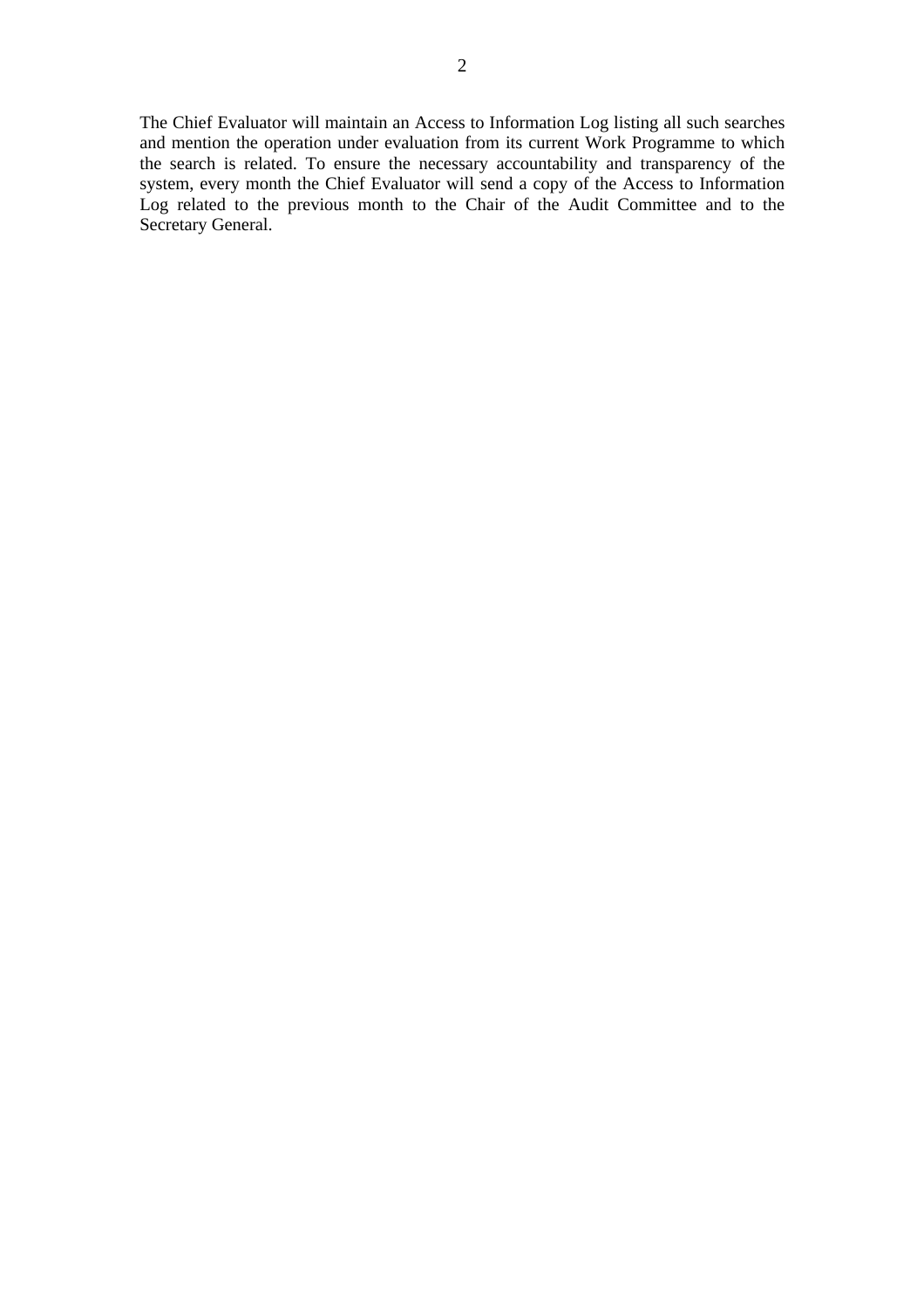The Chief Evaluator will maintain an Access to Information Log listing all such searches and mention the operation under evaluation from its current Work Programme to which the search is related. To ensure the necessary accountability and transparency of the system, every month the Chief Evaluator will send a copy of the Access to Information Log related to the previous month to the Chair of the Audit Committee and to the Secretary General.